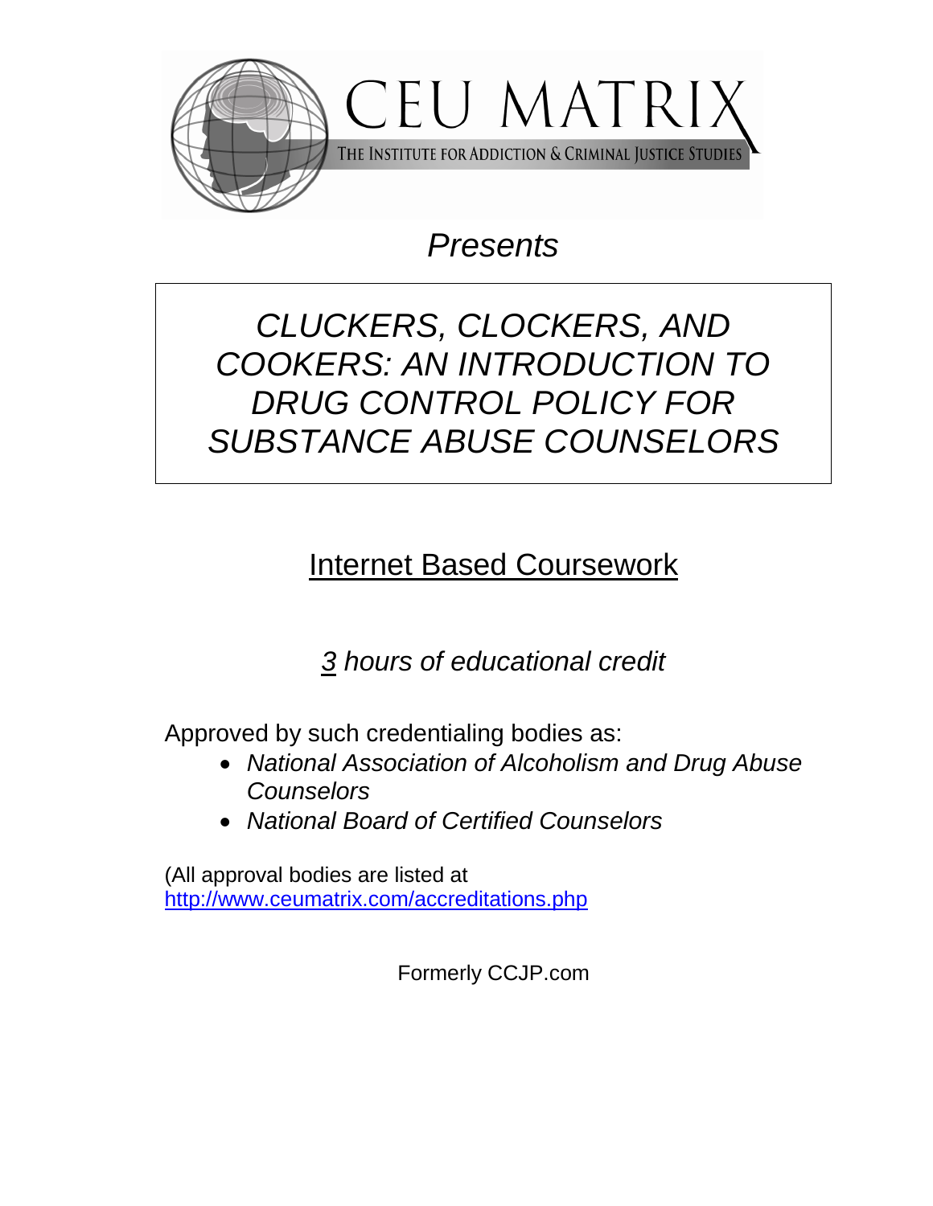CEU MATRIX

THE INSTITUTE FOR ADDICTION & CRIMINAL JUSTICE STUDIES

*Presents*

# *CLUCKERS, CLOCKERS, AND COOKERS: AN INTRODUCTION TO DRUG CONTROL POLICY FOR SUBSTANCE ABUSE COUNSELORS*

Internet Based Coursework

*3 hours of educational credit*

Approved by such credentialing bodies as:

- *National Association of Alcoholism and Drug Abuse Counselors*
- *National Board of Certified Counselors*

(All approval bodies are listed at [http://www.ceumatrix.com/accreditations.php](http://www.ceumatrix.com/accreditations.php)

Formerly CCJP.com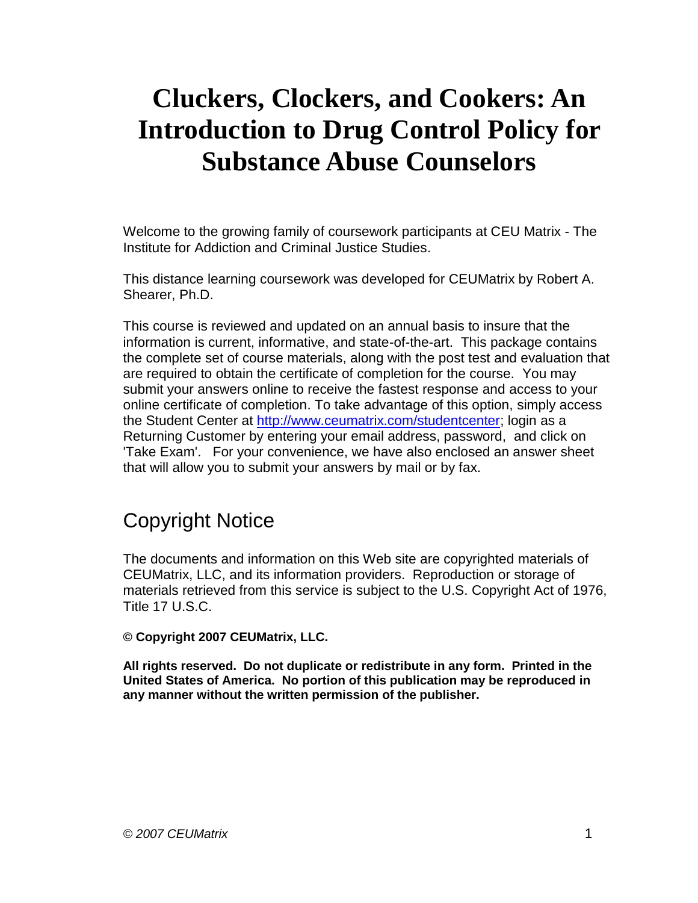# Cluckers, Clockers, and Cookers: An Introduction to Drug Control Policy for Substance Abuse Counselors

Welcome to the growing family of coursework participants at CEU Matrix - The Institute for Addiction and Criminal Justice Studies.

This distance learning coursework was developed for CEUMatrix by Robert A. Shearer, Ph.D.

This course is reviewed and updated on an annual basis to insure that the information is current, informative, and state-of-the-art. This package contains the complete set of course materials, along with the post test and evaluation that are required to obtain the certificate of completion for the course. You may submit your answers online to receive the fastest response and access to your online certificate of completion. To take advantage of this option, simply access the Student Center at [http://www.ceumatrix.com/studentcenter](http://www.ceumatrix.com/studentcenter); login as a Returning Customer by entering your email address, password, and click on 'Take Exam'. For your convenience, we have also enclosed an answer sheet that will allow you to submit your answers by mail or by fax.

## Copyright Notice

The documents and information on this Web site are copyrighted materials of CEUMatrix, LLC, and its information providers. Reproduction or storage of materials retrieved from this service is subject to the U.S. Copyright Act of 1976, Title 17 U.S.C.

**© Copyright 2007 CEUMatrix, LLC.**

**All rights reserved. Do not duplicate or redistribute in any form. Printed in the United States of America. No portion of this publication may be reproduced in any manner without the written permission of the publisher.**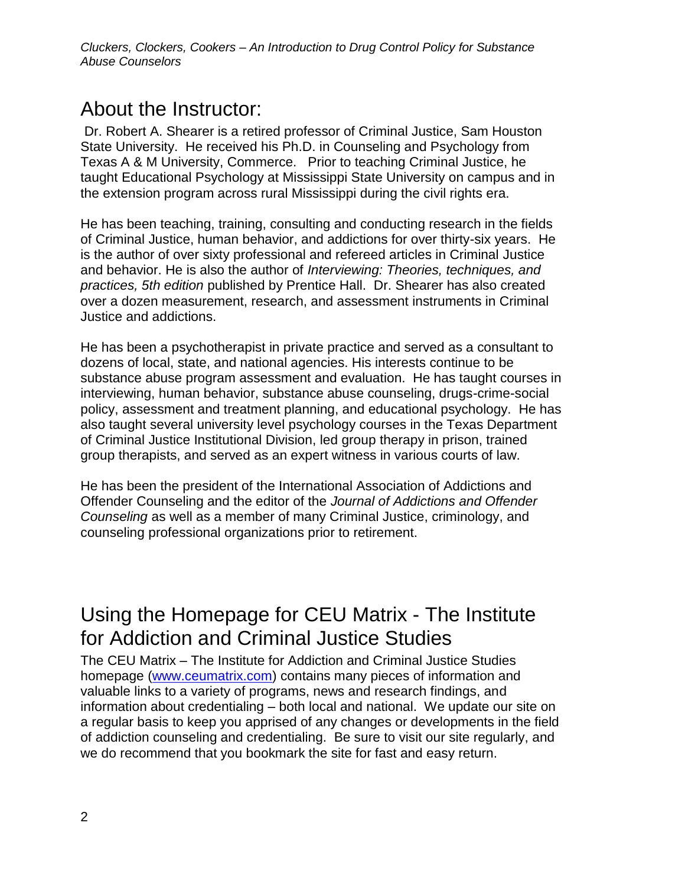## About the Instructor:

Dr. Robert A. Shearer is a retired professor of Criminal Justice, Sam Houston State University. He received his Ph.D. in Counseling and Psychology from Texas A & M University, Commerce. Prior to teaching Criminal Justice, he taught Educational Psychology at Mississippi State University on campus and in the extension program across rural Mississippi during the civil rights era.

He has been teaching, training, consulting and conducting research in the fields of Criminal Justice, human behavior, and addictions for over thirty-six years. He is the author of over sixty professional and refereed articles in Criminal Justice and behavior. He is also the author of *Interviewing: Theories, techniques, and practices, 5th edition* published by Prentice Hall. Dr. Shearer has also created over a dozen measurement, research, and assessment instruments in Criminal Justice and addictions.

He has been a psychotherapist in private practice and served as a consultant to dozens of local, state, and national agencies. His interests continue to be substance abuse program assessment and evaluation. He has taught courses in interviewing, human behavior, substance abuse counseling, drugs-crime-social policy, assessment and treatment planning, and educational psychology. He has also taught several university level psychology courses in the Texas Department of Criminal Justice Institutional Division, led group therapy in prison, trained group therapists, and served as an expert witness in various courts of law.

He has been the president of the International Association of Addictions and Offender Counseling and the editor of the *Journal of Addictions and Offender Counseling* as well as a member of many Criminal Justice, criminology, and counseling professional organizations prior to retirement.

## Using the Homepage for CEU Matrix - The Institute for Addiction and Criminal Justice Studies

The CEU Matrix – The Institute for Addiction and Criminal Justice Studies homepage ([www.ceumatrix.com](www.ceumatrix.com)) contains many pieces of information and valuable links to a variety of programs, news and research findings, and information about credentialing – both local and national. We update our site on a regular basis to keep you apprised of any changes or developments in the field of addiction counseling and credentialing. Be sure to visit our site regularly, and we do recommend that you bookmark the site for fast and easy return.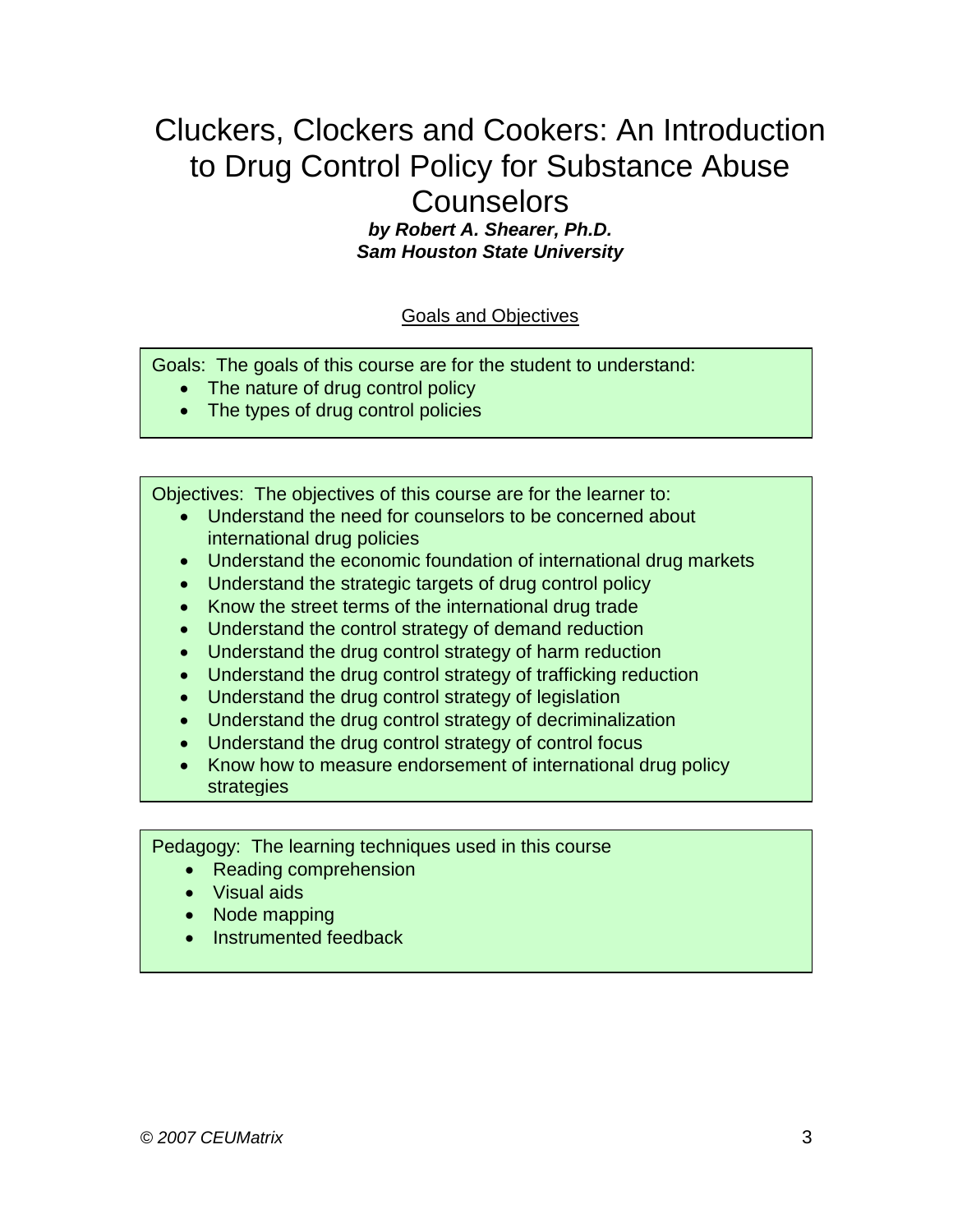# Cluckers, Clockers and Cookers: An Introduction to Drug Control Policy for Substance Abuse Counselors

***by Robert A. Shearer, Ph.D.***
***Sam Houston State University***

## Goals and Objectives

Goals: The goals of this course are for the student to understand:

- The nature of drug control policy
- The types of drug control policies

Objectives: The objectives of this course are for the learner to:

- Understand the need for counselors to be concerned about international drug policies
- Understand the economic foundation of international drug markets
- Understand the strategic targets of drug control policy
- Know the street terms of the international drug trade
- Understand the control strategy of demand reduction
- Understand the drug control strategy of harm reduction
- Understand the drug control strategy of trafficking reduction
- Understand the drug control strategy of legislation
- Understand the drug control strategy of decriminalization
- Understand the drug control strategy of control focus
- Know how to measure endorsement of international drug policy strategies

Pedagogy: The learning techniques used in this course

- Reading comprehension
- Visual aids
- Node mapping
- Instrumented feedback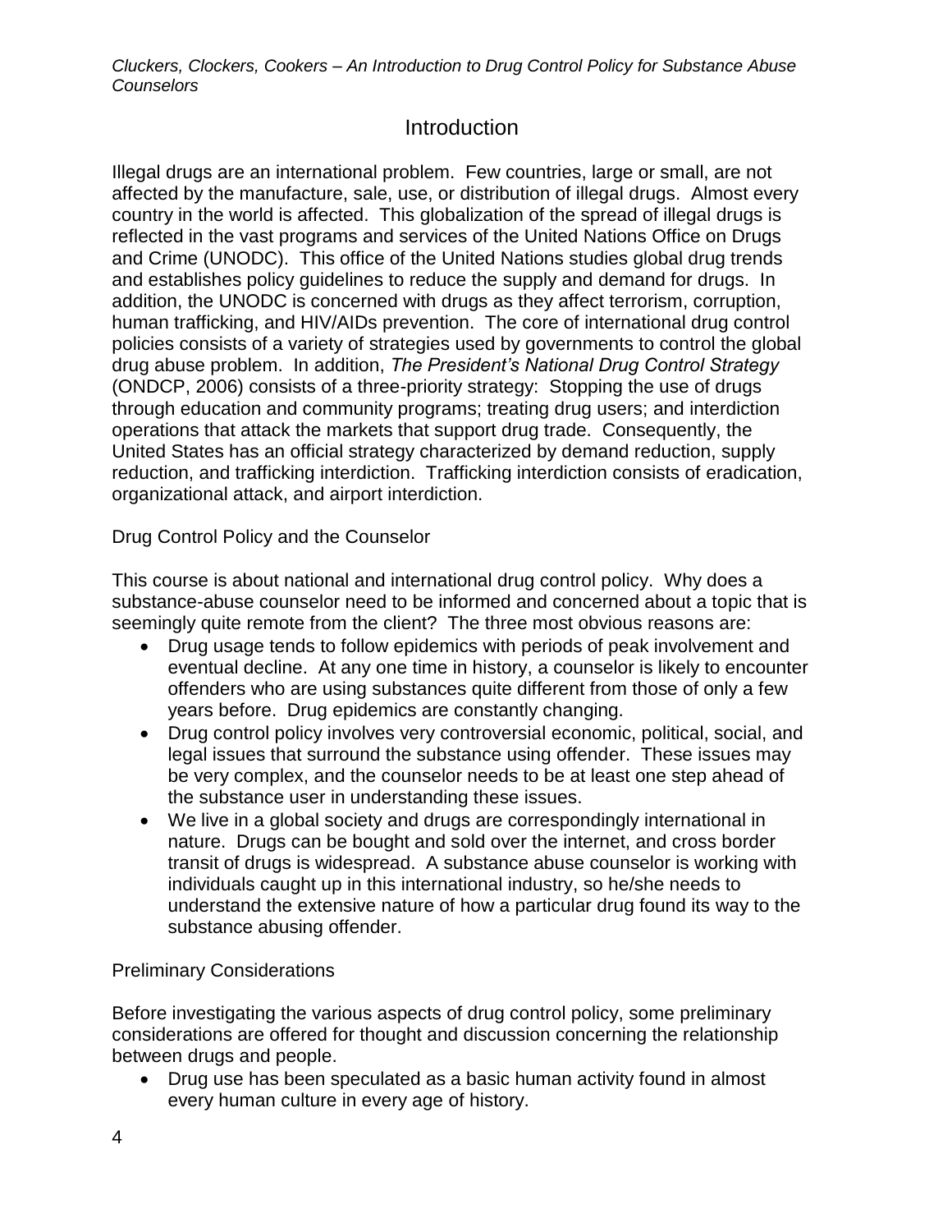# Introduction

Illegal drugs are an international problem. Few countries, large or small, are not affected by the manufacture, sale, use, or distribution of illegal drugs. Almost every country in the world is affected. This globalization of the spread of illegal drugs is reflected in the vast programs and services of the United Nations Office on Drugs and Crime (UNODC). This office of the United Nations studies global drug trends and establishes policy guidelines to reduce the supply and demand for drugs. In addition, the UNODC is concerned with drugs as they affect terrorism, corruption, human trafficking, and HIV/AIDs prevention. The core of international drug control policies consists of a variety of strategies used by governments to control the global drug abuse problem. In addition, *The President's National Drug Control Strategy* (ONDCP, 2006) consists of a three-priority strategy: Stopping the use of drugs through education and community programs; treating drug users; and interdiction operations that attack the markets that support drug trade. Consequently, the United States has an official strategy characterized by demand reduction, supply reduction, and trafficking interdiction. Trafficking interdiction consists of eradication, organizational attack, and airport interdiction.

## Drug Control Policy and the Counselor

This course is about national and international drug control policy. Why does a substance-abuse counselor need to be informed and concerned about a topic that is seemingly quite remote from the client? The three most obvious reasons are:

- Drug usage tends to follow epidemics with periods of peak involvement and eventual decline. At any one time in history, a counselor is likely to encounter offenders who are using substances quite different from those of only a few years before. Drug epidemics are constantly changing.
- Drug control policy involves very controversial economic, political, social, and legal issues that surround the substance using offender. These issues may be very complex, and the counselor needs to be at least one step ahead of the substance user in understanding these issues.
- We live in a global society and drugs are correspondingly international in nature. Drugs can be bought and sold over the internet, and cross border transit of drugs is widespread. A substance abuse counselor is working with individuals caught up in this international industry, so he/she needs to understand the extensive nature of how a particular drug found its way to the substance abusing offender.

## Preliminary Considerations

Before investigating the various aspects of drug control policy, some preliminary considerations are offered for thought and discussion concerning the relationship between drugs and people.

- Drug use has been speculated as a basic human activity found in almost every human culture in every age of history.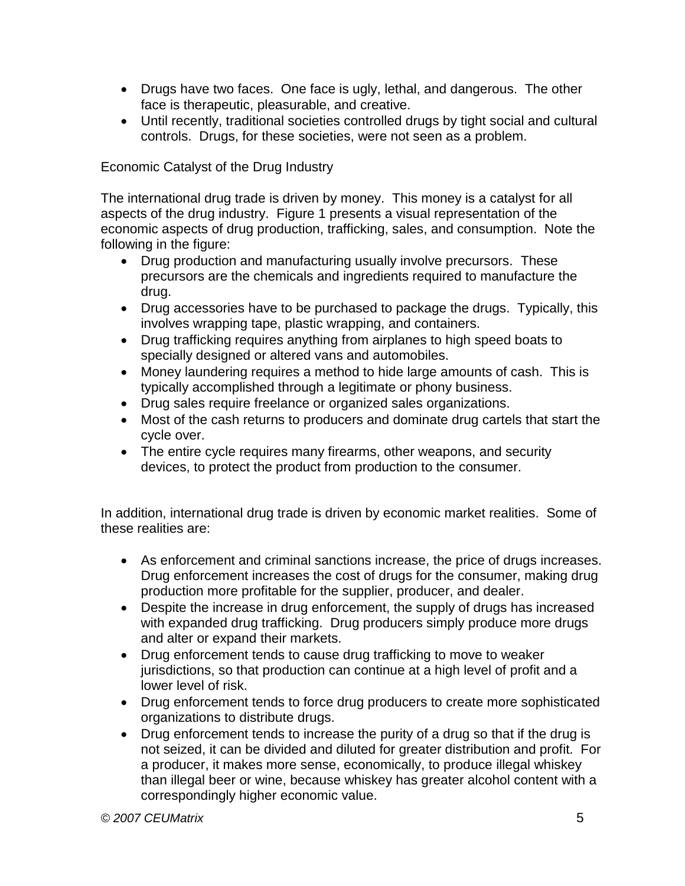- Drugs have two faces. One face is ugly, lethal, and dangerous. The other face is therapeutic, pleasurable, and creative.
- Until recently, traditional societies controlled drugs by tight social and cultural controls. Drugs, for these societies, were not seen as a problem.

Economic Catalyst of the Drug Industry

The international drug trade is driven by money. This money is a catalyst for all aspects of the drug industry. Figure 1 presents a visual representation of the economic aspects of drug production, trafficking, sales, and consumption. Note the following in the figure:

- Drug production and manufacturing usually involve precursors. These precursors are the chemicals and ingredients required to manufacture the drug.
- Drug accessories have to be purchased to package the drugs. Typically, this involves wrapping tape, plastic wrapping, and containers.
- Drug trafficking requires anything from airplanes to high speed boats to specially designed or altered vans and automobiles.
- Money laundering requires a method to hide large amounts of cash. This is typically accomplished through a legitimate or phony business.
- Drug sales require freelance or organized sales organizations.
- Most of the cash returns to producers and dominate drug cartels that start the cycle over.
- The entire cycle requires many firearms, other weapons, and security devices, to protect the product from production to the consumer.

In addition, international drug trade is driven by economic market realities. Some of these realities are:

- As enforcement and criminal sanctions increase, the price of drugs increases. Drug enforcement increases the cost of drugs for the consumer, making drug production more profitable for the supplier, producer, and dealer.
- Despite the increase in drug enforcement, the supply of drugs has increased with expanded drug trafficking. Drug producers simply produce more drugs and alter or expand their markets.
- Drug enforcement tends to cause drug trafficking to move to weaker jurisdictions, so that production can continue at a high level of profit and a lower level of risk.
- Drug enforcement tends to force drug producers to create more sophisticated organizations to distribute drugs.
- Drug enforcement tends to increase the purity of a drug so that if the drug is not seized, it can be divided and diluted for greater distribution and profit. For a producer, it makes more sense, economically, to produce illegal whiskey than illegal beer or wine, because whiskey has greater alcohol content with a correspondingly higher economic value.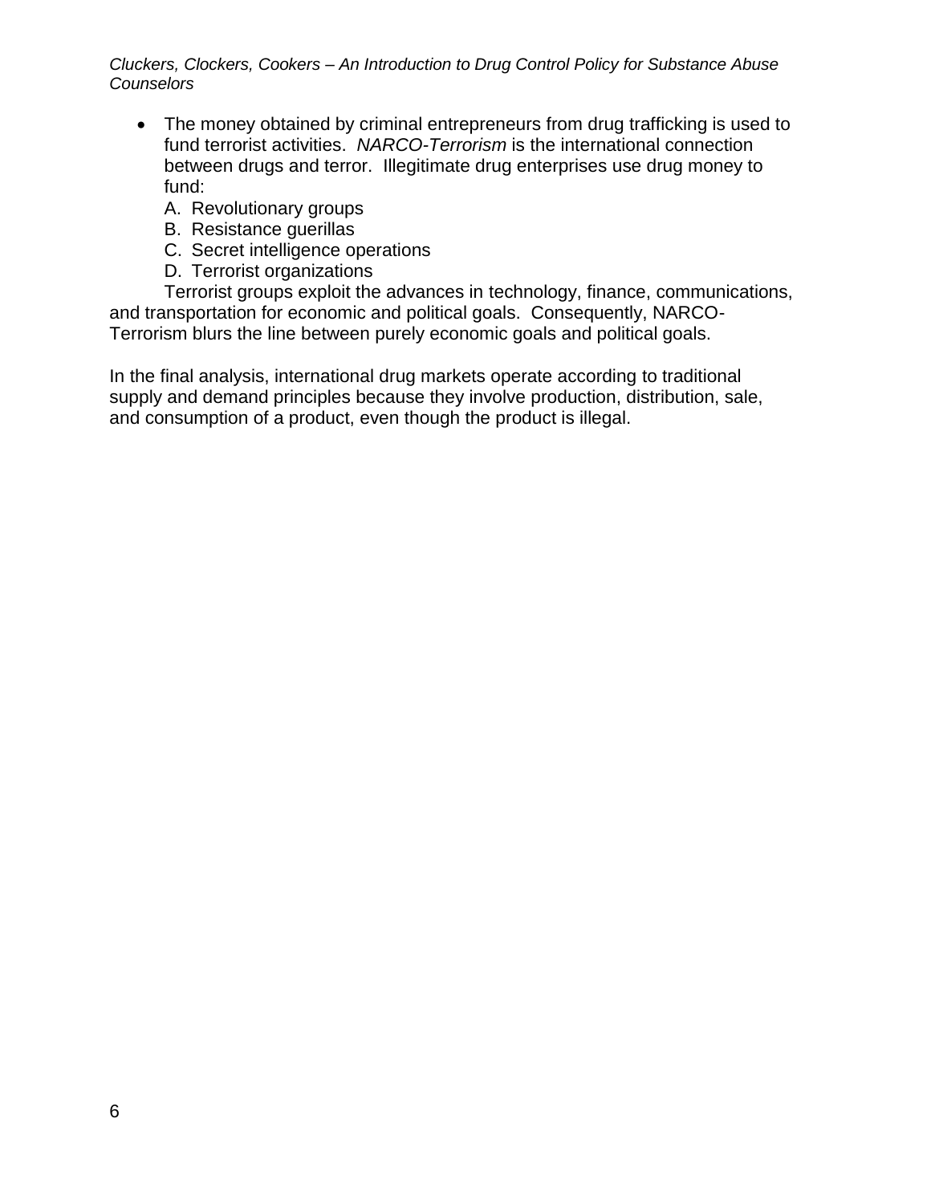- The money obtained by criminal entrepreneurs from drug trafficking is used to fund terrorist activities. *NARCO-Terrorism* is the international connection between drugs and terror. Illegitimate drug enterprises use drug money to fund:

  A. Revolutionary groups
  B. Resistance guerillas
  C. Secret intelligence operations
  D. Terrorist organizations

  Terrorist groups exploit the advances in technology, finance, communications, and transportation for economic and political goals. Consequently, NARCO-Terrorism blurs the line between purely economic goals and political goals.

In the final analysis, international drug markets operate according to traditional supply and demand principles because they involve production, distribution, sale, and consumption of a product, even though the product is illegal.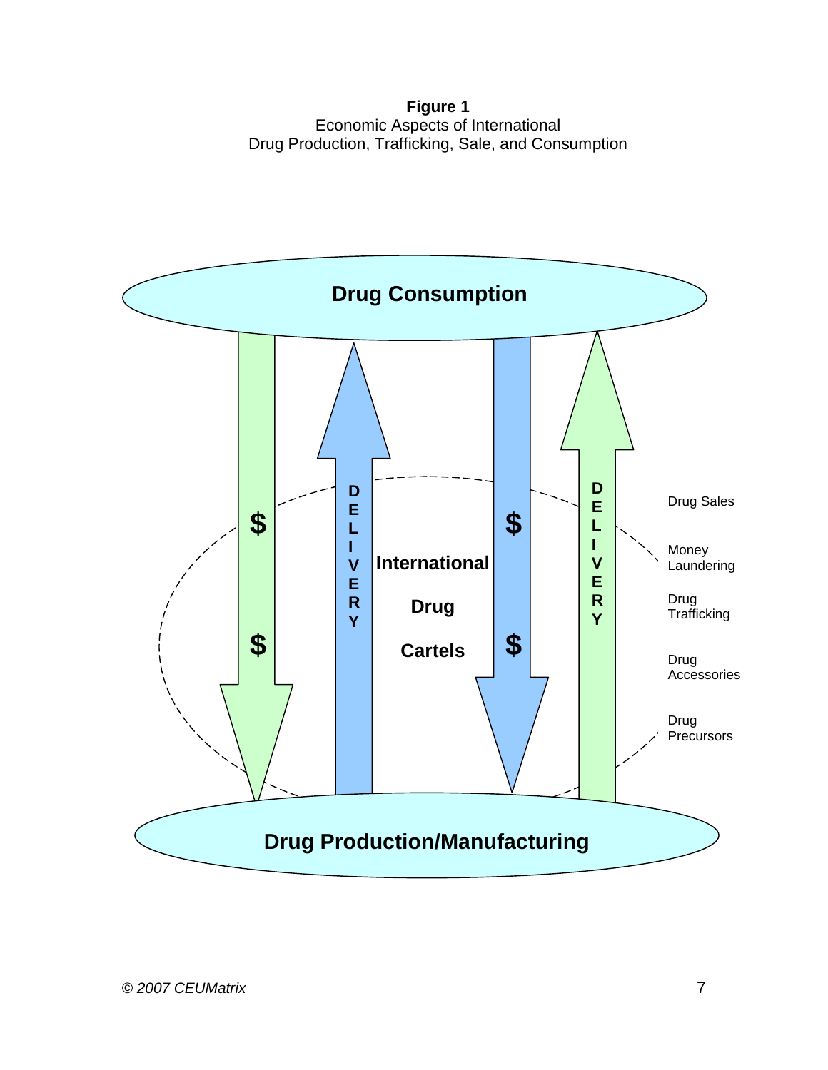**Figure 1**
Economic Aspects of International
Drug Production, Trafficking, Sale, and Consumption

Drug Consumption

$ $

DELIVERY

International Drug Cartels

$ $

DELIVERY

Drug Sales

Money Laundering

Drug Trafficking

Drug Accessories

Drug Precursors

Drug Production/Manufacturing

*© 2007 CEUMatrix*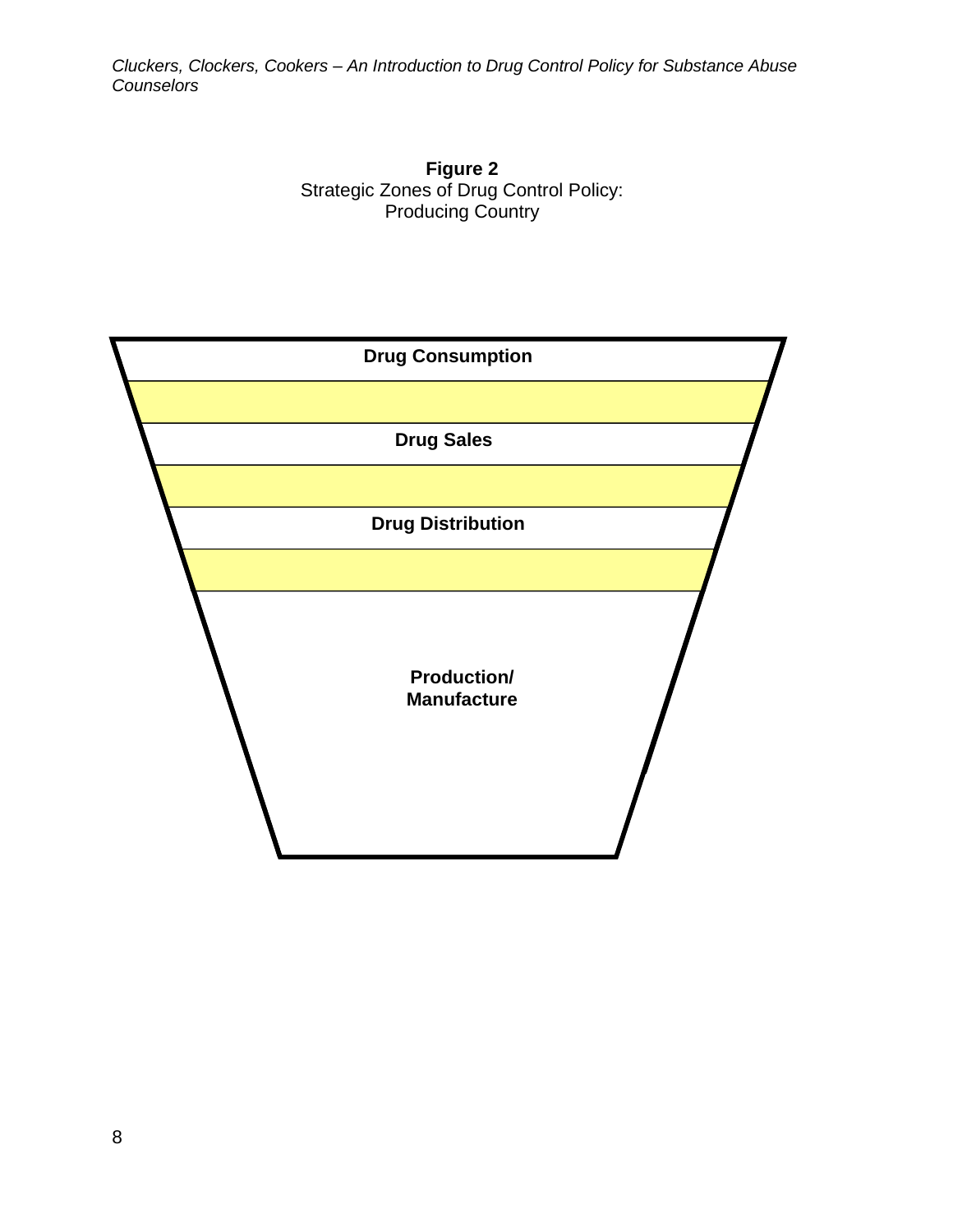**Figure 2**
Strategic Zones of Drug Control Policy:
Producing Country

**Drug Consumption**

**Drug Sales**

**Drug Distribution**

**Production/
Manufacture**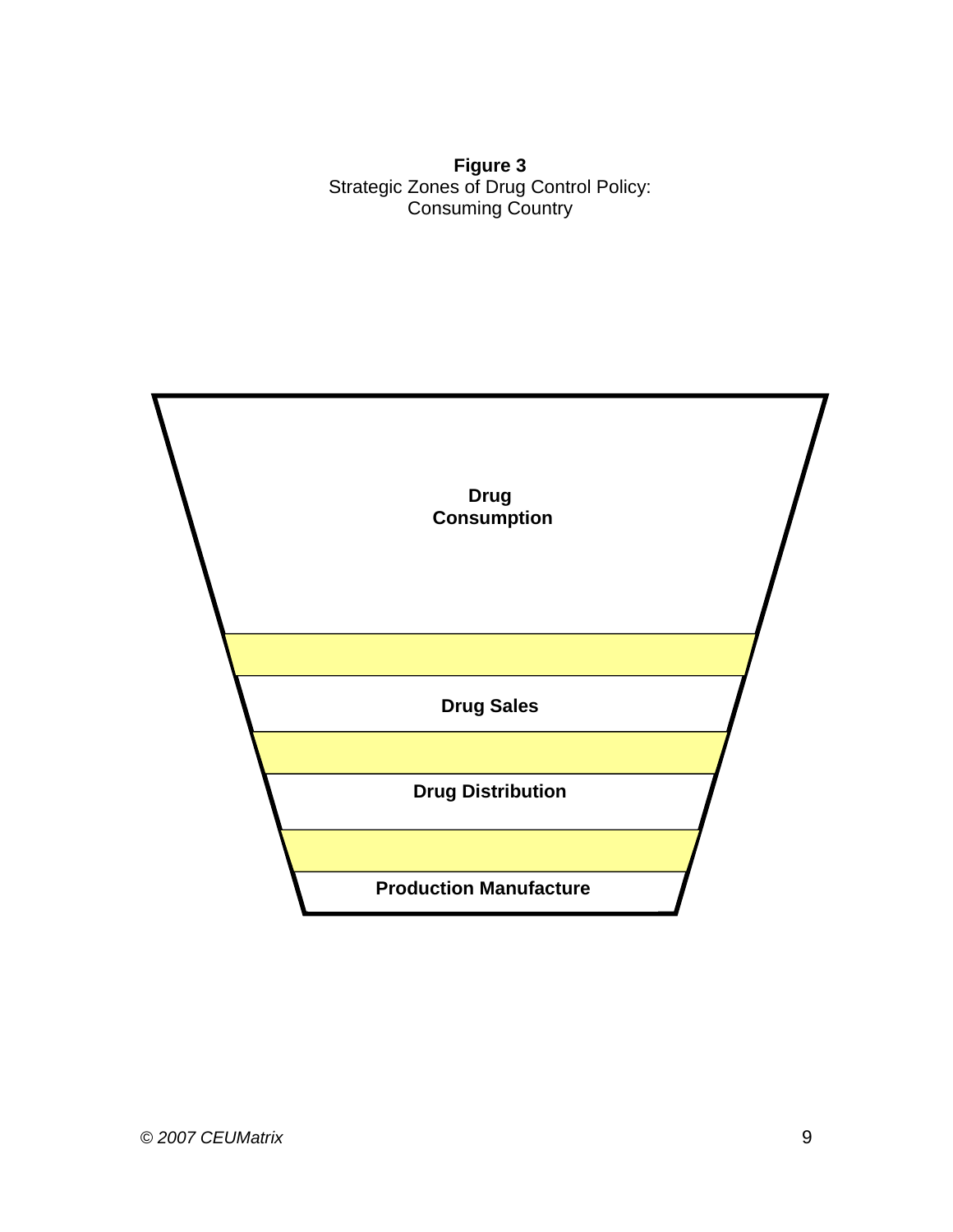**Figure 3**
Strategic Zones of Drug Control Policy:
Consuming Country

**Drug Consumption**

**Drug Sales**

**Drug Distribution**

**Production Manufacture**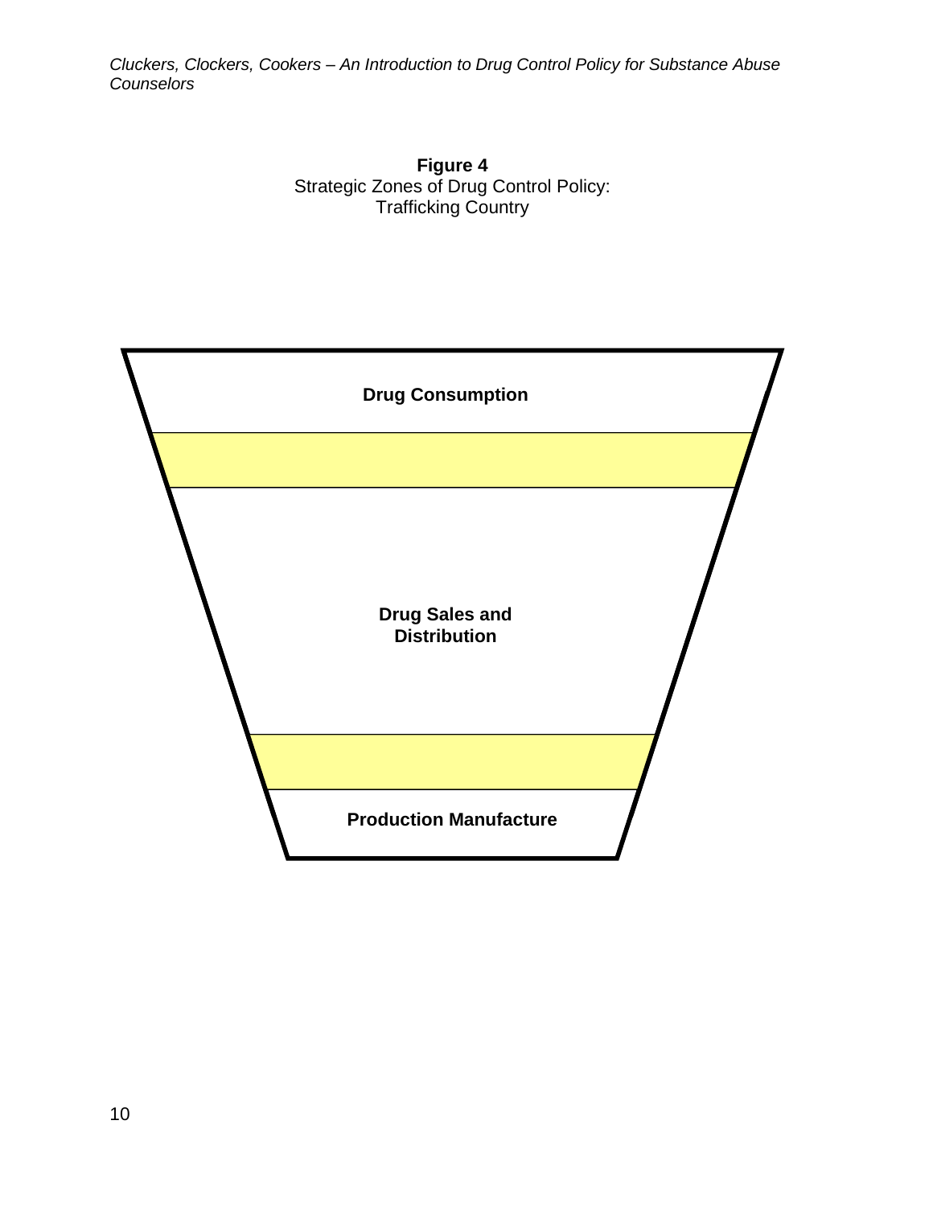**Figure 4**
Strategic Zones of Drug Control Policy:
Trafficking Country

**Drug Consumption**

**Drug Sales and Distribution**

**Production Manufacture**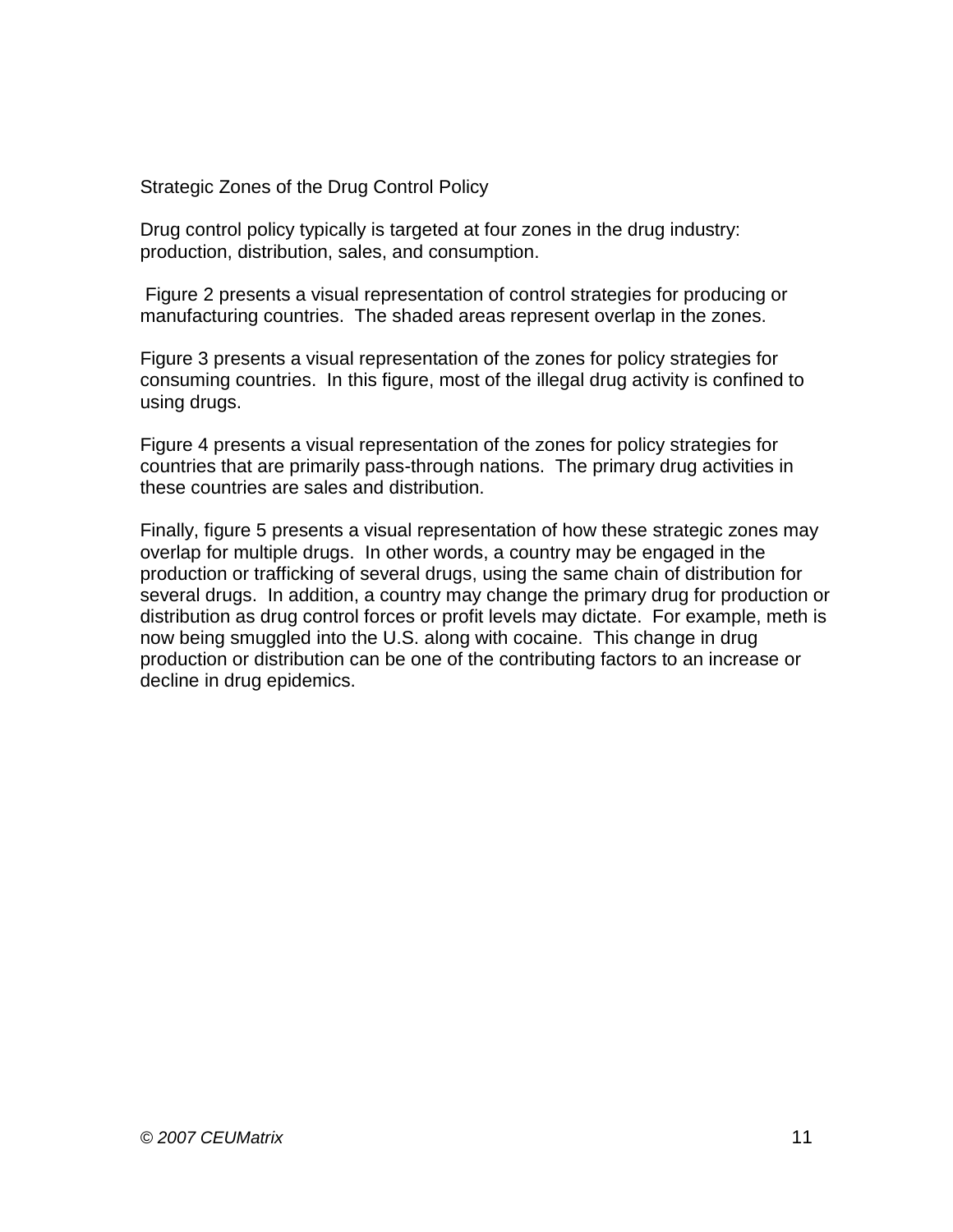## Strategic Zones of the Drug Control Policy

Drug control policy typically is targeted at four zones in the drug industry: production, distribution, sales, and consumption.

Figure 2 presents a visual representation of control strategies for producing or manufacturing countries. The shaded areas represent overlap in the zones.

Figure 3 presents a visual representation of the zones for policy strategies for consuming countries. In this figure, most of the illegal drug activity is confined to using drugs.

Figure 4 presents a visual representation of the zones for policy strategies for countries that are primarily pass-through nations. The primary drug activities in these countries are sales and distribution.

Finally, figure 5 presents a visual representation of how these strategic zones may overlap for multiple drugs. In other words, a country may be engaged in the production or trafficking of several drugs, using the same chain of distribution for several drugs. In addition, a country may change the primary drug for production or distribution as drug control forces or profit levels may dictate. For example, meth is now being smuggled into the U.S. along with cocaine. This change in drug production or distribution can be one of the contributing factors to an increase or decline in drug epidemics.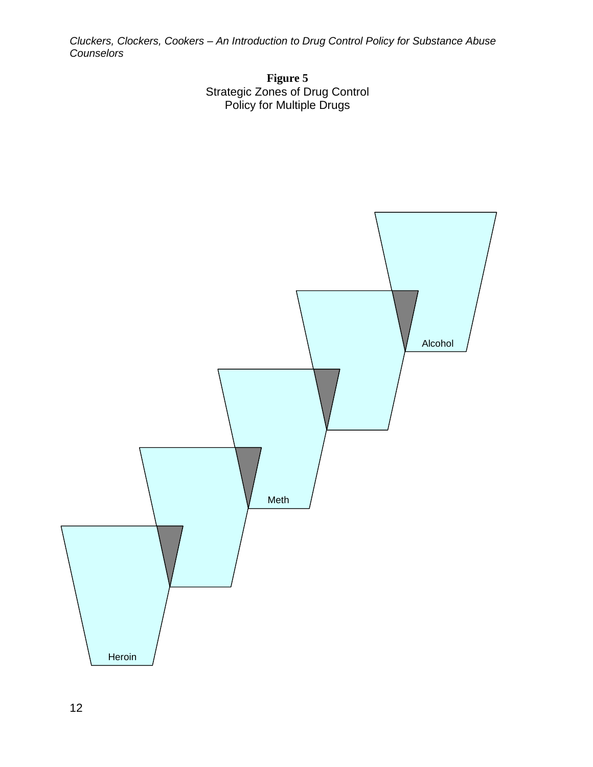**Figure 5**
Strategic Zones of Drug Control
Policy for Multiple Drugs

Alcohol

Meth

Heroin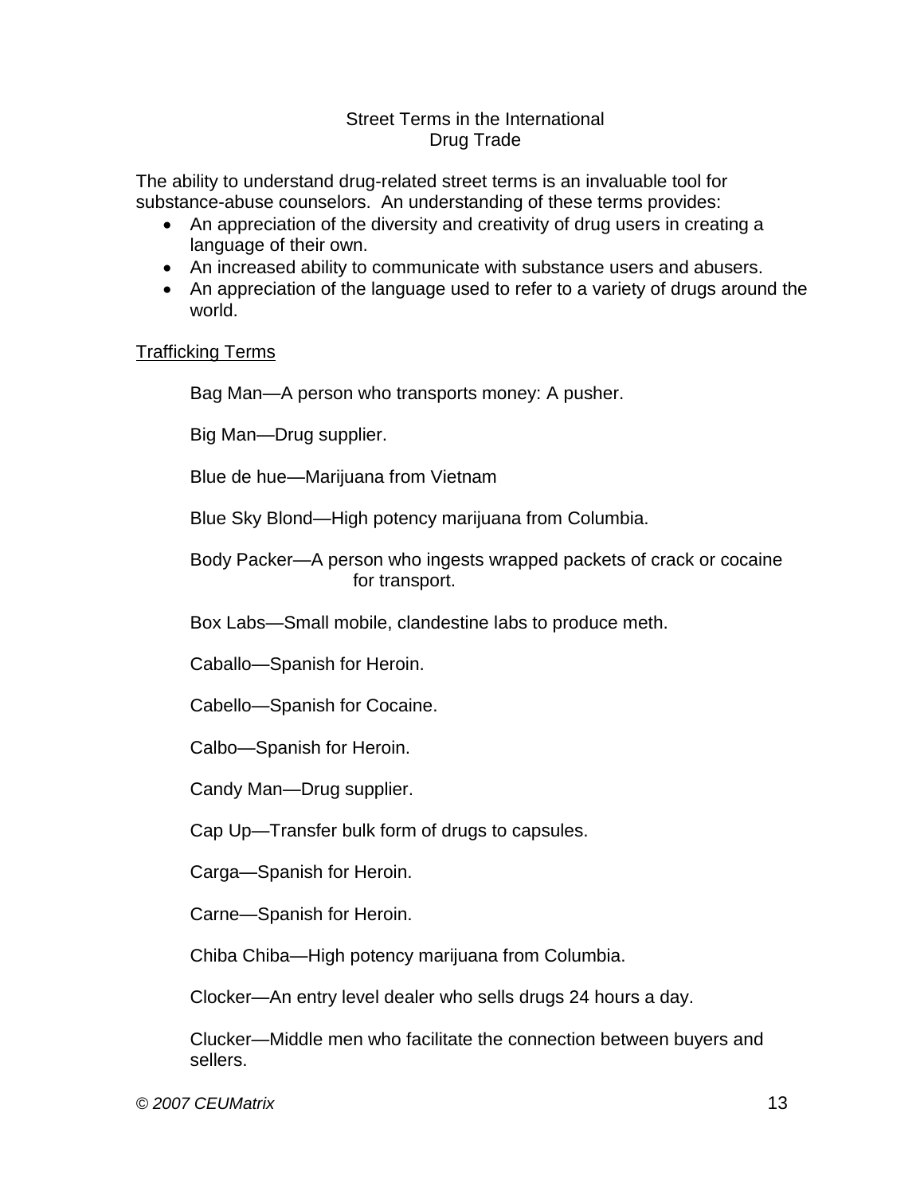# Street Terms in the International Drug Trade

The ability to understand drug-related street terms is an invaluable tool for substance-abuse counselors. An understanding of these terms provides:

- An appreciation of the diversity and creativity of drug users in creating a language of their own.
- An increased ability to communicate with substance users and abusers.
- An appreciation of the language used to refer to a variety of drugs around the world.

## Trafficking Terms

Bag Man—A person who transports money: A pusher.

Big Man—Drug supplier.

Blue de hue—Marijuana from Vietnam

Blue Sky Blond—High potency marijuana from Columbia.

Body Packer—A person who ingests wrapped packets of crack or cocaine for transport.

Box Labs—Small mobile, clandestine labs to produce meth.

Caballo—Spanish for Heroin.

Cabello—Spanish for Cocaine.

Calbo—Spanish for Heroin.

Candy Man—Drug supplier.

Cap Up—Transfer bulk form of drugs to capsules.

Carga—Spanish for Heroin.

Carne—Spanish for Heroin.

Chiba Chiba—High potency marijuana from Columbia.

Clocker—An entry level dealer who sells drugs 24 hours a day.

Clucker—Middle men who facilitate the connection between buyers and sellers.

*© 2007 CEUMatrix*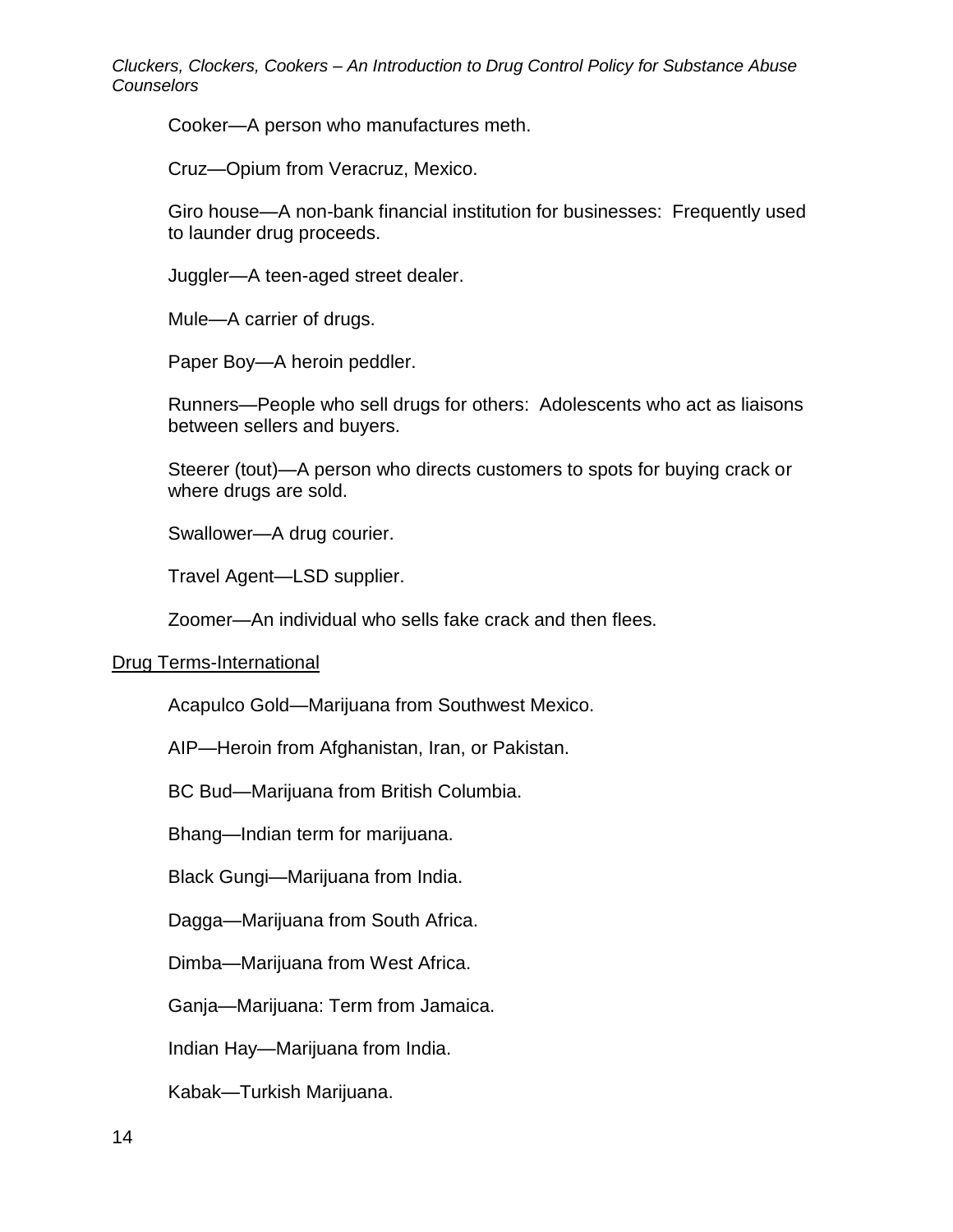Cooker—A person who manufactures meth.

Cruz—Opium from Veracruz, Mexico.

Giro house—A non-bank financial institution for businesses: Frequently used to launder drug proceeds.

Juggler—A teen-aged street dealer.

Mule—A carrier of drugs.

Paper Boy—A heroin peddler.

Runners—People who sell drugs for others: Adolescents who act as liaisons between sellers and buyers.

Steerer (tout)—A person who directs customers to spots for buying crack or where drugs are sold.

Swallower—A drug courier.

Travel Agent—LSD supplier.

Zoomer—An individual who sells fake crack and then flees.

<u>Drug Terms-International</u>

Acapulco Gold—Marijuana from Southwest Mexico.

AIP—Heroin from Afghanistan, Iran, or Pakistan.

BC Bud—Marijuana from British Columbia.

Bhang—Indian term for marijuana.

Black Gungi—Marijuana from India.

Dagga—Marijuana from South Africa.

Dimba—Marijuana from West Africa.

Ganja—Marijuana: Term from Jamaica.

Indian Hay—Marijuana from India.

Kabak—Turkish Marijuana.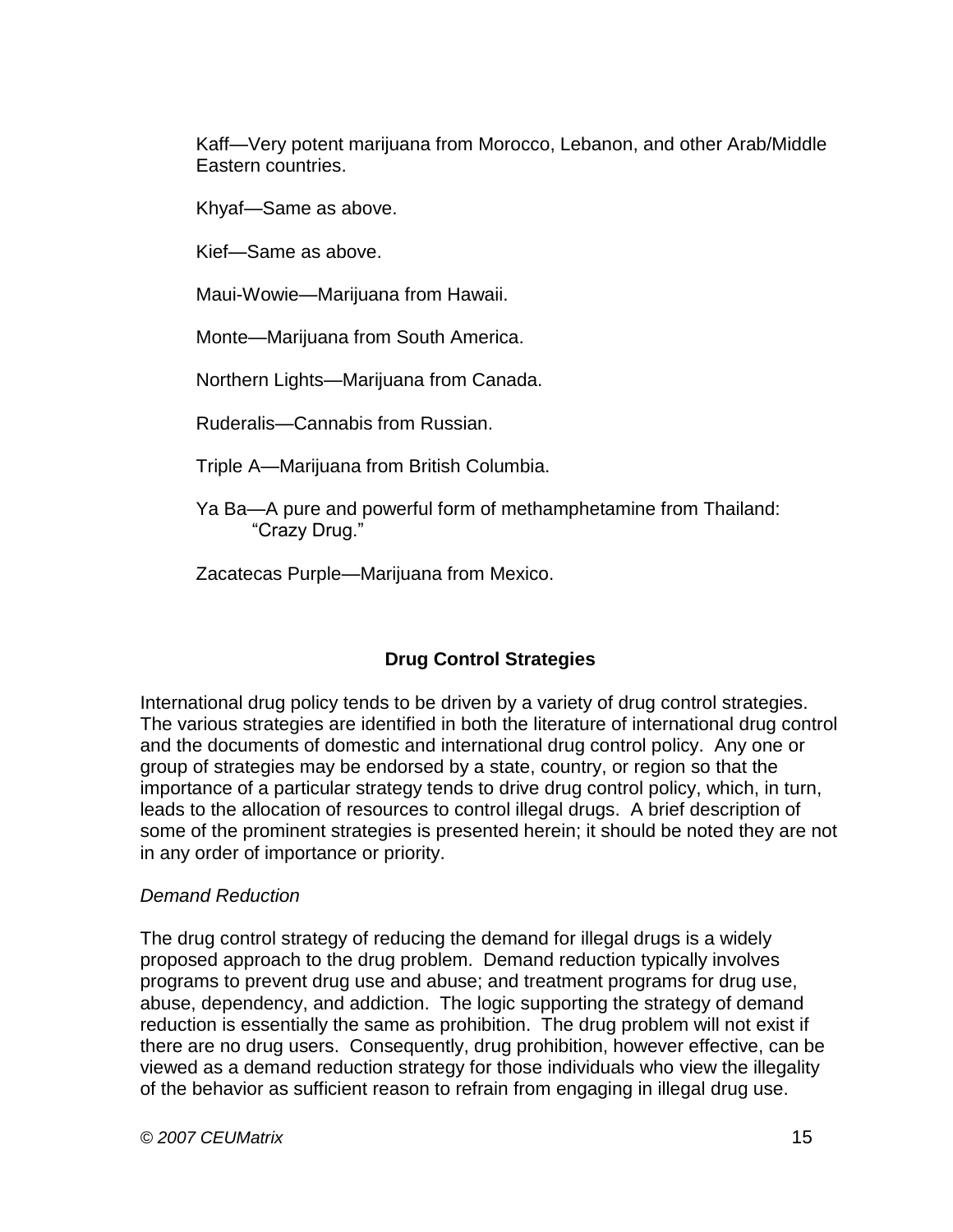Kaff—Very potent marijuana from Morocco, Lebanon, and other Arab/Middle Eastern countries.

Khyaf—Same as above.

Kief—Same as above.

Maui-Wowie—Marijuana from Hawaii.

Monte—Marijuana from South America.

Northern Lights—Marijuana from Canada.

Ruderalis—Cannabis from Russian.

Triple A—Marijuana from British Columbia.

Ya Ba—A pure and powerful form of methamphetamine from Thailand: "Crazy Drug."

Zacatecas Purple—Marijuana from Mexico.

## Drug Control Strategies

International drug policy tends to be driven by a variety of drug control strategies. The various strategies are identified in both the literature of international drug control and the documents of domestic and international drug control policy. Any one or group of strategies may be endorsed by a state, country, or region so that the importance of a particular strategy tends to drive drug control policy, which, in turn, leads to the allocation of resources to control illegal drugs. A brief description of some of the prominent strategies is presented herein; it should be noted they are not in any order of importance or priority.

*Demand Reduction*

The drug control strategy of reducing the demand for illegal drugs is a widely proposed approach to the drug problem. Demand reduction typically involves programs to prevent drug use and abuse; and treatment programs for drug use, abuse, dependency, and addiction. The logic supporting the strategy of demand reduction is essentially the same as prohibition. The drug problem will not exist if there are no drug users. Consequently, drug prohibition, however effective, can be viewed as a demand reduction strategy for those individuals who view the illegality of the behavior as sufficient reason to refrain from engaging in illegal drug use.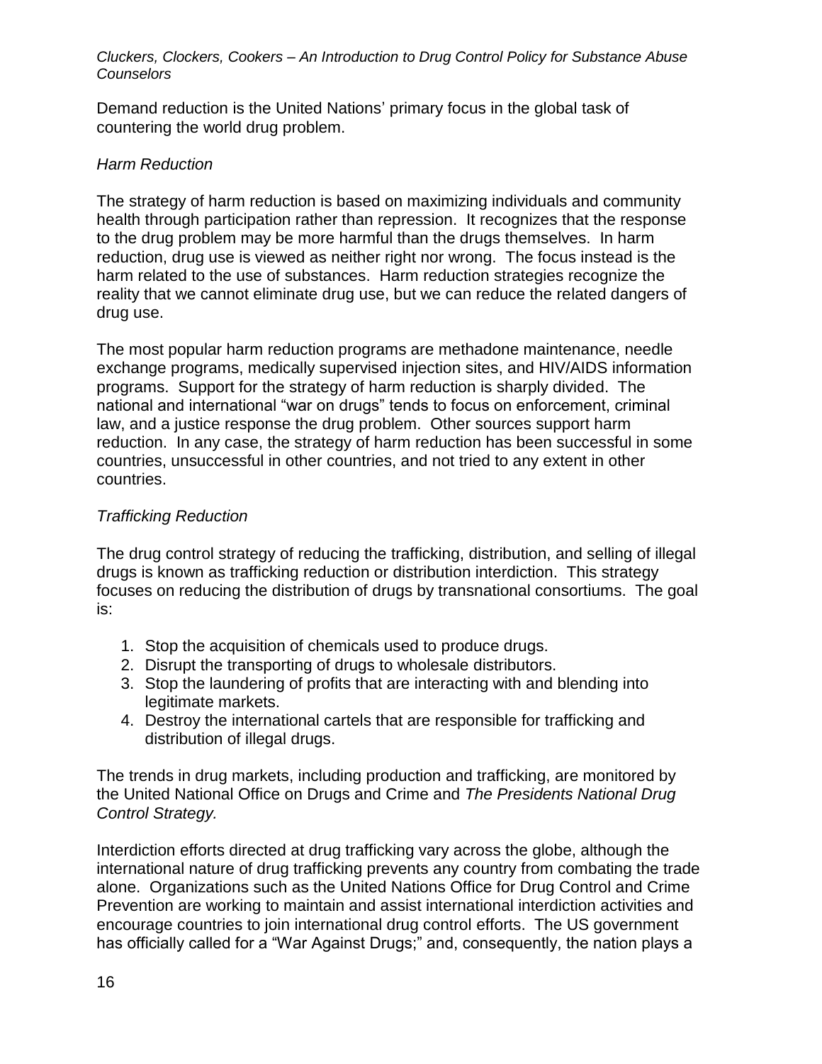Demand reduction is the United Nations' primary focus in the global task of countering the world drug problem.

*Harm Reduction*

The strategy of harm reduction is based on maximizing individuals and community health through participation rather than repression. It recognizes that the response to the drug problem may be more harmful than the drugs themselves. In harm reduction, drug use is viewed as neither right nor wrong. The focus instead is the harm related to the use of substances. Harm reduction strategies recognize the reality that we cannot eliminate drug use, but we can reduce the related dangers of drug use.

The most popular harm reduction programs are methadone maintenance, needle exchange programs, medically supervised injection sites, and HIV/AIDS information programs. Support for the strategy of harm reduction is sharply divided. The national and international "war on drugs" tends to focus on enforcement, criminal law, and a justice response the drug problem. Other sources support harm reduction. In any case, the strategy of harm reduction has been successful in some countries, unsuccessful in other countries, and not tried to any extent in other countries.

*Trafficking Reduction*

The drug control strategy of reducing the trafficking, distribution, and selling of illegal drugs is known as trafficking reduction or distribution interdiction. This strategy focuses on reducing the distribution of drugs by transnational consortiums. The goal is:

1. Stop the acquisition of chemicals used to produce drugs.
2. Disrupt the transporting of drugs to wholesale distributors.
3. Stop the laundering of profits that are interacting with and blending into legitimate markets.
4. Destroy the international cartels that are responsible for trafficking and distribution of illegal drugs.

The trends in drug markets, including production and trafficking, are monitored by the United National Office on Drugs and Crime and *The Presidents National Drug Control Strategy.*

Interdiction efforts directed at drug trafficking vary across the globe, although the international nature of drug trafficking prevents any country from combating the trade alone. Organizations such as the United Nations Office for Drug Control and Crime Prevention are working to maintain and assist international interdiction activities and encourage countries to join international drug control efforts. The US government has officially called for a "War Against Drugs;" and, consequently, the nation plays a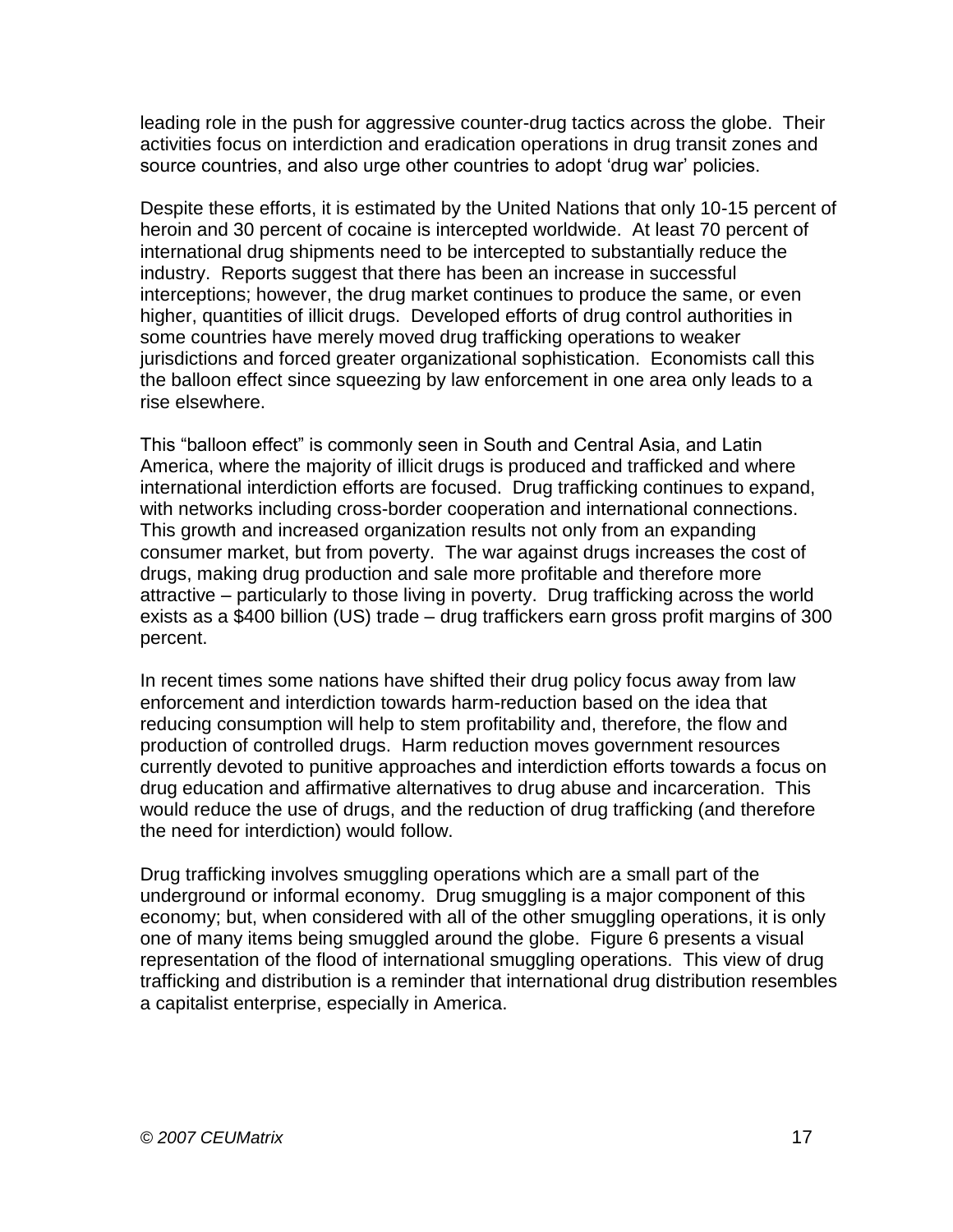leading role in the push for aggressive counter-drug tactics across the globe. Their activities focus on interdiction and eradication operations in drug transit zones and source countries, and also urge other countries to adopt 'drug war' policies.

Despite these efforts, it is estimated by the United Nations that only 10-15 percent of heroin and 30 percent of cocaine is intercepted worldwide. At least 70 percent of international drug shipments need to be intercepted to substantially reduce the industry. Reports suggest that there has been an increase in successful interceptions; however, the drug market continues to produce the same, or even higher, quantities of illicit drugs. Developed efforts of drug control authorities in some countries have merely moved drug trafficking operations to weaker jurisdictions and forced greater organizational sophistication. Economists call this the balloon effect since squeezing by law enforcement in one area only leads to a rise elsewhere.

This "balloon effect" is commonly seen in South and Central Asia, and Latin America, where the majority of illicit drugs is produced and trafficked and where international interdiction efforts are focused. Drug trafficking continues to expand, with networks including cross-border cooperation and international connections. This growth and increased organization results not only from an expanding consumer market, but from poverty. The war against drugs increases the cost of drugs, making drug production and sale more profitable and therefore more attractive – particularly to those living in poverty. Drug trafficking across the world exists as a $400 billion (US) trade – drug traffickers earn gross profit margins of 300 percent.

In recent times some nations have shifted their drug policy focus away from law enforcement and interdiction towards harm-reduction based on the idea that reducing consumption will help to stem profitability and, therefore, the flow and production of controlled drugs. Harm reduction moves government resources currently devoted to punitive approaches and interdiction efforts towards a focus on drug education and affirmative alternatives to drug abuse and incarceration. This would reduce the use of drugs, and the reduction of drug trafficking (and therefore the need for interdiction) would follow.

Drug trafficking involves smuggling operations which are a small part of the underground or informal economy. Drug smuggling is a major component of this economy; but, when considered with all of the other smuggling operations, it is only one of many items being smuggled around the globe. Figure 6 presents a visual representation of the flood of international smuggling operations. This view of drug trafficking and distribution is a reminder that international drug distribution resembles a capitalist enterprise, especially in America.

*© 2007 CEUMatrix*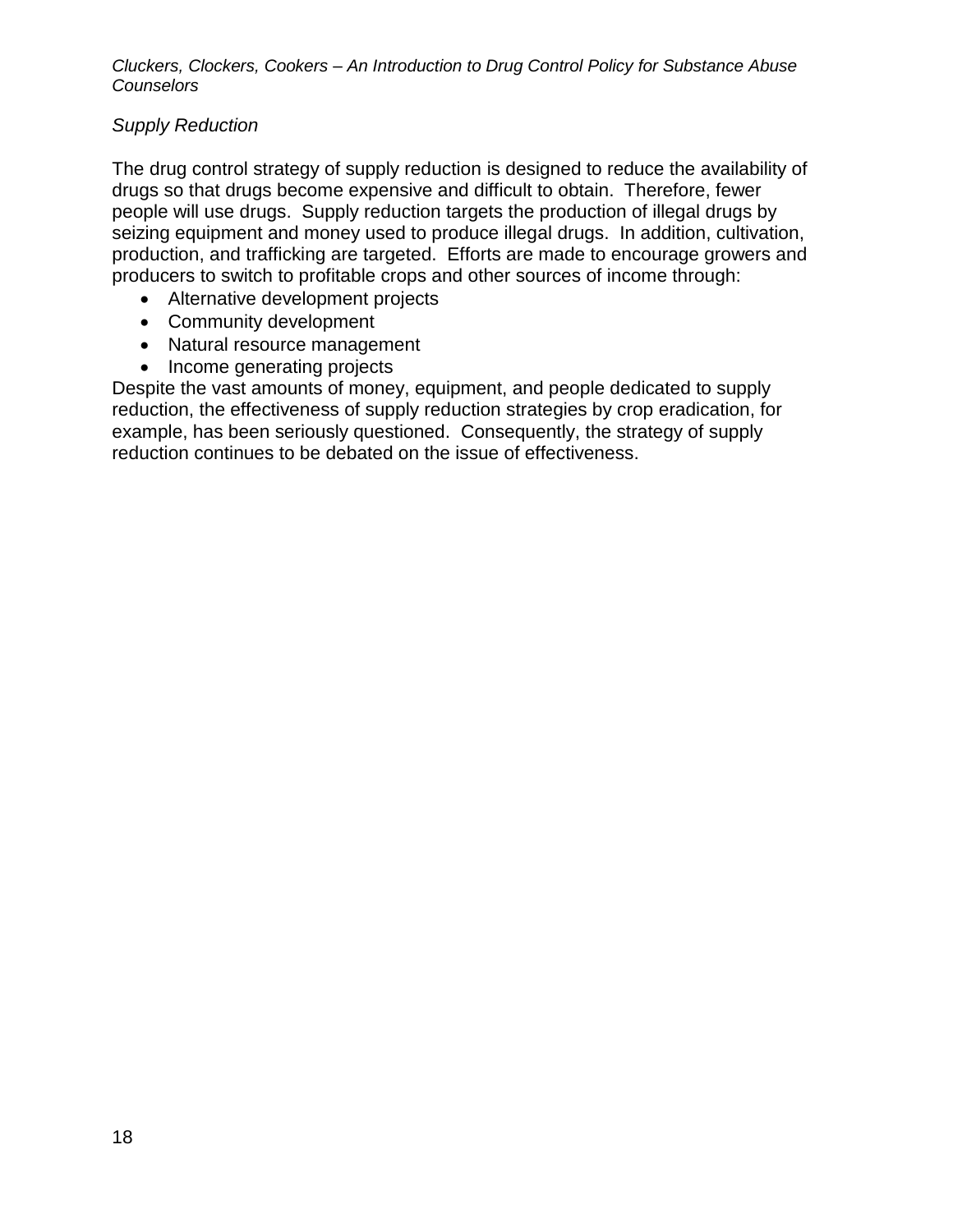*Supply Reduction*

The drug control strategy of supply reduction is designed to reduce the availability of drugs so that drugs become expensive and difficult to obtain. Therefore, fewer people will use drugs. Supply reduction targets the production of illegal drugs by seizing equipment and money used to produce illegal drugs. In addition, cultivation, production, and trafficking are targeted. Efforts are made to encourage growers and producers to switch to profitable crops and other sources of income through:

- Alternative development projects
- Community development
- Natural resource management
- Income generating projects

Despite the vast amounts of money, equipment, and people dedicated to supply reduction, the effectiveness of supply reduction strategies by crop eradication, for example, has been seriously questioned. Consequently, the strategy of supply reduction continues to be debated on the issue of effectiveness.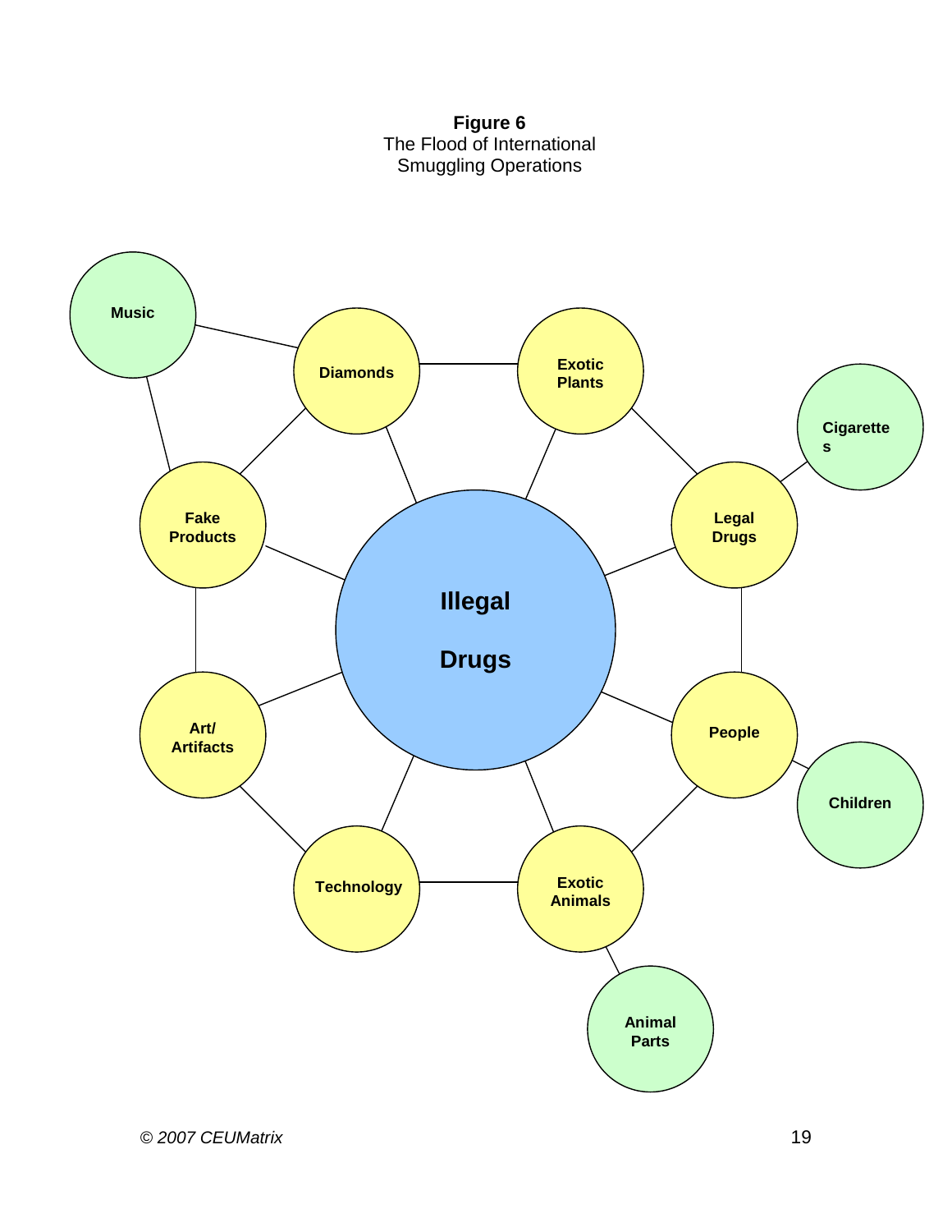**Figure 6**
The Flood of International
Smuggling Operations

Music

Diamonds

Exotic Plants

Cigarettes

Fake Products

Illegal Drugs

Legal Drugs

Art/ Artifacts

People

Children

Technology

Exotic Animals

Animal Parts

*© 2007 CEUMatrix*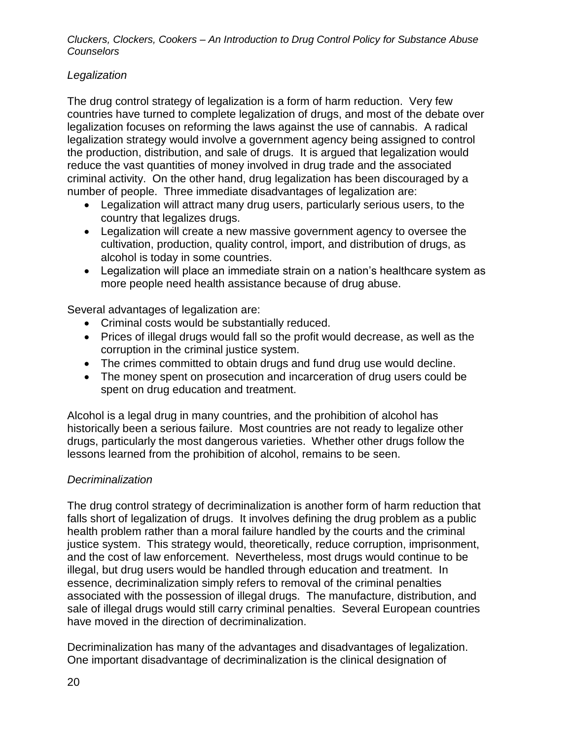*Legalization*

The drug control strategy of legalization is a form of harm reduction. Very few countries have turned to complete legalization of drugs, and most of the debate over legalization focuses on reforming the laws against the use of cannabis. A radical legalization strategy would involve a government agency being assigned to control the production, distribution, and sale of drugs. It is argued that legalization would reduce the vast quantities of money involved in drug trade and the associated criminal activity. On the other hand, drug legalization has been discouraged by a number of people. Three immediate disadvantages of legalization are:

- Legalization will attract many drug users, particularly serious users, to the country that legalizes drugs.
- Legalization will create a new massive government agency to oversee the cultivation, production, quality control, import, and distribution of drugs, as alcohol is today in some countries.
- Legalization will place an immediate strain on a nation's healthcare system as more people need health assistance because of drug abuse.

Several advantages of legalization are:

- Criminal costs would be substantially reduced.
- Prices of illegal drugs would fall so the profit would decrease, as well as the corruption in the criminal justice system.
- The crimes committed to obtain drugs and fund drug use would decline.
- The money spent on prosecution and incarceration of drug users could be spent on drug education and treatment.

Alcohol is a legal drug in many countries, and the prohibition of alcohol has historically been a serious failure. Most countries are not ready to legalize other drugs, particularly the most dangerous varieties. Whether other drugs follow the lessons learned from the prohibition of alcohol, remains to be seen.

*Decriminalization*

The drug control strategy of decriminalization is another form of harm reduction that falls short of legalization of drugs. It involves defining the drug problem as a public health problem rather than a moral failure handled by the courts and the criminal justice system. This strategy would, theoretically, reduce corruption, imprisonment, and the cost of law enforcement. Nevertheless, most drugs would continue to be illegal, but drug users would be handled through education and treatment. In essence, decriminalization simply refers to removal of the criminal penalties associated with the possession of illegal drugs. The manufacture, distribution, and sale of illegal drugs would still carry criminal penalties. Several European countries have moved in the direction of decriminalization.

Decriminalization has many of the advantages and disadvantages of legalization. One important disadvantage of decriminalization is the clinical designation of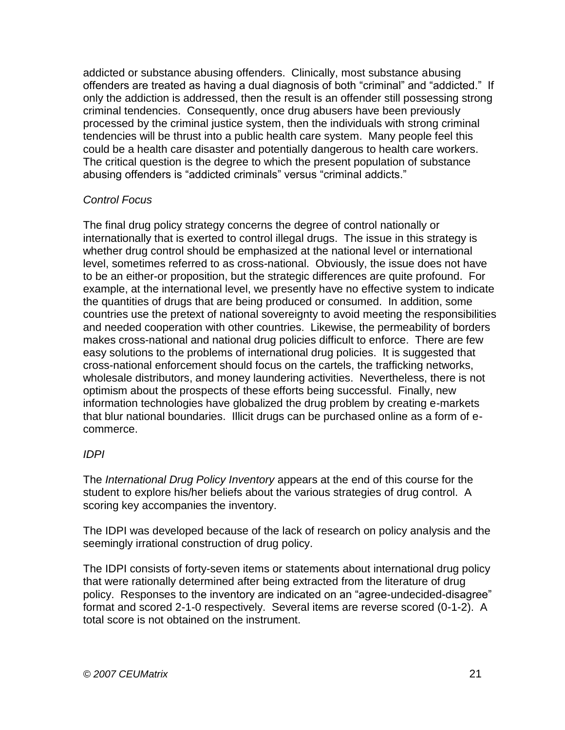addicted or substance abusing offenders. Clinically, most substance abusing offenders are treated as having a dual diagnosis of both "criminal" and "addicted." If only the addiction is addressed, then the result is an offender still possessing strong criminal tendencies. Consequently, once drug abusers have been previously processed by the criminal justice system, then the individuals with strong criminal tendencies will be thrust into a public health care system. Many people feel this could be a health care disaster and potentially dangerous to health care workers. The critical question is the degree to which the present population of substance abusing offenders is "addicted criminals" versus "criminal addicts."

*Control Focus*

The final drug policy strategy concerns the degree of control nationally or internationally that is exerted to control illegal drugs. The issue in this strategy is whether drug control should be emphasized at the national level or international level, sometimes referred to as cross-national. Obviously, the issue does not have to be an either-or proposition, but the strategic differences are quite profound. For example, at the international level, we presently have no effective system to indicate the quantities of drugs that are being produced or consumed. In addition, some countries use the pretext of national sovereignty to avoid meeting the responsibilities and needed cooperation with other countries. Likewise, the permeability of borders makes cross-national and national drug policies difficult to enforce. There are few easy solutions to the problems of international drug policies. It is suggested that cross-national enforcement should focus on the cartels, the trafficking networks, wholesale distributors, and money laundering activities. Nevertheless, there is not optimism about the prospects of these efforts being successful. Finally, new information technologies have globalized the drug problem by creating e-markets that blur national boundaries. Illicit drugs can be purchased online as a form of e-commerce.

*IDPI*

The *International Drug Policy Inventory* appears at the end of this course for the student to explore his/her beliefs about the various strategies of drug control. A scoring key accompanies the inventory.

The IDPI was developed because of the lack of research on policy analysis and the seemingly irrational construction of drug policy.

The IDPI consists of forty-seven items or statements about international drug policy that were rationally determined after being extracted from the literature of drug policy. Responses to the inventory are indicated on an "agree-undecided-disagree" format and scored 2-1-0 respectively. Several items are reverse scored (0-1-2). A total score is not obtained on the instrument.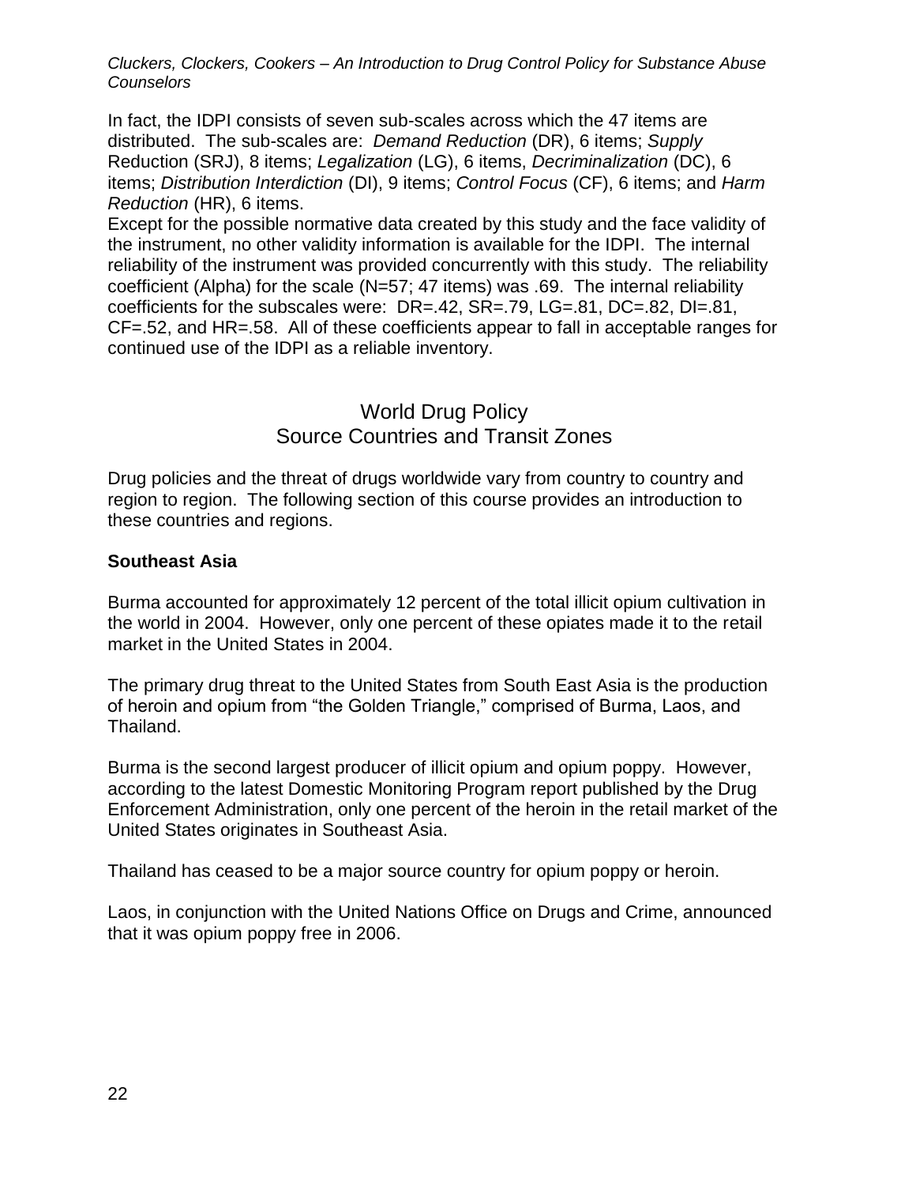In fact, the IDPI consists of seven sub-scales across which the 47 items are distributed. The sub-scales are: *Demand Reduction* (DR), 6 items; *Supply* Reduction (SRJ), 8 items; *Legalization* (LG), 6 items, *Decriminalization* (DC), 6 items; *Distribution Interdiction* (DI), 9 items; *Control Focus* (CF), 6 items; and *Harm Reduction* (HR), 6 items.
Except for the possible normative data created by this study and the face validity of the instrument, no other validity information is available for the IDPI. The internal reliability of the instrument was provided concurrently with this study. The reliability coefficient (Alpha) for the scale (N=57; 47 items) was .69. The internal reliability coefficients for the subscales were: DR=.42, SR=.79, LG=.81, DC=.82, DI=.81, CF=.52, and HR=.58. All of these coefficients appear to fall in acceptable ranges for continued use of the IDPI as a reliable inventory.

## World Drug Policy
## Source Countries and Transit Zones

Drug policies and the threat of drugs worldwide vary from country to country and region to region. The following section of this course provides an introduction to these countries and regions.

### Southeast Asia

Burma accounted for approximately 12 percent of the total illicit opium cultivation in the world in 2004. However, only one percent of these opiates made it to the retail market in the United States in 2004.

The primary drug threat to the United States from South East Asia is the production of heroin and opium from "the Golden Triangle," comprised of Burma, Laos, and Thailand.

Burma is the second largest producer of illicit opium and opium poppy. However, according to the latest Domestic Monitoring Program report published by the Drug Enforcement Administration, only one percent of the heroin in the retail market of the United States originates in Southeast Asia.

Thailand has ceased to be a major source country for opium poppy or heroin.

Laos, in conjunction with the United Nations Office on Drugs and Crime, announced that it was opium poppy free in 2006.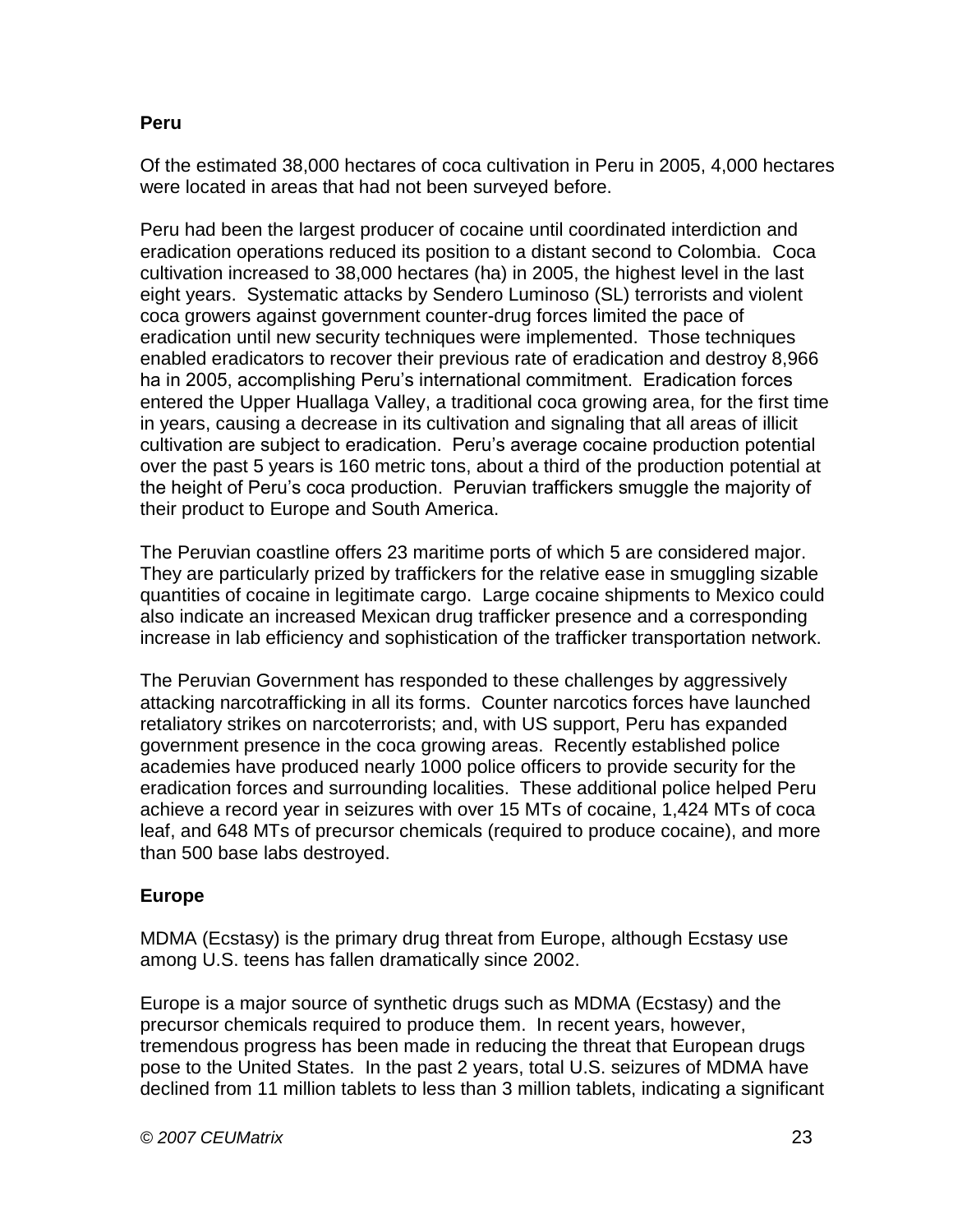**Peru**

Of the estimated 38,000 hectares of coca cultivation in Peru in 2005, 4,000 hectares were located in areas that had not been surveyed before.

Peru had been the largest producer of cocaine until coordinated interdiction and eradication operations reduced its position to a distant second to Colombia. Coca cultivation increased to 38,000 hectares (ha) in 2005, the highest level in the last eight years. Systematic attacks by Sendero Luminoso (SL) terrorists and violent coca growers against government counter-drug forces limited the pace of eradication until new security techniques were implemented. Those techniques enabled eradicators to recover their previous rate of eradication and destroy 8,966 ha in 2005, accomplishing Peru's international commitment. Eradication forces entered the Upper Huallaga Valley, a traditional coca growing area, for the first time in years, causing a decrease in its cultivation and signaling that all areas of illicit cultivation are subject to eradication. Peru's average cocaine production potential over the past 5 years is 160 metric tons, about a third of the production potential at the height of Peru's coca production. Peruvian traffickers smuggle the majority of their product to Europe and South America.

The Peruvian coastline offers 23 maritime ports of which 5 are considered major. They are particularly prized by traffickers for the relative ease in smuggling sizable quantities of cocaine in legitimate cargo. Large cocaine shipments to Mexico could also indicate an increased Mexican drug trafficker presence and a corresponding increase in lab efficiency and sophistication of the trafficker transportation network.

The Peruvian Government has responded to these challenges by aggressively attacking narcotrafficking in all its forms. Counter narcotics forces have launched retaliatory strikes on narcoterrorists; and, with US support, Peru has expanded government presence in the coca growing areas. Recently established police academies have produced nearly 1000 police officers to provide security for the eradication forces and surrounding localities. These additional police helped Peru achieve a record year in seizures with over 15 MTs of cocaine, 1,424 MTs of coca leaf, and 648 MTs of precursor chemicals (required to produce cocaine), and more than 500 base labs destroyed.

**Europe**

MDMA (Ecstasy) is the primary drug threat from Europe, although Ecstasy use among U.S. teens has fallen dramatically since 2002.

Europe is a major source of synthetic drugs such as MDMA (Ecstasy) and the precursor chemicals required to produce them. In recent years, however, tremendous progress has been made in reducing the threat that European drugs pose to the United States. In the past 2 years, total U.S. seizures of MDMA have declined from 11 million tablets to less than 3 million tablets, indicating a significant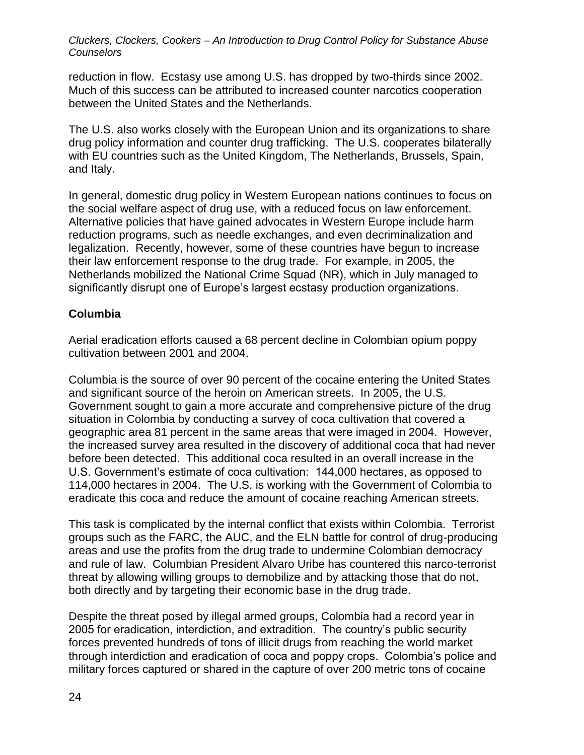reduction in flow. Ecstasy use among U.S. has dropped by two-thirds since 2002. Much of this success can be attributed to increased counter narcotics cooperation between the United States and the Netherlands.

The U.S. also works closely with the European Union and its organizations to share drug policy information and counter drug trafficking. The U.S. cooperates bilaterally with EU countries such as the United Kingdom, The Netherlands, Brussels, Spain, and Italy.

In general, domestic drug policy in Western European nations continues to focus on the social welfare aspect of drug use, with a reduced focus on law enforcement. Alternative policies that have gained advocates in Western Europe include harm reduction programs, such as needle exchanges, and even decriminalization and legalization. Recently, however, some of these countries have begun to increase their law enforcement response to the drug trade. For example, in 2005, the Netherlands mobilized the National Crime Squad (NR), which in July managed to significantly disrupt one of Europe's largest ecstasy production organizations.

## Columbia

Aerial eradication efforts caused a 68 percent decline in Colombian opium poppy cultivation between 2001 and 2004.

Columbia is the source of over 90 percent of the cocaine entering the United States and significant source of the heroin on American streets. In 2005, the U.S. Government sought to gain a more accurate and comprehensive picture of the drug situation in Colombia by conducting a survey of coca cultivation that covered a geographic area 81 percent in the same areas that were imaged in 2004. However, the increased survey area resulted in the discovery of additional coca that had never before been detected. This additional coca resulted in an overall increase in the U.S. Government's estimate of coca cultivation: 144,000 hectares, as opposed to 114,000 hectares in 2004. The U.S. is working with the Government of Colombia to eradicate this coca and reduce the amount of cocaine reaching American streets.

This task is complicated by the internal conflict that exists within Colombia. Terrorist groups such as the FARC, the AUC, and the ELN battle for control of drug-producing areas and use the profits from the drug trade to undermine Colombian democracy and rule of law. Columbian President Alvaro Uribe has countered this narco-terrorist threat by allowing willing groups to demobilize and by attacking those that do not, both directly and by targeting their economic base in the drug trade.

Despite the threat posed by illegal armed groups, Colombia had a record year in 2005 for eradication, interdiction, and extradition. The country's public security forces prevented hundreds of tons of illicit drugs from reaching the world market through interdiction and eradication of coca and poppy crops. Colombia's police and military forces captured or shared in the capture of over 200 metric tons of cocaine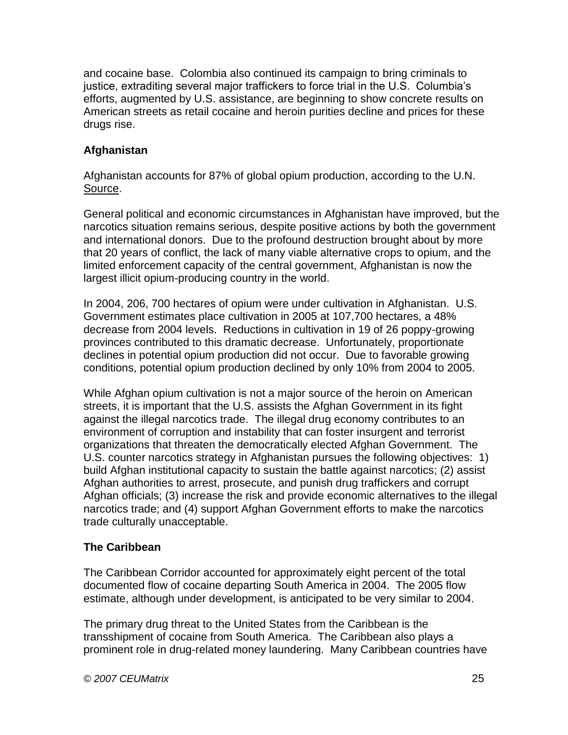and cocaine base. Colombia also continued its campaign to bring criminals to justice, extraditing several major traffickers to force trial in the U.S. Columbia's efforts, augmented by U.S. assistance, are beginning to show concrete results on American streets as retail cocaine and heroin purities decline and prices for these drugs rise.

**Afghanistan**

Afghanistan accounts for 87% of global opium production, according to the U.N. Source.

General political and economic circumstances in Afghanistan have improved, but the narcotics situation remains serious, despite positive actions by both the government and international donors. Due to the profound destruction brought about by more that 20 years of conflict, the lack of many viable alternative crops to opium, and the limited enforcement capacity of the central government, Afghanistan is now the largest illicit opium-producing country in the world.

In 2004, 206, 700 hectares of opium were under cultivation in Afghanistan. U.S. Government estimates place cultivation in 2005 at 107,700 hectares, a 48% decrease from 2004 levels. Reductions in cultivation in 19 of 26 poppy-growing provinces contributed to this dramatic decrease. Unfortunately, proportionate declines in potential opium production did not occur. Due to favorable growing conditions, potential opium production declined by only 10% from 2004 to 2005.

While Afghan opium cultivation is not a major source of the heroin on American streets, it is important that the U.S. assists the Afghan Government in its fight against the illegal narcotics trade. The illegal drug economy contributes to an environment of corruption and instability that can foster insurgent and terrorist organizations that threaten the democratically elected Afghan Government. The U.S. counter narcotics strategy in Afghanistan pursues the following objectives: 1) build Afghan institutional capacity to sustain the battle against narcotics; (2) assist Afghan authorities to arrest, prosecute, and punish drug traffickers and corrupt Afghan officials; (3) increase the risk and provide economic alternatives to the illegal narcotics trade; and (4) support Afghan Government efforts to make the narcotics trade culturally unacceptable.

**The Caribbean**

The Caribbean Corridor accounted for approximately eight percent of the total documented flow of cocaine departing South America in 2004. The 2005 flow estimate, although under development, is anticipated to be very similar to 2004.

The primary drug threat to the United States from the Caribbean is the transshipment of cocaine from South America. The Caribbean also plays a prominent role in drug-related money laundering. Many Caribbean countries have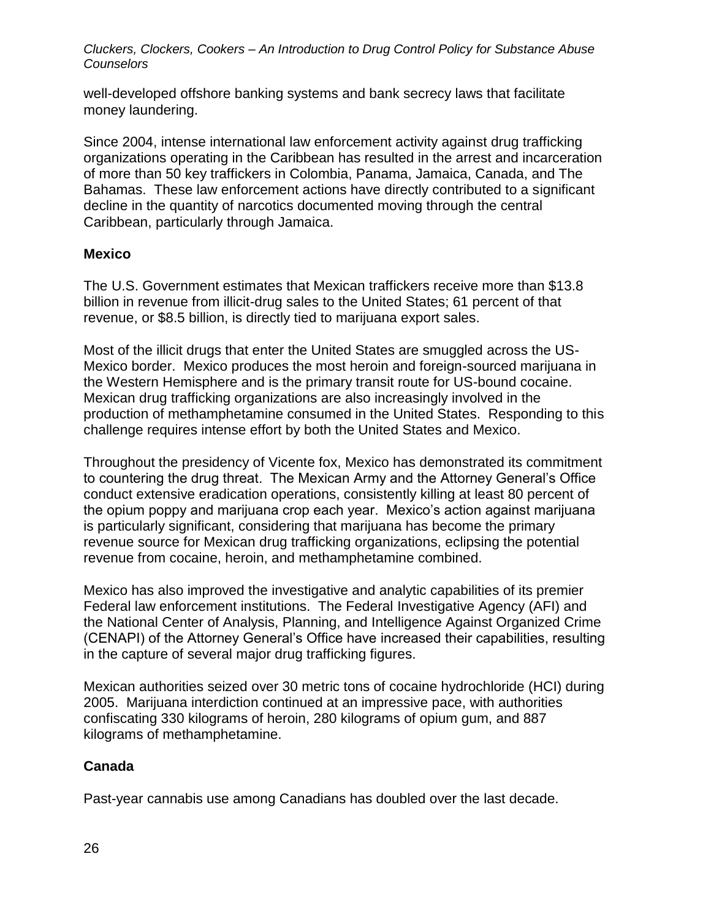well-developed offshore banking systems and bank secrecy laws that facilitate money laundering.

Since 2004, intense international law enforcement activity against drug trafficking organizations operating in the Caribbean has resulted in the arrest and incarceration of more than 50 key traffickers in Colombia, Panama, Jamaica, Canada, and The Bahamas. These law enforcement actions have directly contributed to a significant decline in the quantity of narcotics documented moving through the central Caribbean, particularly through Jamaica.

**Mexico**

The U.S. Government estimates that Mexican traffickers receive more than $13.8 billion in revenue from illicit-drug sales to the United States; 61 percent of that revenue, or $8.5 billion, is directly tied to marijuana export sales.

Most of the illicit drugs that enter the United States are smuggled across the US-Mexico border. Mexico produces the most heroin and foreign-sourced marijuana in the Western Hemisphere and is the primary transit route for US-bound cocaine. Mexican drug trafficking organizations are also increasingly involved in the production of methamphetamine consumed in the United States. Responding to this challenge requires intense effort by both the United States and Mexico.

Throughout the presidency of Vicente fox, Mexico has demonstrated its commitment to countering the drug threat. The Mexican Army and the Attorney General's Office conduct extensive eradication operations, consistently killing at least 80 percent of the opium poppy and marijuana crop each year. Mexico's action against marijuana is particularly significant, considering that marijuana has become the primary revenue source for Mexican drug trafficking organizations, eclipsing the potential revenue from cocaine, heroin, and methamphetamine combined.

Mexico has also improved the investigative and analytic capabilities of its premier Federal law enforcement institutions. The Federal Investigative Agency (AFI) and the National Center of Analysis, Planning, and Intelligence Against Organized Crime (CENAPI) of the Attorney General's Office have increased their capabilities, resulting in the capture of several major drug trafficking figures.

Mexican authorities seized over 30 metric tons of cocaine hydrochloride (HCI) during 2005. Marijuana interdiction continued at an impressive pace, with authorities confiscating 330 kilograms of heroin, 280 kilograms of opium gum, and 887 kilograms of methamphetamine.

**Canada**

Past-year cannabis use among Canadians has doubled over the last decade.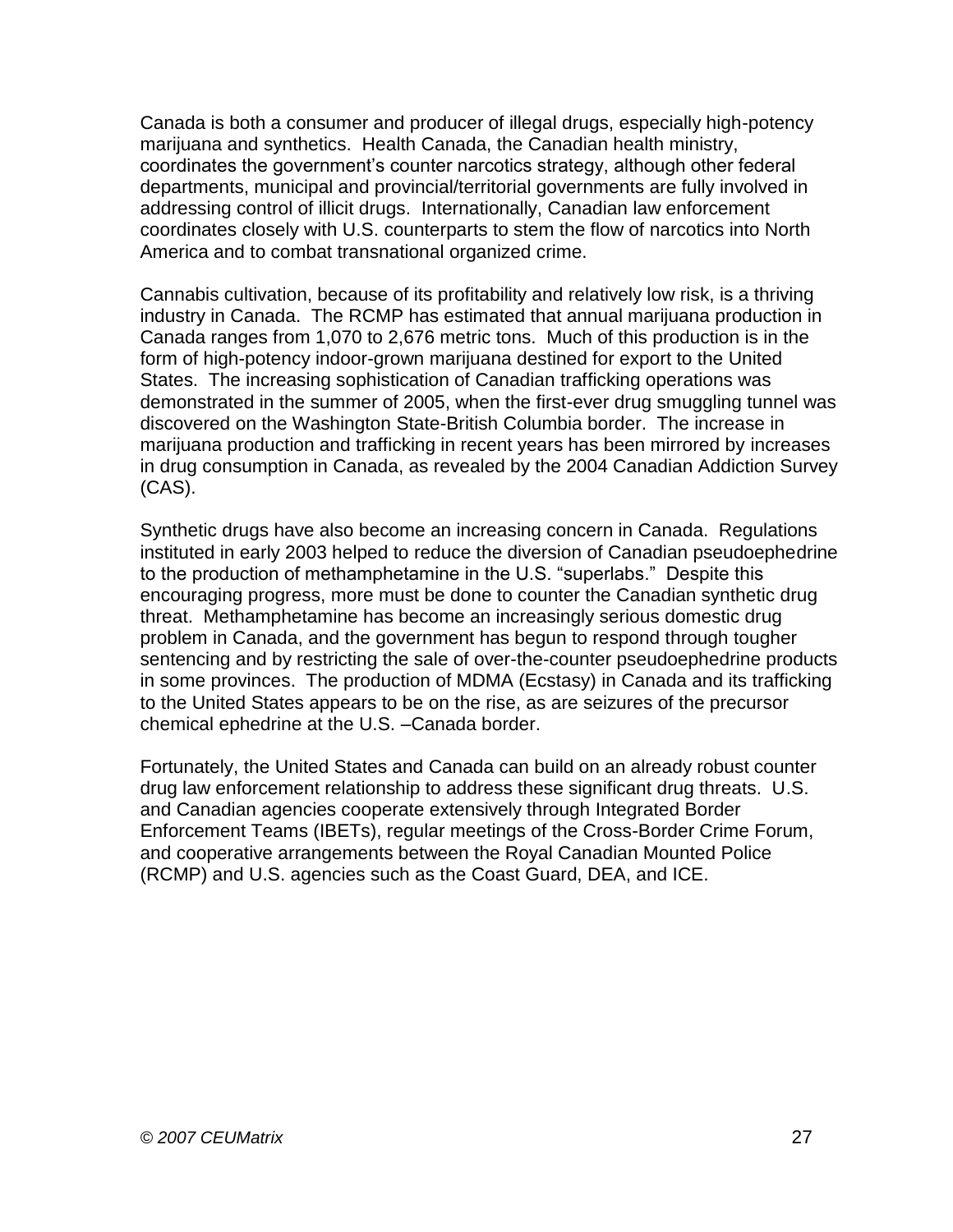Canada is both a consumer and producer of illegal drugs, especially high-potency marijuana and synthetics. Health Canada, the Canadian health ministry, coordinates the government's counter narcotics strategy, although other federal departments, municipal and provincial/territorial governments are fully involved in addressing control of illicit drugs. Internationally, Canadian law enforcement coordinates closely with U.S. counterparts to stem the flow of narcotics into North America and to combat transnational organized crime.

Cannabis cultivation, because of its profitability and relatively low risk, is a thriving industry in Canada. The RCMP has estimated that annual marijuana production in Canada ranges from 1,070 to 2,676 metric tons. Much of this production is in the form of high-potency indoor-grown marijuana destined for export to the United States. The increasing sophistication of Canadian trafficking operations was demonstrated in the summer of 2005, when the first-ever drug smuggling tunnel was discovered on the Washington State-British Columbia border. The increase in marijuana production and trafficking in recent years has been mirrored by increases in drug consumption in Canada, as revealed by the 2004 Canadian Addiction Survey (CAS).

Synthetic drugs have also become an increasing concern in Canada. Regulations instituted in early 2003 helped to reduce the diversion of Canadian pseudoephedrine to the production of methamphetamine in the U.S. "superlabs." Despite this encouraging progress, more must be done to counter the Canadian synthetic drug threat. Methamphetamine has become an increasingly serious domestic drug problem in Canada, and the government has begun to respond through tougher sentencing and by restricting the sale of over-the-counter pseudoephedrine products in some provinces. The production of MDMA (Ecstasy) in Canada and its trafficking to the United States appears to be on the rise, as are seizures of the precursor chemical ephedrine at the U.S. –Canada border.

Fortunately, the United States and Canada can build on an already robust counter drug law enforcement relationship to address these significant drug threats. U.S. and Canadian agencies cooperate extensively through Integrated Border Enforcement Teams (IBETs), regular meetings of the Cross-Border Crime Forum, and cooperative arrangements between the Royal Canadian Mounted Police (RCMP) and U.S. agencies such as the Coast Guard, DEA, and ICE.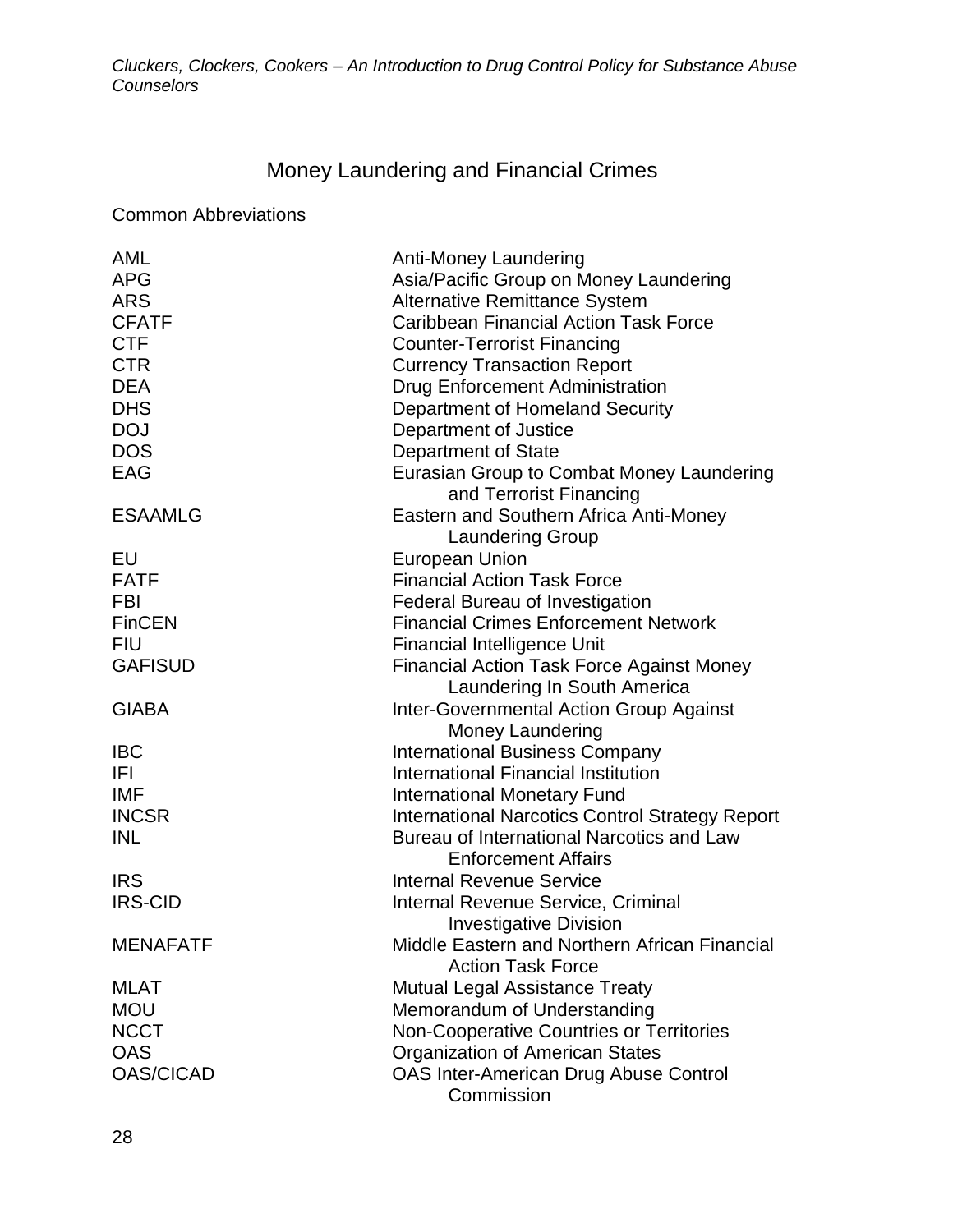## Money Laundering and Financial Crimes

Common Abbreviations

| | |
|---|---|
| AML | Anti-Money Laundering |
| APG | Asia/Pacific Group on Money Laundering |
| ARS | Alternative Remittance System |
| CFATF | Caribbean Financial Action Task Force |
| CTF | Counter-Terrorist Financing |
| CTR | Currency Transaction Report |
| DEA | Drug Enforcement Administration |
| DHS | Department of Homeland Security |
| DOJ | Department of Justice |
| DOS | Department of State |
| EAG | Eurasian Group to Combat Money Laundering and Terrorist Financing |
| ESAAMLG | Eastern and Southern Africa Anti-Money Laundering Group |
| EU | European Union |
| FATF | Financial Action Task Force |
| FBI | Federal Bureau of Investigation |
| FinCEN | Financial Crimes Enforcement Network |
| FIU | Financial Intelligence Unit |
| GAFISUD | Financial Action Task Force Against Money Laundering In South America |
| GIABA | Inter-Governmental Action Group Against Money Laundering |
| IBC | International Business Company |
| IFI | International Financial Institution |
| IMF | International Monetary Fund |
| INCSR | International Narcotics Control Strategy Report |
| INL | Bureau of International Narcotics and Law Enforcement Affairs |
| IRS | Internal Revenue Service |
| IRS-CID | Internal Revenue Service, Criminal Investigative Division |
| MENAFATF | Middle Eastern and Northern African Financial Action Task Force |
| MLAT | Mutual Legal Assistance Treaty |
| MOU | Memorandum of Understanding |
| NCCT | Non-Cooperative Countries or Territories |
| OAS | Organization of American States |
| OAS/CICAD | OAS Inter-American Drug Abuse Control Commission |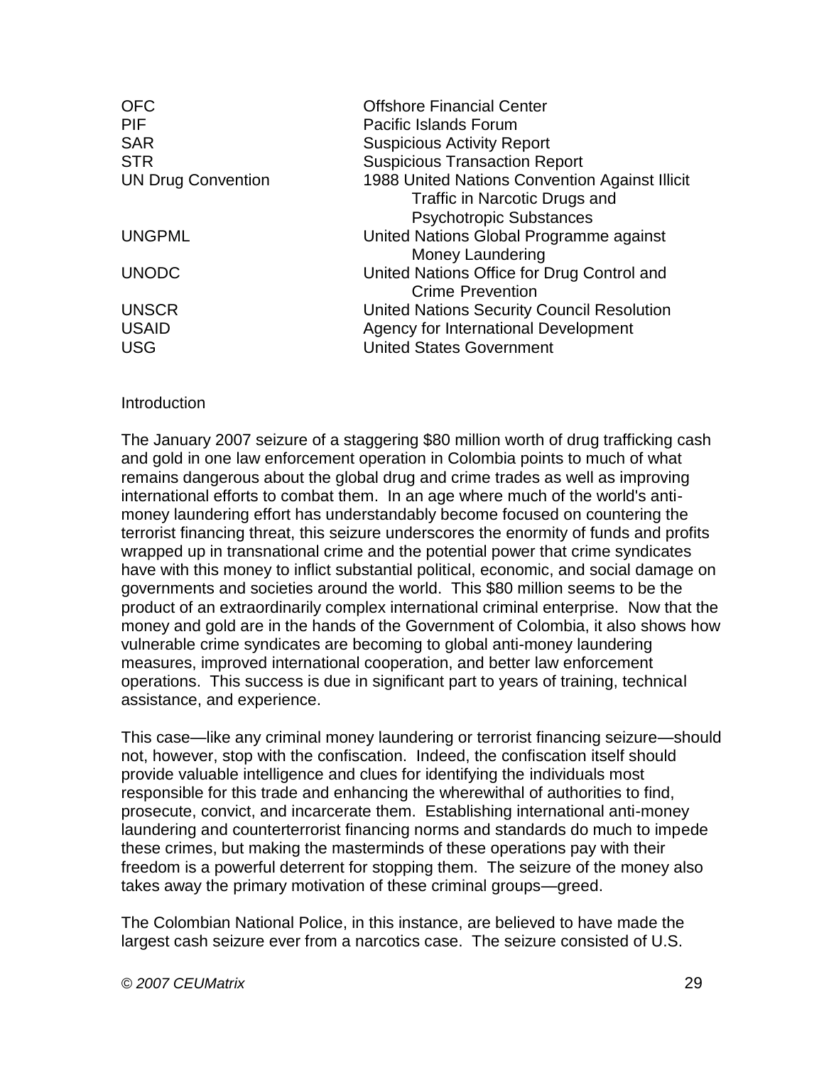| | |
|---|---|
| OFC | Offshore Financial Center |
| PIF | Pacific Islands Forum |
| SAR | Suspicious Activity Report |
| STR | Suspicious Transaction Report |
| UN Drug Convention | 1988 United Nations Convention Against Illicit Traffic in Narcotic Drugs and Psychotropic Substances |
| UNGPML | United Nations Global Programme against Money Laundering |
| UNODC | United Nations Office for Drug Control and Crime Prevention |
| UNSCR | United Nations Security Council Resolution |
| USAID | Agency for International Development |
| USG | United States Government |

## Introduction

The January 2007 seizure of a staggering $80 million worth of drug trafficking cash and gold in one law enforcement operation in Colombia points to much of what remains dangerous about the global drug and crime trades as well as improving international efforts to combat them. In an age where much of the world's anti-money laundering effort has understandably become focused on countering the terrorist financing threat, this seizure underscores the enormity of funds and profits wrapped up in transnational crime and the potential power that crime syndicates have with this money to inflict substantial political, economic, and social damage on governments and societies around the world. This $80 million seems to be the product of an extraordinarily complex international criminal enterprise. Now that the money and gold are in the hands of the Government of Colombia, it also shows how vulnerable crime syndicates are becoming to global anti-money laundering measures, improved international cooperation, and better law enforcement operations. This success is due in significant part to years of training, technical assistance, and experience.

This case—like any criminal money laundering or terrorist financing seizure—should not, however, stop with the confiscation. Indeed, the confiscation itself should provide valuable intelligence and clues for identifying the individuals most responsible for this trade and enhancing the wherewithal of authorities to find, prosecute, convict, and incarcerate them. Establishing international anti-money laundering and counterterrorist financing norms and standards do much to impede these crimes, but making the masterminds of these operations pay with their freedom is a powerful deterrent for stopping them. The seizure of the money also takes away the primary motivation of these criminal groups—greed.

The Colombian National Police, in this instance, are believed to have made the largest cash seizure ever from a narcotics case. The seizure consisted of U.S.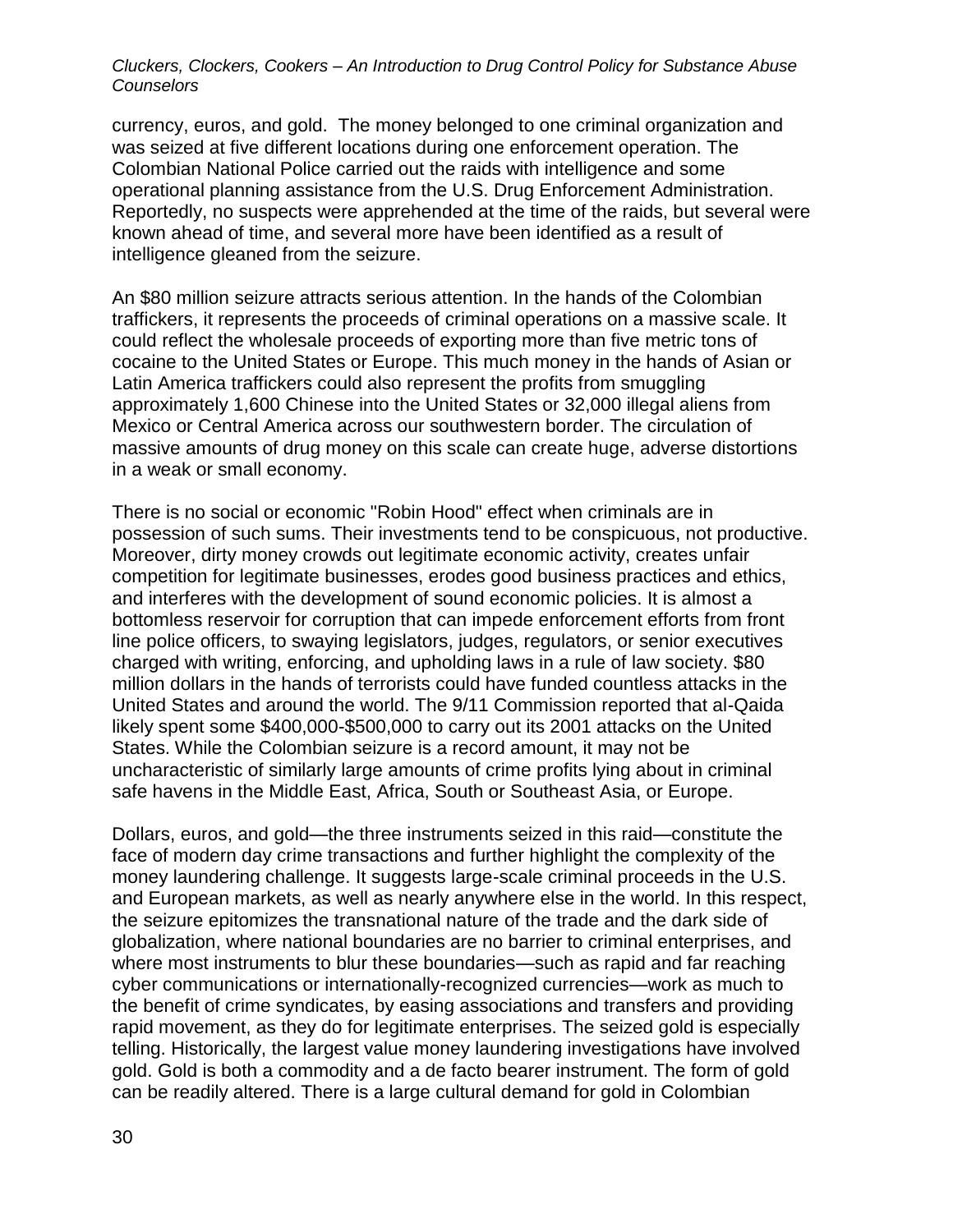currency, euros, and gold. The money belonged to one criminal organization and was seized at five different locations during one enforcement operation. The Colombian National Police carried out the raids with intelligence and some operational planning assistance from the U.S. Drug Enforcement Administration. Reportedly, no suspects were apprehended at the time of the raids, but several were known ahead of time, and several more have been identified as a result of intelligence gleaned from the seizure.

An $80 million seizure attracts serious attention. In the hands of the Colombian traffickers, it represents the proceeds of criminal operations on a massive scale. It could reflect the wholesale proceeds of exporting more than five metric tons of cocaine to the United States or Europe. This much money in the hands of Asian or Latin America traffickers could also represent the profits from smuggling approximately 1,600 Chinese into the United States or 32,000 illegal aliens from Mexico or Central America across our southwestern border. The circulation of massive amounts of drug money on this scale can create huge, adverse distortions in a weak or small economy.

There is no social or economic "Robin Hood" effect when criminals are in possession of such sums. Their investments tend to be conspicuous, not productive. Moreover, dirty money crowds out legitimate economic activity, creates unfair competition for legitimate businesses, erodes good business practices and ethics, and interferes with the development of sound economic policies. It is almost a bottomless reservoir for corruption that can impede enforcement efforts from front line police officers, to swaying legislators, judges, regulators, or senior executives charged with writing, enforcing, and upholding laws in a rule of law society. $80 million dollars in the hands of terrorists could have funded countless attacks in the United States and around the world. The 9/11 Commission reported that al-Qaida likely spent some $400,000-$500,000 to carry out its 2001 attacks on the United States. While the Colombian seizure is a record amount, it may not be uncharacteristic of similarly large amounts of crime profits lying about in criminal safe havens in the Middle East, Africa, South or Southeast Asia, or Europe.

Dollars, euros, and gold—the three instruments seized in this raid—constitute the face of modern day crime transactions and further highlight the complexity of the money laundering challenge. It suggests large-scale criminal proceeds in the U.S. and European markets, as well as nearly anywhere else in the world. In this respect, the seizure epitomizes the transnational nature of the trade and the dark side of globalization, where national boundaries are no barrier to criminal enterprises, and where most instruments to blur these boundaries—such as rapid and far reaching cyber communications or internationally-recognized currencies—work as much to the benefit of crime syndicates, by easing associations and transfers and providing rapid movement, as they do for legitimate enterprises. The seized gold is especially telling. Historically, the largest value money laundering investigations have involved gold. Gold is both a commodity and a de facto bearer instrument. The form of gold can be readily altered. There is a large cultural demand for gold in Colombian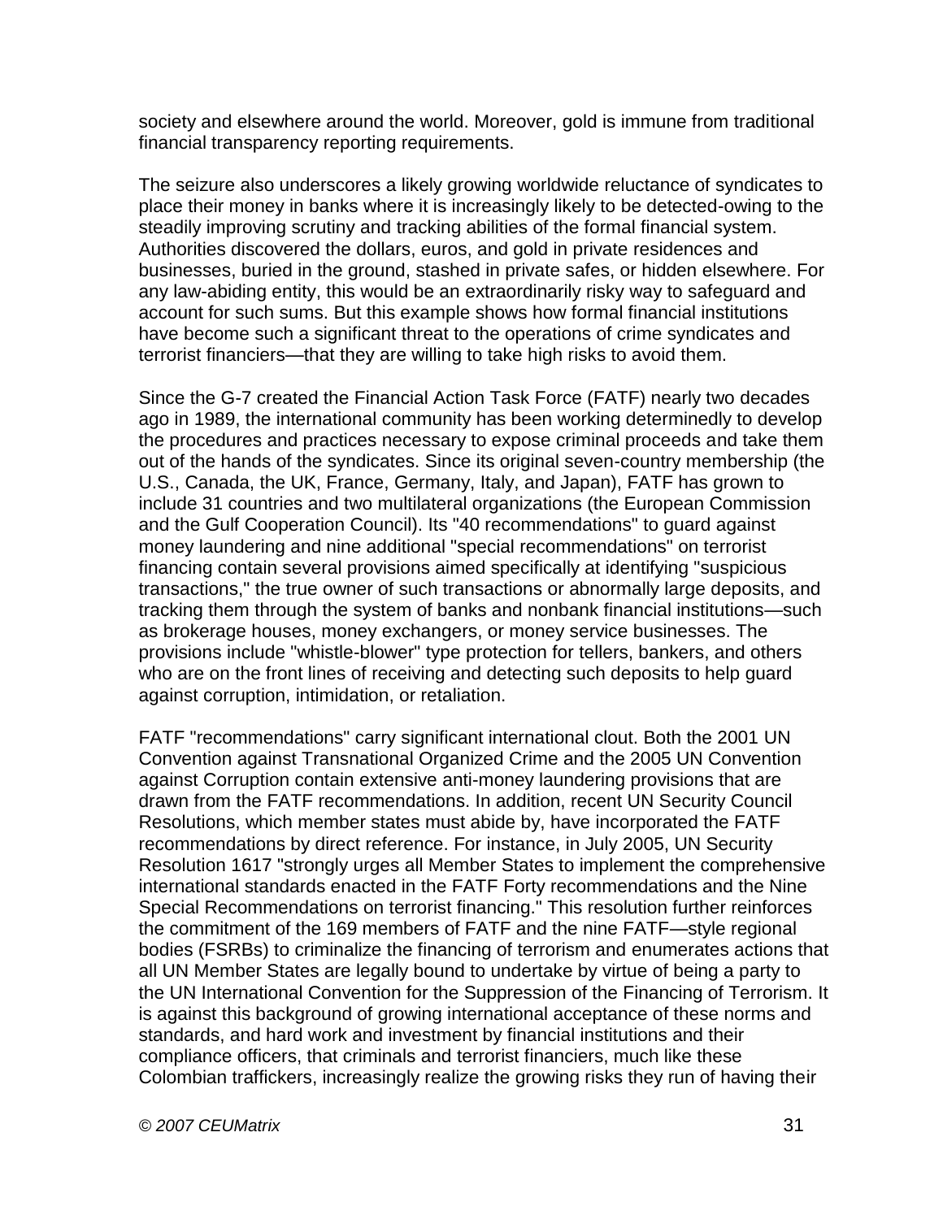society and elsewhere around the world. Moreover, gold is immune from traditional financial transparency reporting requirements.

The seizure also underscores a likely growing worldwide reluctance of syndicates to place their money in banks where it is increasingly likely to be detected-owing to the steadily improving scrutiny and tracking abilities of the formal financial system. Authorities discovered the dollars, euros, and gold in private residences and businesses, buried in the ground, stashed in private safes, or hidden elsewhere. For any law-abiding entity, this would be an extraordinarily risky way to safeguard and account for such sums. But this example shows how formal financial institutions have become such a significant threat to the operations of crime syndicates and terrorist financiers—that they are willing to take high risks to avoid them.

Since the G-7 created the Financial Action Task Force (FATF) nearly two decades ago in 1989, the international community has been working determinedly to develop the procedures and practices necessary to expose criminal proceeds and take them out of the hands of the syndicates. Since its original seven-country membership (the U.S., Canada, the UK, France, Germany, Italy, and Japan), FATF has grown to include 31 countries and two multilateral organizations (the European Commission and the Gulf Cooperation Council). Its "40 recommendations" to guard against money laundering and nine additional "special recommendations" on terrorist financing contain several provisions aimed specifically at identifying "suspicious transactions," the true owner of such transactions or abnormally large deposits, and tracking them through the system of banks and nonbank financial institutions—such as brokerage houses, money exchangers, or money service businesses. The provisions include "whistle-blower" type protection for tellers, bankers, and others who are on the front lines of receiving and detecting such deposits to help guard against corruption, intimidation, or retaliation.

FATF "recommendations" carry significant international clout. Both the 2001 UN Convention against Transnational Organized Crime and the 2005 UN Convention against Corruption contain extensive anti-money laundering provisions that are drawn from the FATF recommendations. In addition, recent UN Security Council Resolutions, which member states must abide by, have incorporated the FATF recommendations by direct reference. For instance, in July 2005, UN Security Resolution 1617 "strongly urges all Member States to implement the comprehensive international standards enacted in the FATF Forty recommendations and the Nine Special Recommendations on terrorist financing." This resolution further reinforces the commitment of the 169 members of FATF and the nine FATF—style regional bodies (FSRBs) to criminalize the financing of terrorism and enumerates actions that all UN Member States are legally bound to undertake by virtue of being a party to the UN International Convention for the Suppression of the Financing of Terrorism. It is against this background of growing international acceptance of these norms and standards, and hard work and investment by financial institutions and their compliance officers, that criminals and terrorist financiers, much like these Colombian traffickers, increasingly realize the growing risks they run of having their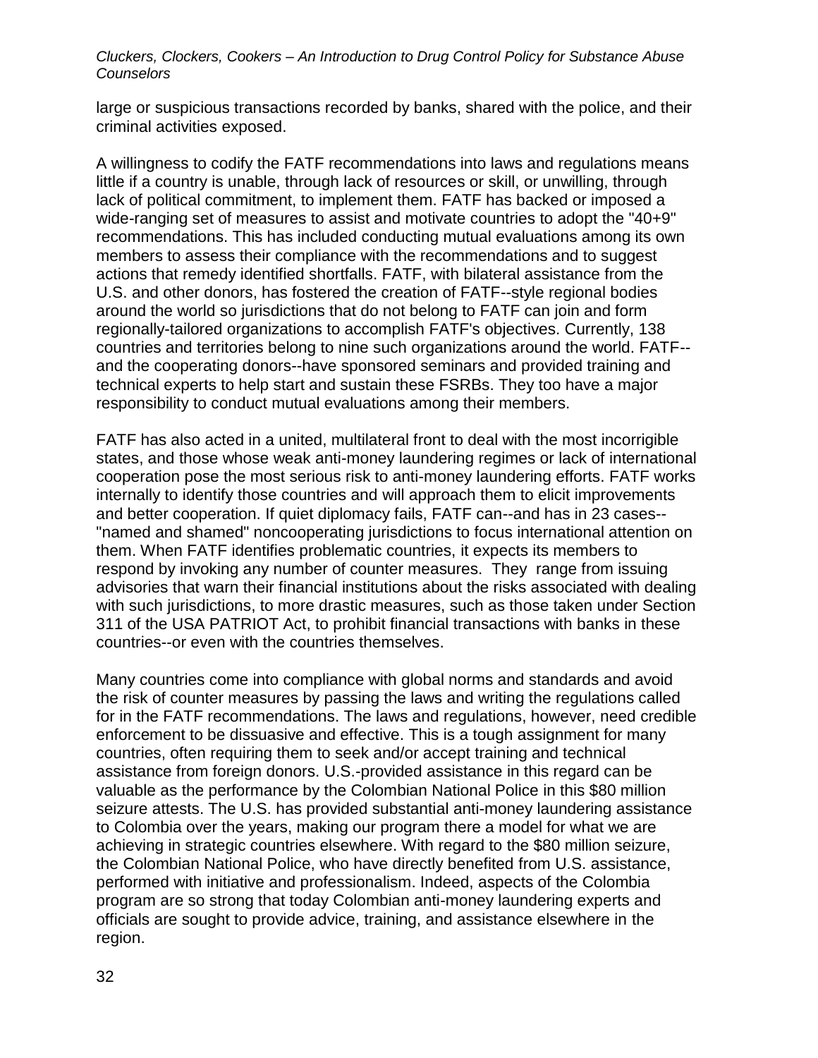large or suspicious transactions recorded by banks, shared with the police, and their criminal activities exposed.

A willingness to codify the FATF recommendations into laws and regulations means little if a country is unable, through lack of resources or skill, or unwilling, through lack of political commitment, to implement them. FATF has backed or imposed a wide-ranging set of measures to assist and motivate countries to adopt the "40+9" recommendations. This has included conducting mutual evaluations among its own members to assess their compliance with the recommendations and to suggest actions that remedy identified shortfalls. FATF, with bilateral assistance from the U.S. and other donors, has fostered the creation of FATF--style regional bodies around the world so jurisdictions that do not belong to FATF can join and form regionally-tailored organizations to accomplish FATF's objectives. Currently, 138 countries and territories belong to nine such organizations around the world. FATF--and the cooperating donors--have sponsored seminars and provided training and technical experts to help start and sustain these FSRBs. They too have a major responsibility to conduct mutual evaluations among their members.

FATF has also acted in a united, multilateral front to deal with the most incorrigible states, and those whose weak anti-money laundering regimes or lack of international cooperation pose the most serious risk to anti-money laundering efforts. FATF works internally to identify those countries and will approach them to elicit improvements and better cooperation. If quiet diplomacy fails, FATF can--and has in 23 cases--"named and shamed" noncooperating jurisdictions to focus international attention on them. When FATF identifies problematic countries, it expects its members to respond by invoking any number of counter measures. They range from issuing advisories that warn their financial institutions about the risks associated with dealing with such jurisdictions, to more drastic measures, such as those taken under Section 311 of the USA PATRIOT Act, to prohibit financial transactions with banks in these countries--or even with the countries themselves.

Many countries come into compliance with global norms and standards and avoid the risk of counter measures by passing the laws and writing the regulations called for in the FATF recommendations. The laws and regulations, however, need credible enforcement to be dissuasive and effective. This is a tough assignment for many countries, often requiring them to seek and/or accept training and technical assistance from foreign donors. U.S.-provided assistance in this regard can be valuable as the performance by the Colombian National Police in this $80 million seizure attests. The U.S. has provided substantial anti-money laundering assistance to Colombia over the years, making our program there a model for what we are achieving in strategic countries elsewhere. With regard to the $80 million seizure, the Colombian National Police, who have directly benefited from U.S. assistance, performed with initiative and professionalism. Indeed, aspects of the Colombia program are so strong that today Colombian anti-money laundering experts and officials are sought to provide advice, training, and assistance elsewhere in the region.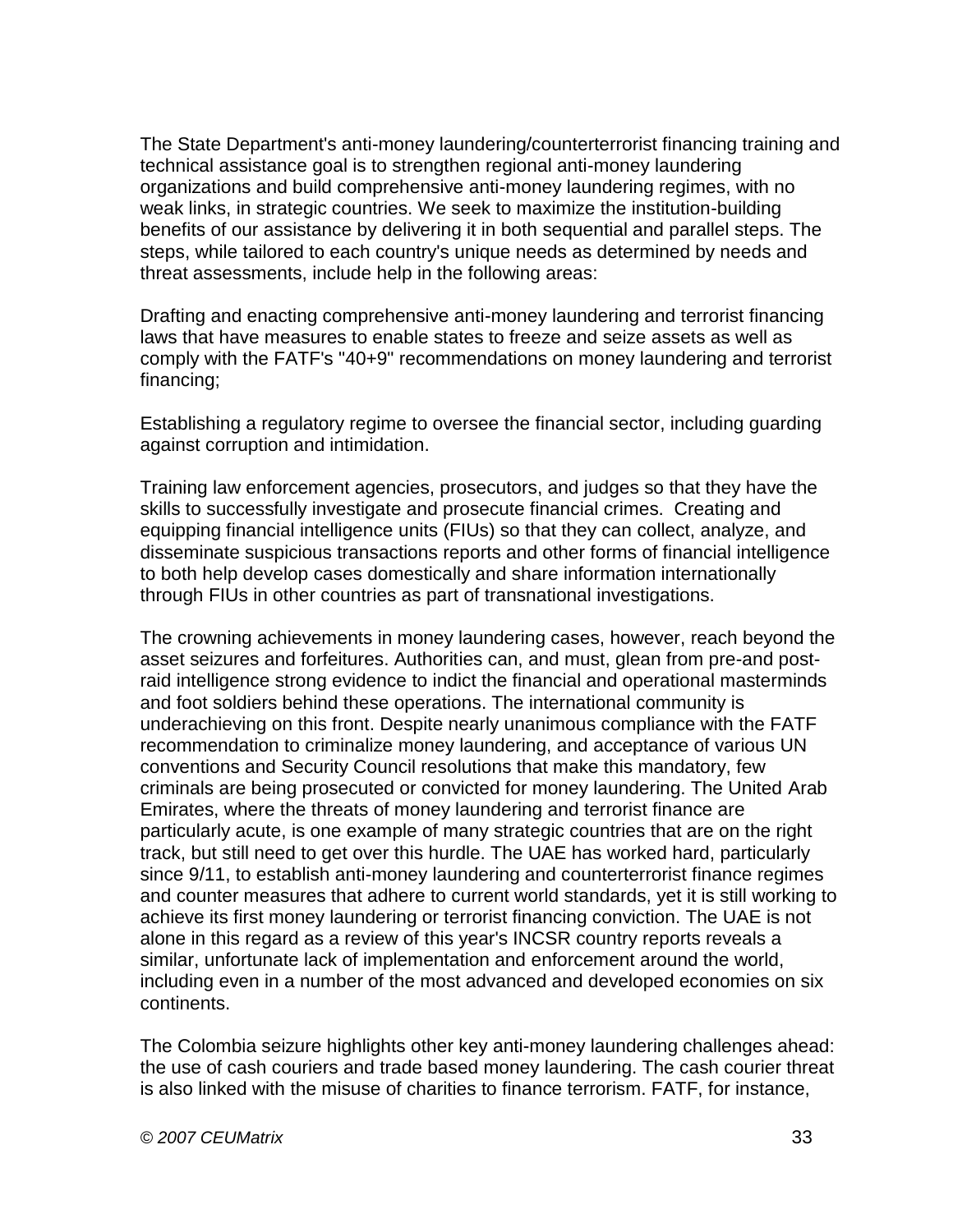The State Department's anti-money laundering/counterterrorist financing training and technical assistance goal is to strengthen regional anti-money laundering organizations and build comprehensive anti-money laundering regimes, with no weak links, in strategic countries. We seek to maximize the institution-building benefits of our assistance by delivering it in both sequential and parallel steps. The steps, while tailored to each country's unique needs as determined by needs and threat assessments, include help in the following areas:

Drafting and enacting comprehensive anti-money laundering and terrorist financing laws that have measures to enable states to freeze and seize assets as well as comply with the FATF's "40+9" recommendations on money laundering and terrorist financing;

Establishing a regulatory regime to oversee the financial sector, including guarding against corruption and intimidation.

Training law enforcement agencies, prosecutors, and judges so that they have the skills to successfully investigate and prosecute financial crimes. Creating and equipping financial intelligence units (FIUs) so that they can collect, analyze, and disseminate suspicious transactions reports and other forms of financial intelligence to both help develop cases domestically and share information internationally through FIUs in other countries as part of transnational investigations.

The crowning achievements in money laundering cases, however, reach beyond the asset seizures and forfeitures. Authorities can, and must, glean from pre-and post-raid intelligence strong evidence to indict the financial and operational masterminds and foot soldiers behind these operations. The international community is underachieving on this front. Despite nearly unanimous compliance with the FATF recommendation to criminalize money laundering, and acceptance of various UN conventions and Security Council resolutions that make this mandatory, few criminals are being prosecuted or convicted for money laundering. The United Arab Emirates, where the threats of money laundering and terrorist finance are particularly acute, is one example of many strategic countries that are on the right track, but still need to get over this hurdle. The UAE has worked hard, particularly since 9/11, to establish anti-money laundering and counterterrorist finance regimes and counter measures that adhere to current world standards, yet it is still working to achieve its first money laundering or terrorist financing conviction. The UAE is not alone in this regard as a review of this year's INCSR country reports reveals a similar, unfortunate lack of implementation and enforcement around the world, including even in a number of the most advanced and developed economies on six continents.

The Colombia seizure highlights other key anti-money laundering challenges ahead: the use of cash couriers and trade based money laundering. The cash courier threat is also linked with the misuse of charities to finance terrorism. FATF, for instance,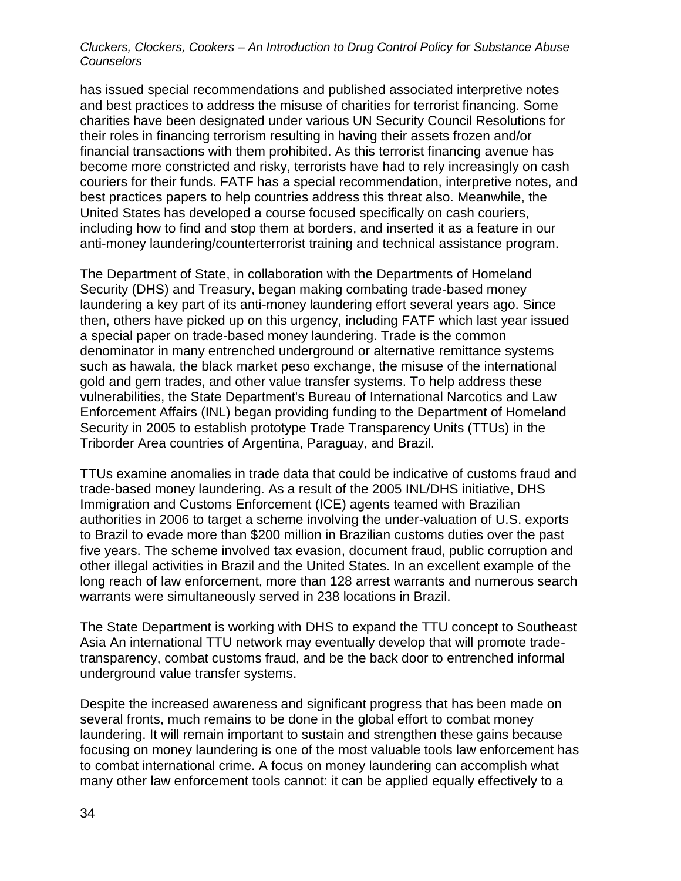has issued special recommendations and published associated interpretive notes and best practices to address the misuse of charities for terrorist financing. Some charities have been designated under various UN Security Council Resolutions for their roles in financing terrorism resulting in having their assets frozen and/or financial transactions with them prohibited. As this terrorist financing avenue has become more constricted and risky, terrorists have had to rely increasingly on cash couriers for their funds. FATF has a special recommendation, interpretive notes, and best practices papers to help countries address this threat also. Meanwhile, the United States has developed a course focused specifically on cash couriers, including how to find and stop them at borders, and inserted it as a feature in our anti-money laundering/counterterrorist training and technical assistance program.

The Department of State, in collaboration with the Departments of Homeland Security (DHS) and Treasury, began making combating trade-based money laundering a key part of its anti-money laundering effort several years ago. Since then, others have picked up on this urgency, including FATF which last year issued a special paper on trade-based money laundering. Trade is the common denominator in many entrenched underground or alternative remittance systems such as hawala, the black market peso exchange, the misuse of the international gold and gem trades, and other value transfer systems. To help address these vulnerabilities, the State Department's Bureau of International Narcotics and Law Enforcement Affairs (INL) began providing funding to the Department of Homeland Security in 2005 to establish prototype Trade Transparency Units (TTUs) in the Triborder Area countries of Argentina, Paraguay, and Brazil.

TTUs examine anomalies in trade data that could be indicative of customs fraud and trade-based money laundering. As a result of the 2005 INL/DHS initiative, DHS Immigration and Customs Enforcement (ICE) agents teamed with Brazilian authorities in 2006 to target a scheme involving the under-valuation of U.S. exports to Brazil to evade more than $200 million in Brazilian customs duties over the past five years. The scheme involved tax evasion, document fraud, public corruption and other illegal activities in Brazil and the United States. In an excellent example of the long reach of law enforcement, more than 128 arrest warrants and numerous search warrants were simultaneously served in 238 locations in Brazil.

The State Department is working with DHS to expand the TTU concept to Southeast Asia An international TTU network may eventually develop that will promote trade-transparency, combat customs fraud, and be the back door to entrenched informal underground value transfer systems.

Despite the increased awareness and significant progress that has been made on several fronts, much remains to be done in the global effort to combat money laundering. It will remain important to sustain and strengthen these gains because focusing on money laundering is one of the most valuable tools law enforcement has to combat international crime. A focus on money laundering can accomplish what many other law enforcement tools cannot: it can be applied equally effectively to a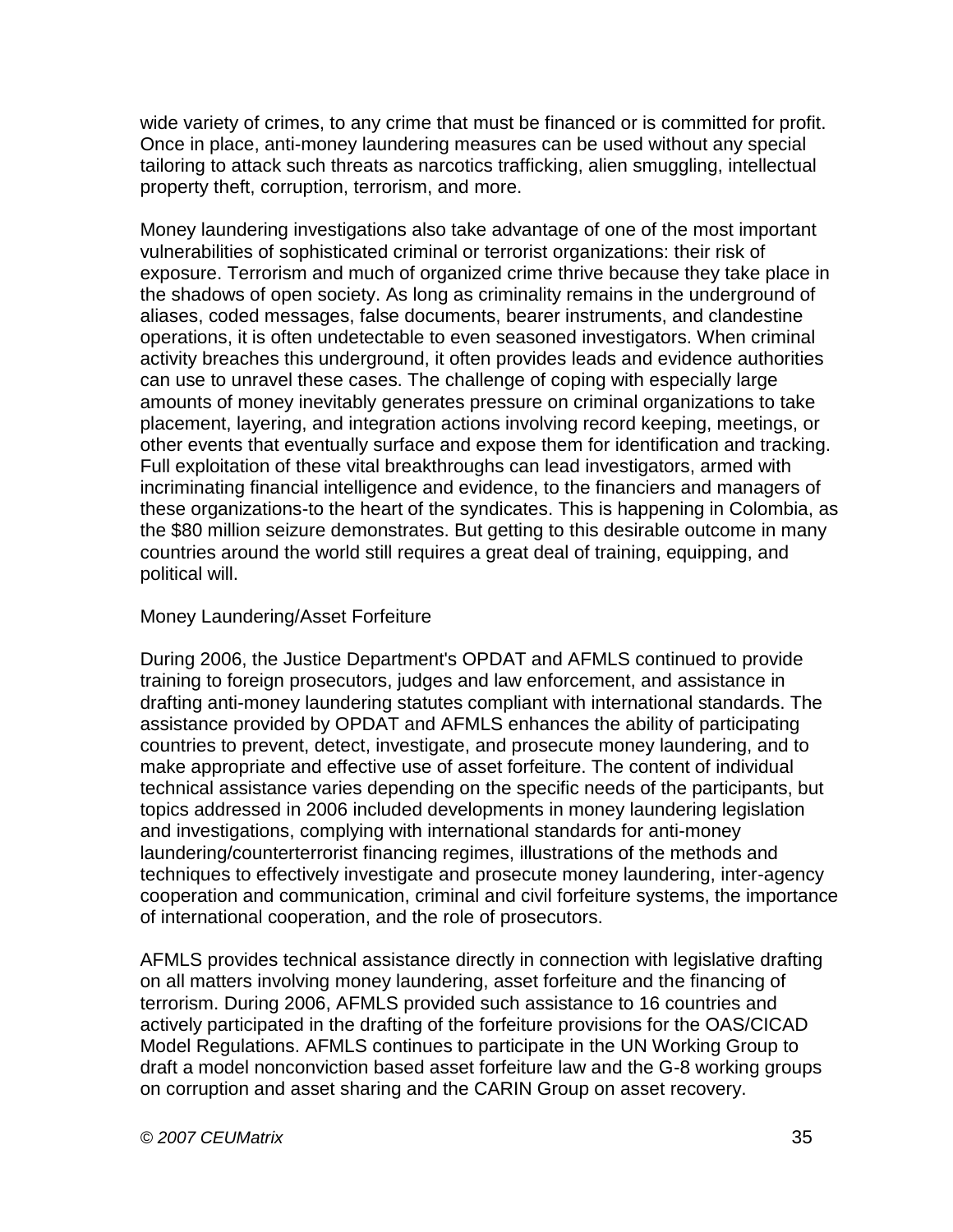wide variety of crimes, to any crime that must be financed or is committed for profit. Once in place, anti-money laundering measures can be used without any special tailoring to attack such threats as narcotics trafficking, alien smuggling, intellectual property theft, corruption, terrorism, and more.

Money laundering investigations also take advantage of one of the most important vulnerabilities of sophisticated criminal or terrorist organizations: their risk of exposure. Terrorism and much of organized crime thrive because they take place in the shadows of open society. As long as criminality remains in the underground of aliases, coded messages, false documents, bearer instruments, and clandestine operations, it is often undetectable to even seasoned investigators. When criminal activity breaches this underground, it often provides leads and evidence authorities can use to unravel these cases. The challenge of coping with especially large amounts of money inevitably generates pressure on criminal organizations to take placement, layering, and integration actions involving record keeping, meetings, or other events that eventually surface and expose them for identification and tracking. Full exploitation of these vital breakthroughs can lead investigators, armed with incriminating financial intelligence and evidence, to the financiers and managers of these organizations-to the heart of the syndicates. This is happening in Colombia, as the $80 million seizure demonstrates. But getting to this desirable outcome in many countries around the world still requires a great deal of training, equipping, and political will.

Money Laundering/Asset Forfeiture

During 2006, the Justice Department's OPDAT and AFMLS continued to provide training to foreign prosecutors, judges and law enforcement, and assistance in drafting anti-money laundering statutes compliant with international standards. The assistance provided by OPDAT and AFMLS enhances the ability of participating countries to prevent, detect, investigate, and prosecute money laundering, and to make appropriate and effective use of asset forfeiture. The content of individual technical assistance varies depending on the specific needs of the participants, but topics addressed in 2006 included developments in money laundering legislation and investigations, complying with international standards for anti-money laundering/counterterrorist financing regimes, illustrations of the methods and techniques to effectively investigate and prosecute money laundering, inter-agency cooperation and communication, criminal and civil forfeiture systems, the importance of international cooperation, and the role of prosecutors.

AFMLS provides technical assistance directly in connection with legislative drafting on all matters involving money laundering, asset forfeiture and the financing of terrorism. During 2006, AFMLS provided such assistance to 16 countries and actively participated in the drafting of the forfeiture provisions for the OAS/CICAD Model Regulations. AFMLS continues to participate in the UN Working Group to draft a model nonconviction based asset forfeiture law and the G-8 working groups on corruption and asset sharing and the CARIN Group on asset recovery.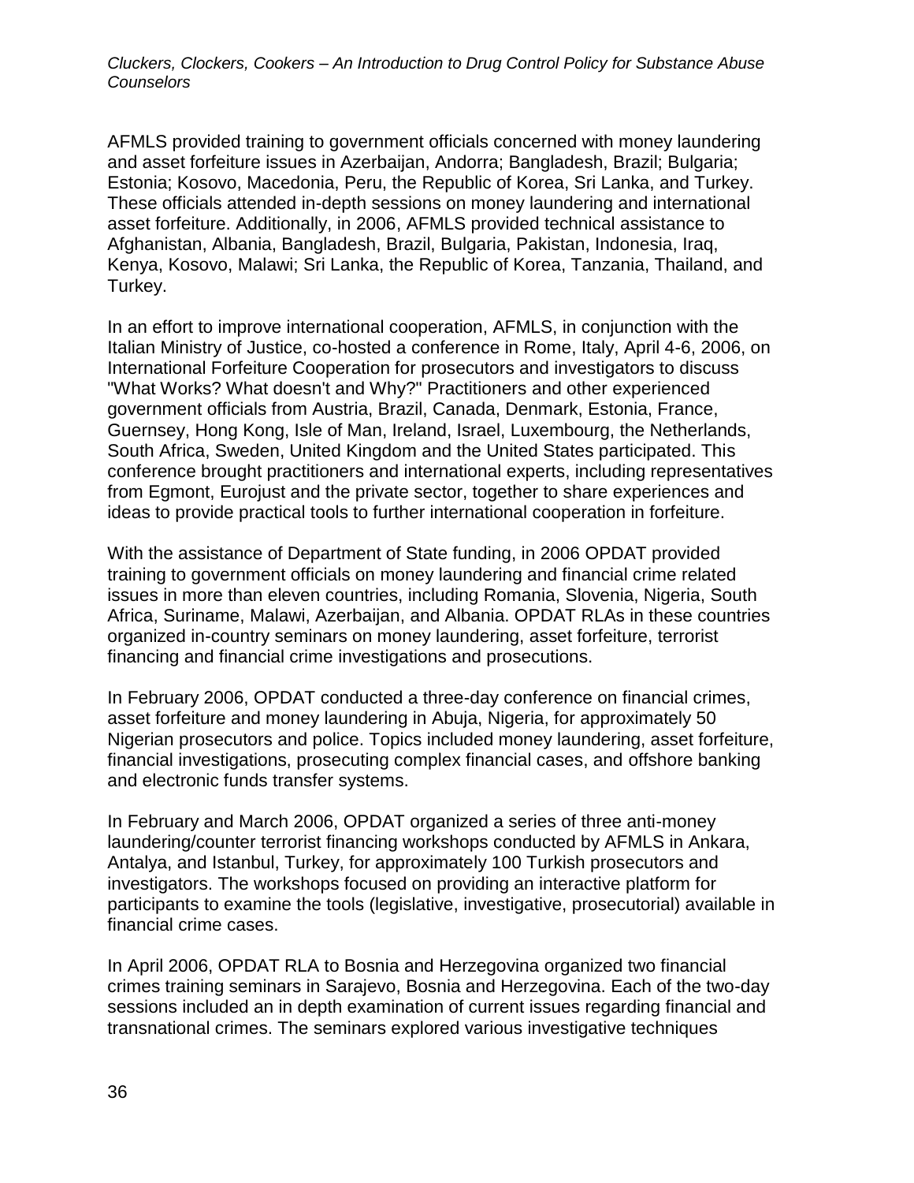AFMLS provided training to government officials concerned with money laundering and asset forfeiture issues in Azerbaijan, Andorra; Bangladesh, Brazil; Bulgaria; Estonia; Kosovo, Macedonia, Peru, the Republic of Korea, Sri Lanka, and Turkey. These officials attended in-depth sessions on money laundering and international asset forfeiture. Additionally, in 2006, AFMLS provided technical assistance to Afghanistan, Albania, Bangladesh, Brazil, Bulgaria, Pakistan, Indonesia, Iraq, Kenya, Kosovo, Malawi; Sri Lanka, the Republic of Korea, Tanzania, Thailand, and Turkey.

In an effort to improve international cooperation, AFMLS, in conjunction with the Italian Ministry of Justice, co-hosted a conference in Rome, Italy, April 4-6, 2006, on International Forfeiture Cooperation for prosecutors and investigators to discuss "What Works? What doesn't and Why?" Practitioners and other experienced government officials from Austria, Brazil, Canada, Denmark, Estonia, France, Guernsey, Hong Kong, Isle of Man, Ireland, Israel, Luxembourg, the Netherlands, South Africa, Sweden, United Kingdom and the United States participated. This conference brought practitioners and international experts, including representatives from Egmont, Eurojust and the private sector, together to share experiences and ideas to provide practical tools to further international cooperation in forfeiture.

With the assistance of Department of State funding, in 2006 OPDAT provided training to government officials on money laundering and financial crime related issues in more than eleven countries, including Romania, Slovenia, Nigeria, South Africa, Suriname, Malawi, Azerbaijan, and Albania. OPDAT RLAs in these countries organized in-country seminars on money laundering, asset forfeiture, terrorist financing and financial crime investigations and prosecutions.

In February 2006, OPDAT conducted a three-day conference on financial crimes, asset forfeiture and money laundering in Abuja, Nigeria, for approximately 50 Nigerian prosecutors and police. Topics included money laundering, asset forfeiture, financial investigations, prosecuting complex financial cases, and offshore banking and electronic funds transfer systems.

In February and March 2006, OPDAT organized a series of three anti-money laundering/counter terrorist financing workshops conducted by AFMLS in Ankara, Antalya, and Istanbul, Turkey, for approximately 100 Turkish prosecutors and investigators. The workshops focused on providing an interactive platform for participants to examine the tools (legislative, investigative, prosecutorial) available in financial crime cases.

In April 2006, OPDAT RLA to Bosnia and Herzegovina organized two financial crimes training seminars in Sarajevo, Bosnia and Herzegovina. Each of the two-day sessions included an in depth examination of current issues regarding financial and transnational crimes. The seminars explored various investigative techniques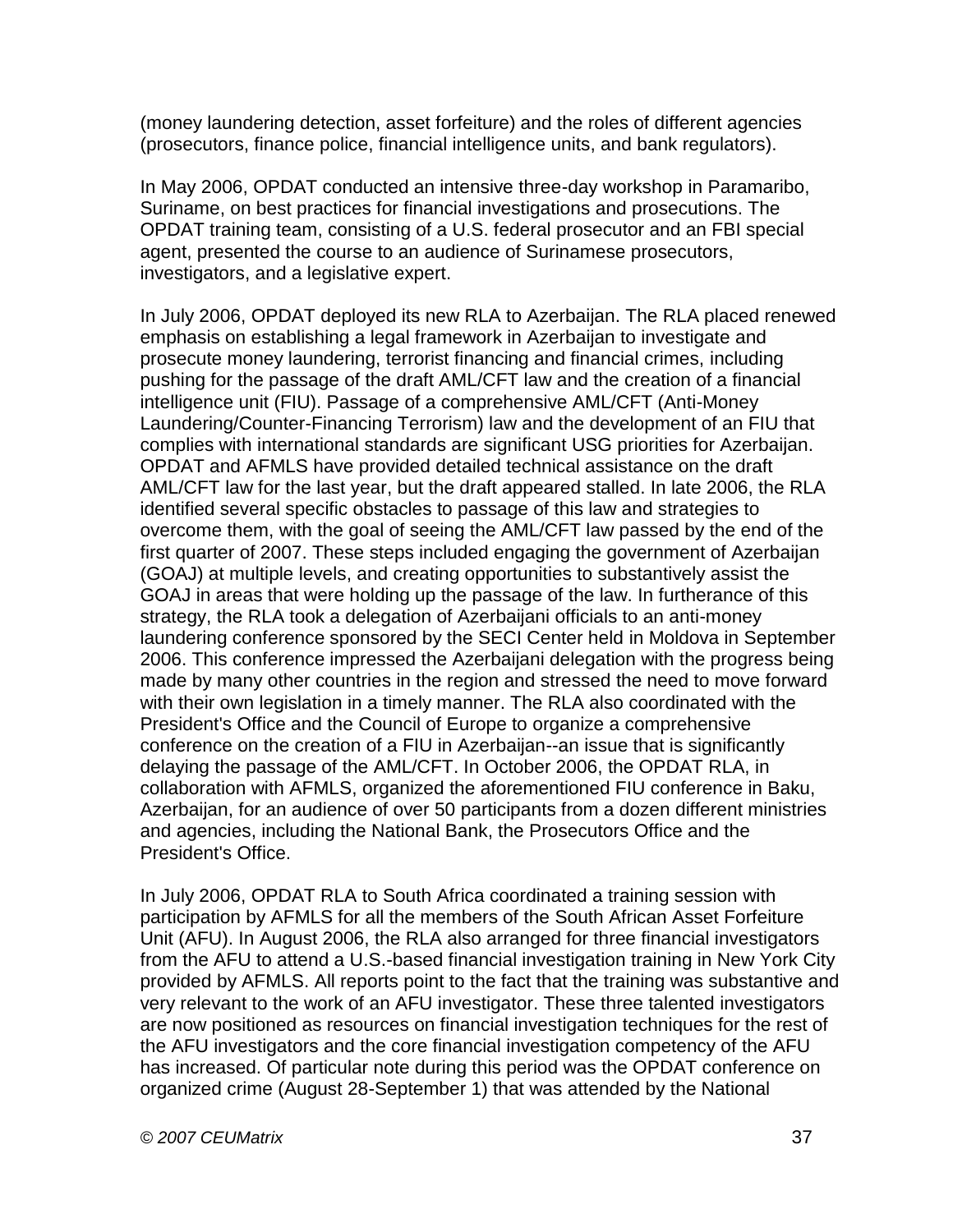(money laundering detection, asset forfeiture) and the roles of different agencies (prosecutors, finance police, financial intelligence units, and bank regulators).

In May 2006, OPDAT conducted an intensive three-day workshop in Paramaribo, Suriname, on best practices for financial investigations and prosecutions. The OPDAT training team, consisting of a U.S. federal prosecutor and an FBI special agent, presented the course to an audience of Surinamese prosecutors, investigators, and a legislative expert.

In July 2006, OPDAT deployed its new RLA to Azerbaijan. The RLA placed renewed emphasis on establishing a legal framework in Azerbaijan to investigate and prosecute money laundering, terrorist financing and financial crimes, including pushing for the passage of the draft AML/CFT law and the creation of a financial intelligence unit (FIU). Passage of a comprehensive AML/CFT (Anti-Money Laundering/Counter-Financing Terrorism) law and the development of an FIU that complies with international standards are significant USG priorities for Azerbaijan. OPDAT and AFMLS have provided detailed technical assistance on the draft AML/CFT law for the last year, but the draft appeared stalled. In late 2006, the RLA identified several specific obstacles to passage of this law and strategies to overcome them, with the goal of seeing the AML/CFT law passed by the end of the first quarter of 2007. These steps included engaging the government of Azerbaijan (GOAJ) at multiple levels, and creating opportunities to substantively assist the GOAJ in areas that were holding up the passage of the law. In furtherance of this strategy, the RLA took a delegation of Azerbaijani officials to an anti-money laundering conference sponsored by the SECI Center held in Moldova in September 2006. This conference impressed the Azerbaijani delegation with the progress being made by many other countries in the region and stressed the need to move forward with their own legislation in a timely manner. The RLA also coordinated with the President's Office and the Council of Europe to organize a comprehensive conference on the creation of a FIU in Azerbaijan--an issue that is significantly delaying the passage of the AML/CFT. In October 2006, the OPDAT RLA, in collaboration with AFMLS, organized the aforementioned FIU conference in Baku, Azerbaijan, for an audience of over 50 participants from a dozen different ministries and agencies, including the National Bank, the Prosecutors Office and the President's Office.

In July 2006, OPDAT RLA to South Africa coordinated a training session with participation by AFMLS for all the members of the South African Asset Forfeiture Unit (AFU). In August 2006, the RLA also arranged for three financial investigators from the AFU to attend a U.S.-based financial investigation training in New York City provided by AFMLS. All reports point to the fact that the training was substantive and very relevant to the work of an AFU investigator. These three talented investigators are now positioned as resources on financial investigation techniques for the rest of the AFU investigators and the core financial investigation competency of the AFU has increased. Of particular note during this period was the OPDAT conference on organized crime (August 28-September 1) that was attended by the National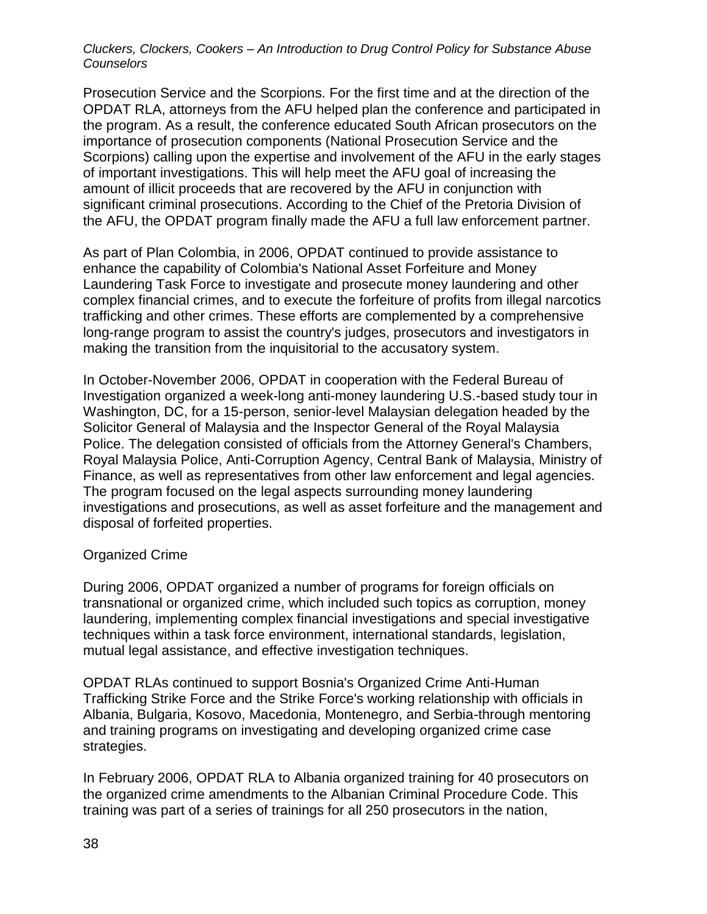Prosecution Service and the Scorpions. For the first time and at the direction of the OPDAT RLA, attorneys from the AFU helped plan the conference and participated in the program. As a result, the conference educated South African prosecutors on the importance of prosecution components (National Prosecution Service and the Scorpions) calling upon the expertise and involvement of the AFU in the early stages of important investigations. This will help meet the AFU goal of increasing the amount of illicit proceeds that are recovered by the AFU in conjunction with significant criminal prosecutions. According to the Chief of the Pretoria Division of the AFU, the OPDAT program finally made the AFU a full law enforcement partner.

As part of Plan Colombia, in 2006, OPDAT continued to provide assistance to enhance the capability of Colombia's National Asset Forfeiture and Money Laundering Task Force to investigate and prosecute money laundering and other complex financial crimes, and to execute the forfeiture of profits from illegal narcotics trafficking and other crimes. These efforts are complemented by a comprehensive long-range program to assist the country's judges, prosecutors and investigators in making the transition from the inquisitorial to the accusatory system.

In October-November 2006, OPDAT in cooperation with the Federal Bureau of Investigation organized a week-long anti-money laundering U.S.-based study tour in Washington, DC, for a 15-person, senior-level Malaysian delegation headed by the Solicitor General of Malaysia and the Inspector General of the Royal Malaysia Police. The delegation consisted of officials from the Attorney General's Chambers, Royal Malaysia Police, Anti-Corruption Agency, Central Bank of Malaysia, Ministry of Finance, as well as representatives from other law enforcement and legal agencies. The program focused on the legal aspects surrounding money laundering investigations and prosecutions, as well as asset forfeiture and the management and disposal of forfeited properties.

## Organized Crime

During 2006, OPDAT organized a number of programs for foreign officials on transnational or organized crime, which included such topics as corruption, money laundering, implementing complex financial investigations and special investigative techniques within a task force environment, international standards, legislation, mutual legal assistance, and effective investigation techniques.

OPDAT RLAs continued to support Bosnia's Organized Crime Anti-Human Trafficking Strike Force and the Strike Force's working relationship with officials in Albania, Bulgaria, Kosovo, Macedonia, Montenegro, and Serbia-through mentoring and training programs on investigating and developing organized crime case strategies.

In February 2006, OPDAT RLA to Albania organized training for 40 prosecutors on the organized crime amendments to the Albanian Criminal Procedure Code. This training was part of a series of trainings for all 250 prosecutors in the nation,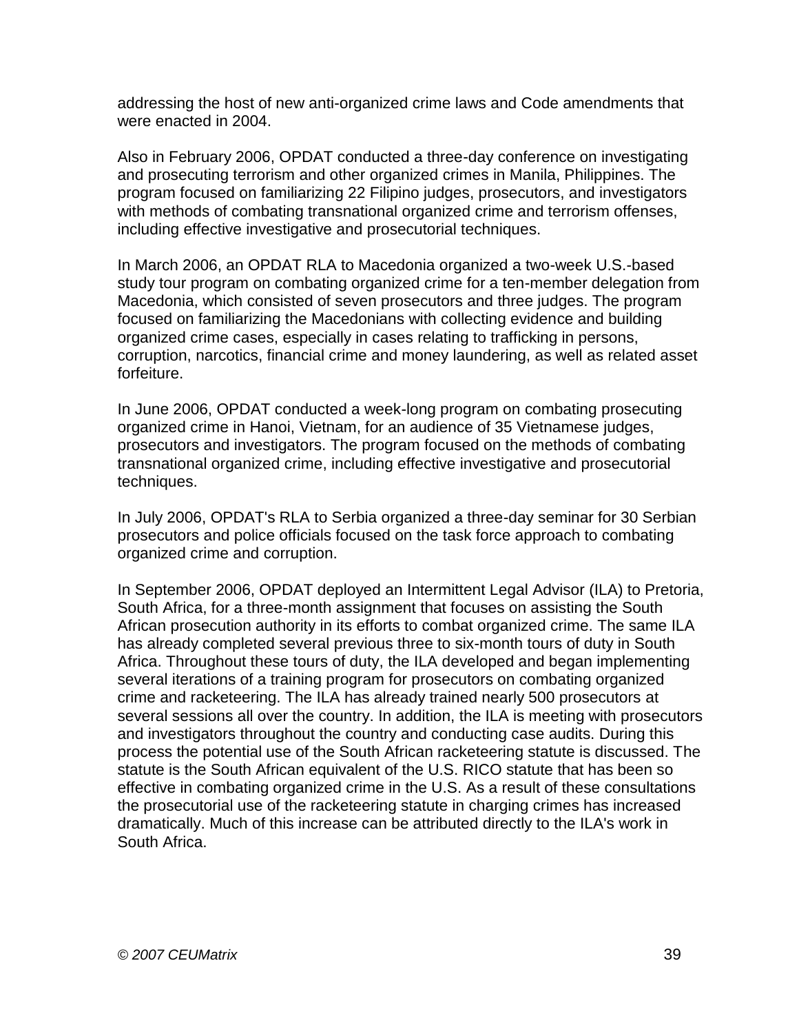addressing the host of new anti-organized crime laws and Code amendments that were enacted in 2004.

Also in February 2006, OPDAT conducted a three-day conference on investigating and prosecuting terrorism and other organized crimes in Manila, Philippines. The program focused on familiarizing 22 Filipino judges, prosecutors, and investigators with methods of combating transnational organized crime and terrorism offenses, including effective investigative and prosecutorial techniques.

In March 2006, an OPDAT RLA to Macedonia organized a two-week U.S.-based study tour program on combating organized crime for a ten-member delegation from Macedonia, which consisted of seven prosecutors and three judges. The program focused on familiarizing the Macedonians with collecting evidence and building organized crime cases, especially in cases relating to trafficking in persons, corruption, narcotics, financial crime and money laundering, as well as related asset forfeiture.

In June 2006, OPDAT conducted a week-long program on combating prosecuting organized crime in Hanoi, Vietnam, for an audience of 35 Vietnamese judges, prosecutors and investigators. The program focused on the methods of combating transnational organized crime, including effective investigative and prosecutorial techniques.

In July 2006, OPDAT's RLA to Serbia organized a three-day seminar for 30 Serbian prosecutors and police officials focused on the task force approach to combating organized crime and corruption.

In September 2006, OPDAT deployed an Intermittent Legal Advisor (ILA) to Pretoria, South Africa, for a three-month assignment that focuses on assisting the South African prosecution authority in its efforts to combat organized crime. The same ILA has already completed several previous three to six-month tours of duty in South Africa. Throughout these tours of duty, the ILA developed and began implementing several iterations of a training program for prosecutors on combating organized crime and racketeering. The ILA has already trained nearly 500 prosecutors at several sessions all over the country. In addition, the ILA is meeting with prosecutors and investigators throughout the country and conducting case audits. During this process the potential use of the South African racketeering statute is discussed. The statute is the South African equivalent of the U.S. RICO statute that has been so effective in combating organized crime in the U.S. As a result of these consultations the prosecutorial use of the racketeering statute in charging crimes has increased dramatically. Much of this increase can be attributed directly to the ILA's work in South Africa.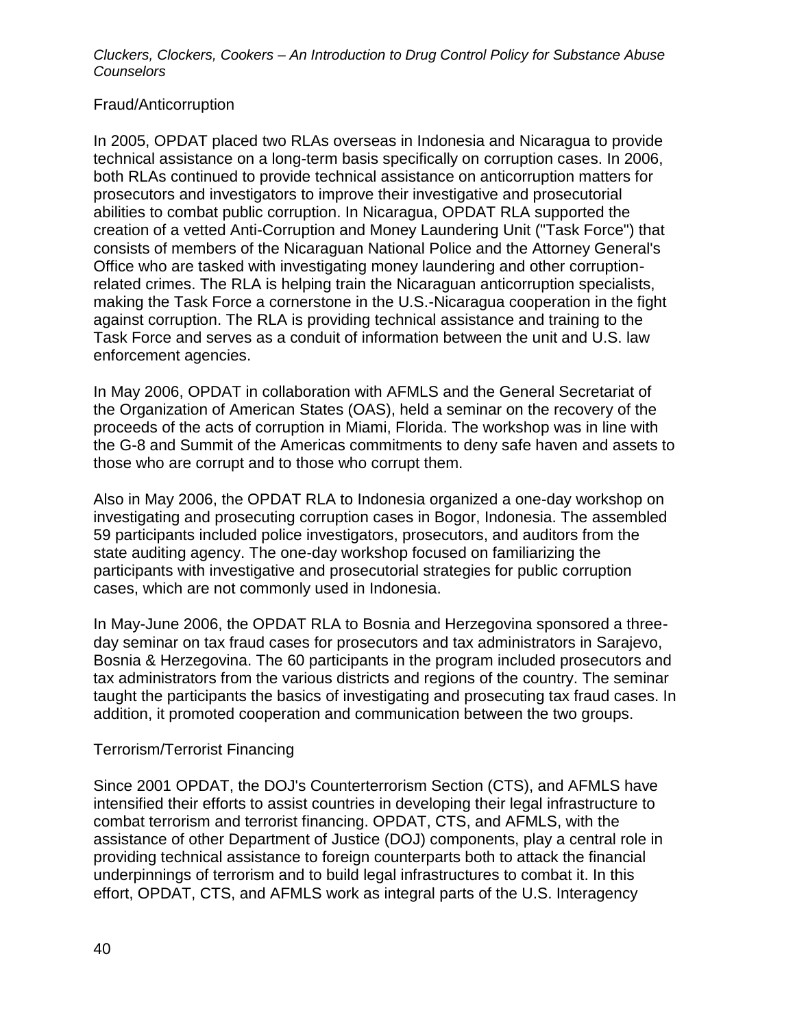## Fraud/Anticorruption

In 2005, OPDAT placed two RLAs overseas in Indonesia and Nicaragua to provide technical assistance on a long-term basis specifically on corruption cases. In 2006, both RLAs continued to provide technical assistance on anticorruption matters for prosecutors and investigators to improve their investigative and prosecutorial abilities to combat public corruption. In Nicaragua, OPDAT RLA supported the creation of a vetted Anti-Corruption and Money Laundering Unit ("Task Force") that consists of members of the Nicaraguan National Police and the Attorney General's Office who are tasked with investigating money laundering and other corruption-related crimes. The RLA is helping train the Nicaraguan anticorruption specialists, making the Task Force a cornerstone in the U.S.-Nicaragua cooperation in the fight against corruption. The RLA is providing technical assistance and training to the Task Force and serves as a conduit of information between the unit and U.S. law enforcement agencies.

In May 2006, OPDAT in collaboration with AFMLS and the General Secretariat of the Organization of American States (OAS), held a seminar on the recovery of the proceeds of the acts of corruption in Miami, Florida. The workshop was in line with the G-8 and Summit of the Americas commitments to deny safe haven and assets to those who are corrupt and to those who corrupt them.

Also in May 2006, the OPDAT RLA to Indonesia organized a one-day workshop on investigating and prosecuting corruption cases in Bogor, Indonesia. The assembled 59 participants included police investigators, prosecutors, and auditors from the state auditing agency. The one-day workshop focused on familiarizing the participants with investigative and prosecutorial strategies for public corruption cases, which are not commonly used in Indonesia.

In May-June 2006, the OPDAT RLA to Bosnia and Herzegovina sponsored a three-day seminar on tax fraud cases for prosecutors and tax administrators in Sarajevo, Bosnia & Herzegovina. The 60 participants in the program included prosecutors and tax administrators from the various districts and regions of the country. The seminar taught the participants the basics of investigating and prosecuting tax fraud cases. In addition, it promoted cooperation and communication between the two groups.

## Terrorism/Terrorist Financing

Since 2001 OPDAT, the DOJ's Counterterrorism Section (CTS), and AFMLS have intensified their efforts to assist countries in developing their legal infrastructure to combat terrorism and terrorist financing. OPDAT, CTS, and AFMLS, with the assistance of other Department of Justice (DOJ) components, play a central role in providing technical assistance to foreign counterparts both to attack the financial underpinnings of terrorism and to build legal infrastructures to combat it. In this effort, OPDAT, CTS, and AFMLS work as integral parts of the U.S. Interagency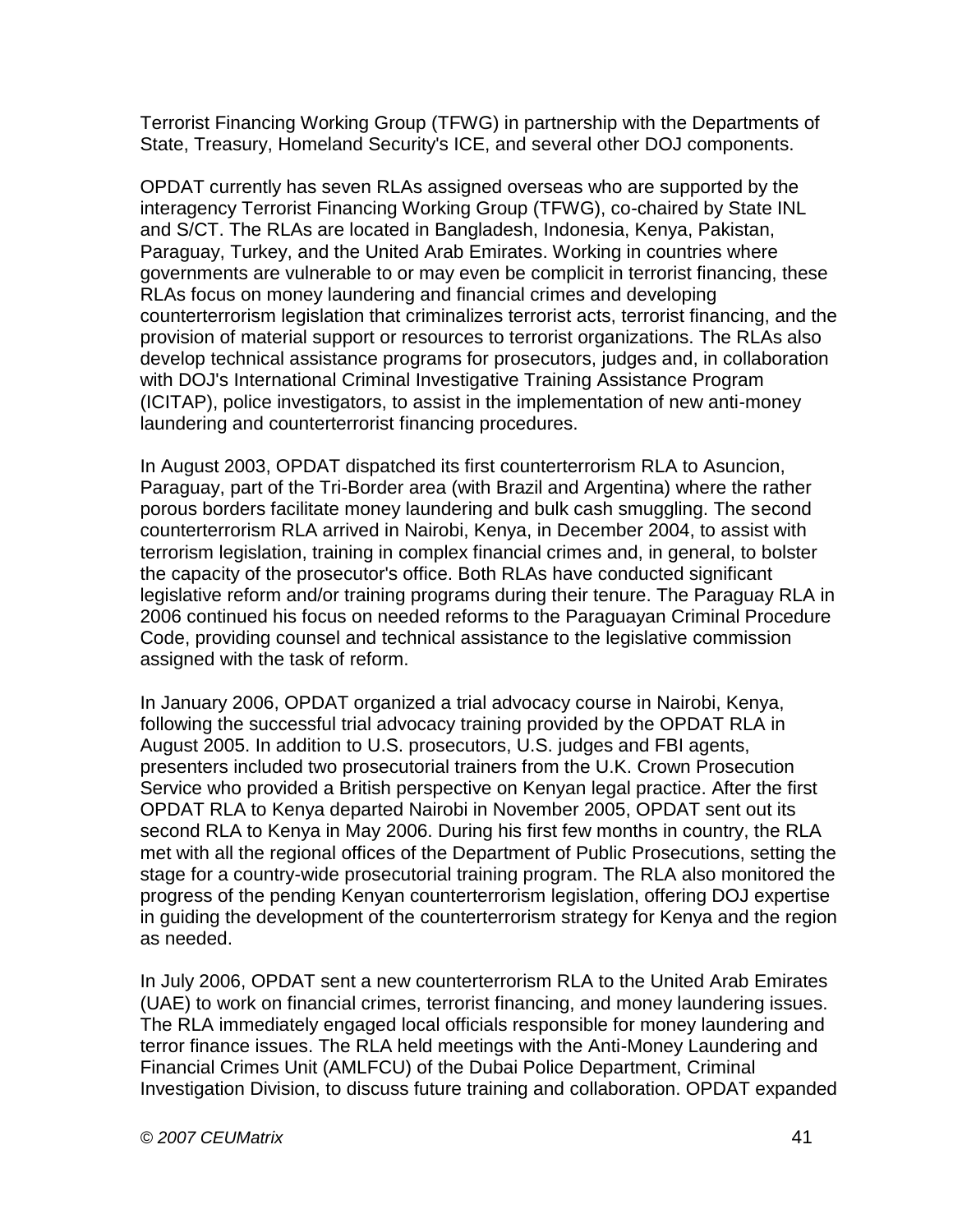Terrorist Financing Working Group (TFWG) in partnership with the Departments of State, Treasury, Homeland Security's ICE, and several other DOJ components.

OPDAT currently has seven RLAs assigned overseas who are supported by the interagency Terrorist Financing Working Group (TFWG), co-chaired by State INL and S/CT. The RLAs are located in Bangladesh, Indonesia, Kenya, Pakistan, Paraguay, Turkey, and the United Arab Emirates. Working in countries where governments are vulnerable to or may even be complicit in terrorist financing, these RLAs focus on money laundering and financial crimes and developing counterterrorism legislation that criminalizes terrorist acts, terrorist financing, and the provision of material support or resources to terrorist organizations. The RLAs also develop technical assistance programs for prosecutors, judges and, in collaboration with DOJ's International Criminal Investigative Training Assistance Program (ICITAP), police investigators, to assist in the implementation of new anti-money laundering and counterterrorist financing procedures.

In August 2003, OPDAT dispatched its first counterterrorism RLA to Asuncion, Paraguay, part of the Tri-Border area (with Brazil and Argentina) where the rather porous borders facilitate money laundering and bulk cash smuggling. The second counterterrorism RLA arrived in Nairobi, Kenya, in December 2004, to assist with terrorism legislation, training in complex financial crimes and, in general, to bolster the capacity of the prosecutor's office. Both RLAs have conducted significant legislative reform and/or training programs during their tenure. The Paraguay RLA in 2006 continued his focus on needed reforms to the Paraguayan Criminal Procedure Code, providing counsel and technical assistance to the legislative commission assigned with the task of reform.

In January 2006, OPDAT organized a trial advocacy course in Nairobi, Kenya, following the successful trial advocacy training provided by the OPDAT RLA in August 2005. In addition to U.S. prosecutors, U.S. judges and FBI agents, presenters included two prosecutorial trainers from the U.K. Crown Prosecution Service who provided a British perspective on Kenyan legal practice. After the first OPDAT RLA to Kenya departed Nairobi in November 2005, OPDAT sent out its second RLA to Kenya in May 2006. During his first few months in country, the RLA met with all the regional offices of the Department of Public Prosecutions, setting the stage for a country-wide prosecutorial training program. The RLA also monitored the progress of the pending Kenyan counterterrorism legislation, offering DOJ expertise in guiding the development of the counterterrorism strategy for Kenya and the region as needed.

In July 2006, OPDAT sent a new counterterrorism RLA to the United Arab Emirates (UAE) to work on financial crimes, terrorist financing, and money laundering issues. The RLA immediately engaged local officials responsible for money laundering and terror finance issues. The RLA held meetings with the Anti-Money Laundering and Financial Crimes Unit (AMLFCU) of the Dubai Police Department, Criminal Investigation Division, to discuss future training and collaboration. OPDAT expanded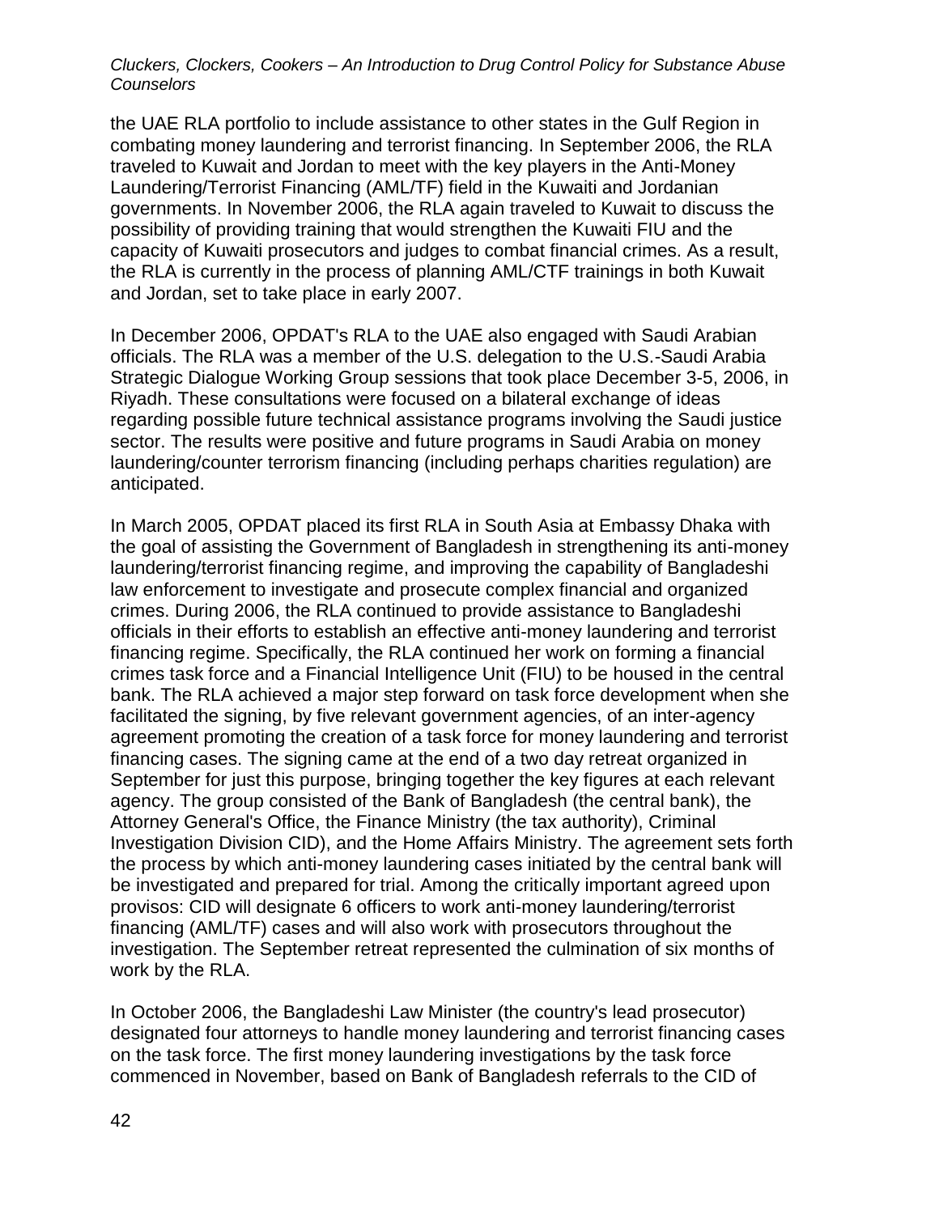the UAE RLA portfolio to include assistance to other states in the Gulf Region in combating money laundering and terrorist financing. In September 2006, the RLA traveled to Kuwait and Jordan to meet with the key players in the Anti-Money Laundering/Terrorist Financing (AML/TF) field in the Kuwaiti and Jordanian governments. In November 2006, the RLA again traveled to Kuwait to discuss the possibility of providing training that would strengthen the Kuwaiti FIU and the capacity of Kuwaiti prosecutors and judges to combat financial crimes. As a result, the RLA is currently in the process of planning AML/CTF trainings in both Kuwait and Jordan, set to take place in early 2007.

In December 2006, OPDAT's RLA to the UAE also engaged with Saudi Arabian officials. The RLA was a member of the U.S. delegation to the U.S.-Saudi Arabia Strategic Dialogue Working Group sessions that took place December 3-5, 2006, in Riyadh. These consultations were focused on a bilateral exchange of ideas regarding possible future technical assistance programs involving the Saudi justice sector. The results were positive and future programs in Saudi Arabia on money laundering/counter terrorism financing (including perhaps charities regulation) are anticipated.

In March 2005, OPDAT placed its first RLA in South Asia at Embassy Dhaka with the goal of assisting the Government of Bangladesh in strengthening its anti-money laundering/terrorist financing regime, and improving the capability of Bangladeshi law enforcement to investigate and prosecute complex financial and organized crimes. During 2006, the RLA continued to provide assistance to Bangladeshi officials in their efforts to establish an effective anti-money laundering and terrorist financing regime. Specifically, the RLA continued her work on forming a financial crimes task force and a Financial Intelligence Unit (FIU) to be housed in the central bank. The RLA achieved a major step forward on task force development when she facilitated the signing, by five relevant government agencies, of an inter-agency agreement promoting the creation of a task force for money laundering and terrorist financing cases. The signing came at the end of a two day retreat organized in September for just this purpose, bringing together the key figures at each relevant agency. The group consisted of the Bank of Bangladesh (the central bank), the Attorney General's Office, the Finance Ministry (the tax authority), Criminal Investigation Division CID), and the Home Affairs Ministry. The agreement sets forth the process by which anti-money laundering cases initiated by the central bank will be investigated and prepared for trial. Among the critically important agreed upon provisos: CID will designate 6 officers to work anti-money laundering/terrorist financing (AML/TF) cases and will also work with prosecutors throughout the investigation. The September retreat represented the culmination of six months of work by the RLA.

In October 2006, the Bangladeshi Law Minister (the country's lead prosecutor) designated four attorneys to handle money laundering and terrorist financing cases on the task force. The first money laundering investigations by the task force commenced in November, based on Bank of Bangladesh referrals to the CID of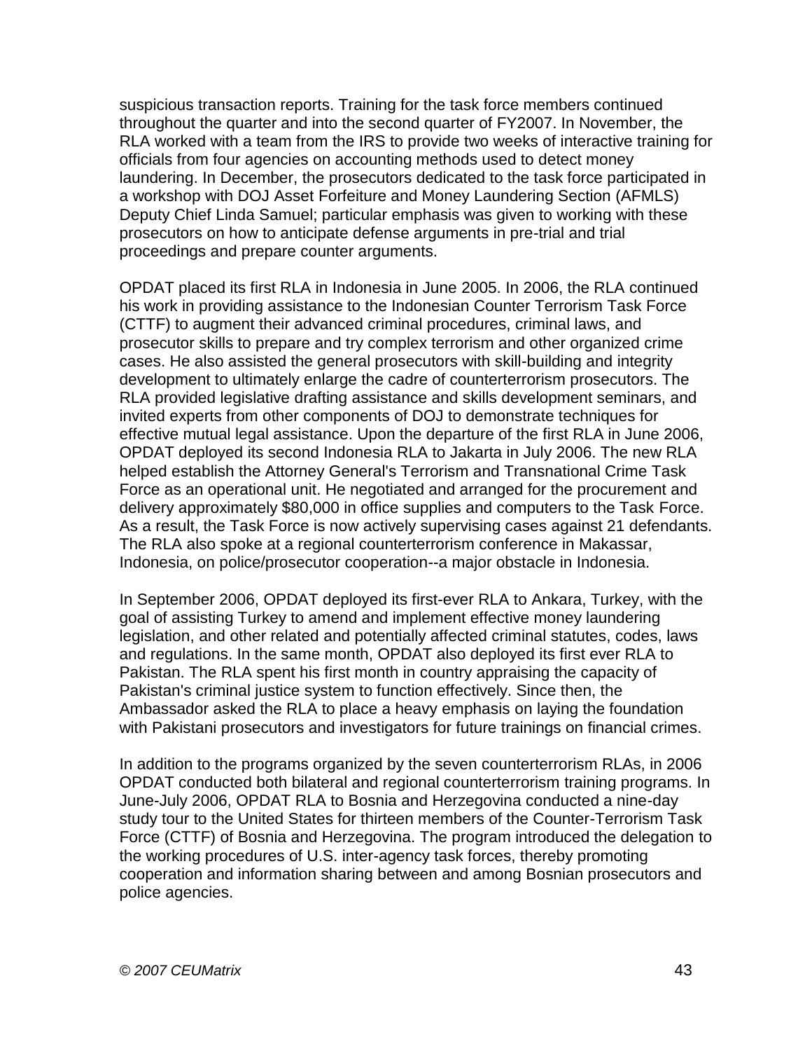suspicious transaction reports. Training for the task force members continued throughout the quarter and into the second quarter of FY2007. In November, the RLA worked with a team from the IRS to provide two weeks of interactive training for officials from four agencies on accounting methods used to detect money laundering. In December, the prosecutors dedicated to the task force participated in a workshop with DOJ Asset Forfeiture and Money Laundering Section (AFMLS) Deputy Chief Linda Samuel; particular emphasis was given to working with these prosecutors on how to anticipate defense arguments in pre-trial and trial proceedings and prepare counter arguments.

OPDAT placed its first RLA in Indonesia in June 2005. In 2006, the RLA continued his work in providing assistance to the Indonesian Counter Terrorism Task Force (CTTF) to augment their advanced criminal procedures, criminal laws, and prosecutor skills to prepare and try complex terrorism and other organized crime cases. He also assisted the general prosecutors with skill-building and integrity development to ultimately enlarge the cadre of counterterrorism prosecutors. The RLA provided legislative drafting assistance and skills development seminars, and invited experts from other components of DOJ to demonstrate techniques for effective mutual legal assistance. Upon the departure of the first RLA in June 2006, OPDAT deployed its second Indonesia RLA to Jakarta in July 2006. The new RLA helped establish the Attorney General's Terrorism and Transnational Crime Task Force as an operational unit. He negotiated and arranged for the procurement and delivery approximately $80,000 in office supplies and computers to the Task Force. As a result, the Task Force is now actively supervising cases against 21 defendants. The RLA also spoke at a regional counterterrorism conference in Makassar, Indonesia, on police/prosecutor cooperation--a major obstacle in Indonesia.

In September 2006, OPDAT deployed its first-ever RLA to Ankara, Turkey, with the goal of assisting Turkey to amend and implement effective money laundering legislation, and other related and potentially affected criminal statutes, codes, laws and regulations. In the same month, OPDAT also deployed its first ever RLA to Pakistan. The RLA spent his first month in country appraising the capacity of Pakistan's criminal justice system to function effectively. Since then, the Ambassador asked the RLA to place a heavy emphasis on laying the foundation with Pakistani prosecutors and investigators for future trainings on financial crimes.

In addition to the programs organized by the seven counterterrorism RLAs, in 2006 OPDAT conducted both bilateral and regional counterterrorism training programs. In June-July 2006, OPDAT RLA to Bosnia and Herzegovina conducted a nine-day study tour to the United States for thirteen members of the Counter-Terrorism Task Force (CTTF) of Bosnia and Herzegovina. The program introduced the delegation to the working procedures of U.S. inter-agency task forces, thereby promoting cooperation and information sharing between and among Bosnian prosecutors and police agencies.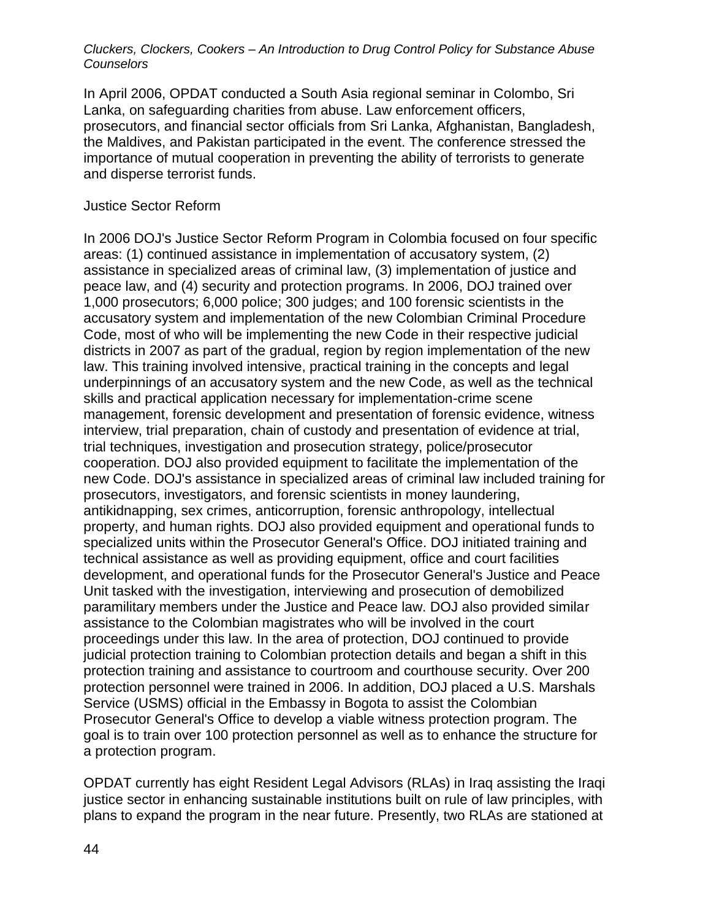In April 2006, OPDAT conducted a South Asia regional seminar in Colombo, Sri Lanka, on safeguarding charities from abuse. Law enforcement officers, prosecutors, and financial sector officials from Sri Lanka, Afghanistan, Bangladesh, the Maldives, and Pakistan participated in the event. The conference stressed the importance of mutual cooperation in preventing the ability of terrorists to generate and disperse terrorist funds.

Justice Sector Reform

In 2006 DOJ's Justice Sector Reform Program in Colombia focused on four specific areas: (1) continued assistance in implementation of accusatory system, (2) assistance in specialized areas of criminal law, (3) implementation of justice and peace law, and (4) security and protection programs. In 2006, DOJ trained over 1,000 prosecutors; 6,000 police; 300 judges; and 100 forensic scientists in the accusatory system and implementation of the new Colombian Criminal Procedure Code, most of who will be implementing the new Code in their respective judicial districts in 2007 as part of the gradual, region by region implementation of the new law. This training involved intensive, practical training in the concepts and legal underpinnings of an accusatory system and the new Code, as well as the technical skills and practical application necessary for implementation-crime scene management, forensic development and presentation of forensic evidence, witness interview, trial preparation, chain of custody and presentation of evidence at trial, trial techniques, investigation and prosecution strategy, police/prosecutor cooperation. DOJ also provided equipment to facilitate the implementation of the new Code. DOJ's assistance in specialized areas of criminal law included training for prosecutors, investigators, and forensic scientists in money laundering, antikidnapping, sex crimes, anticorruption, forensic anthropology, intellectual property, and human rights. DOJ also provided equipment and operational funds to specialized units within the Prosecutor General's Office. DOJ initiated training and technical assistance as well as providing equipment, office and court facilities development, and operational funds for the Prosecutor General's Justice and Peace Unit tasked with the investigation, interviewing and prosecution of demobilized paramilitary members under the Justice and Peace law. DOJ also provided similar assistance to the Colombian magistrates who will be involved in the court proceedings under this law. In the area of protection, DOJ continued to provide judicial protection training to Colombian protection details and began a shift in this protection training and assistance to courtroom and courthouse security. Over 200 protection personnel were trained in 2006. In addition, DOJ placed a U.S. Marshals Service (USMS) official in the Embassy in Bogota to assist the Colombian Prosecutor General's Office to develop a viable witness protection program. The goal is to train over 100 protection personnel as well as to enhance the structure for a protection program.

OPDAT currently has eight Resident Legal Advisors (RLAs) in Iraq assisting the Iraqi justice sector in enhancing sustainable institutions built on rule of law principles, with plans to expand the program in the near future. Presently, two RLAs are stationed at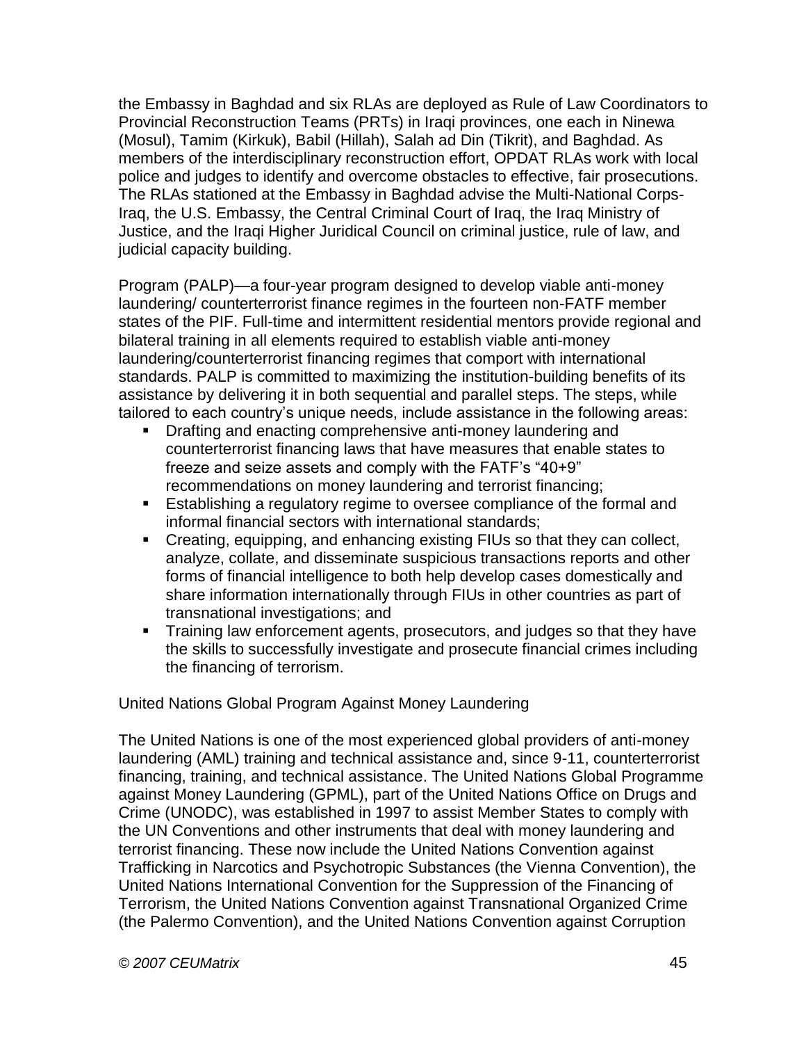the Embassy in Baghdad and six RLAs are deployed as Rule of Law Coordinators to Provincial Reconstruction Teams (PRTs) in Iraqi provinces, one each in Ninewa (Mosul), Tamim (Kirkuk), Babil (Hillah), Salah ad Din (Tikrit), and Baghdad. As members of the interdisciplinary reconstruction effort, OPDAT RLAs work with local police and judges to identify and overcome obstacles to effective, fair prosecutions. The RLAs stationed at the Embassy in Baghdad advise the Multi-National Corps-Iraq, the U.S. Embassy, the Central Criminal Court of Iraq, the Iraq Ministry of Justice, and the Iraqi Higher Juridical Council on criminal justice, rule of law, and judicial capacity building.

Program (PALP)—a four-year program designed to develop viable anti-money laundering/ counterterrorist finance regimes in the fourteen non-FATF member states of the PIF. Full-time and intermittent residential mentors provide regional and bilateral training in all elements required to establish viable anti-money laundering/counterterrorist financing regimes that comport with international standards. PALP is committed to maximizing the institution-building benefits of its assistance by delivering it in both sequential and parallel steps. The steps, while tailored to each country's unique needs, include assistance in the following areas:

- Drafting and enacting comprehensive anti-money laundering and counterterrorist financing laws that have measures that enable states to freeze and seize assets and comply with the FATF's "40+9" recommendations on money laundering and terrorist financing;
- Establishing a regulatory regime to oversee compliance of the formal and informal financial sectors with international standards;
- Creating, equipping, and enhancing existing FIUs so that they can collect, analyze, collate, and disseminate suspicious transactions reports and other forms of financial intelligence to both help develop cases domestically and share information internationally through FIUs in other countries as part of transnational investigations; and
- Training law enforcement agents, prosecutors, and judges so that they have the skills to successfully investigate and prosecute financial crimes including the financing of terrorism.

United Nations Global Program Against Money Laundering

The United Nations is one of the most experienced global providers of anti-money laundering (AML) training and technical assistance and, since 9-11, counterterrorist financing, training, and technical assistance. The United Nations Global Programme against Money Laundering (GPML), part of the United Nations Office on Drugs and Crime (UNODC), was established in 1997 to assist Member States to comply with the UN Conventions and other instruments that deal with money laundering and terrorist financing. These now include the United Nations Convention against Trafficking in Narcotics and Psychotropic Substances (the Vienna Convention), the United Nations International Convention for the Suppression of the Financing of Terrorism, the United Nations Convention against Transnational Organized Crime (the Palermo Convention), and the United Nations Convention against Corruption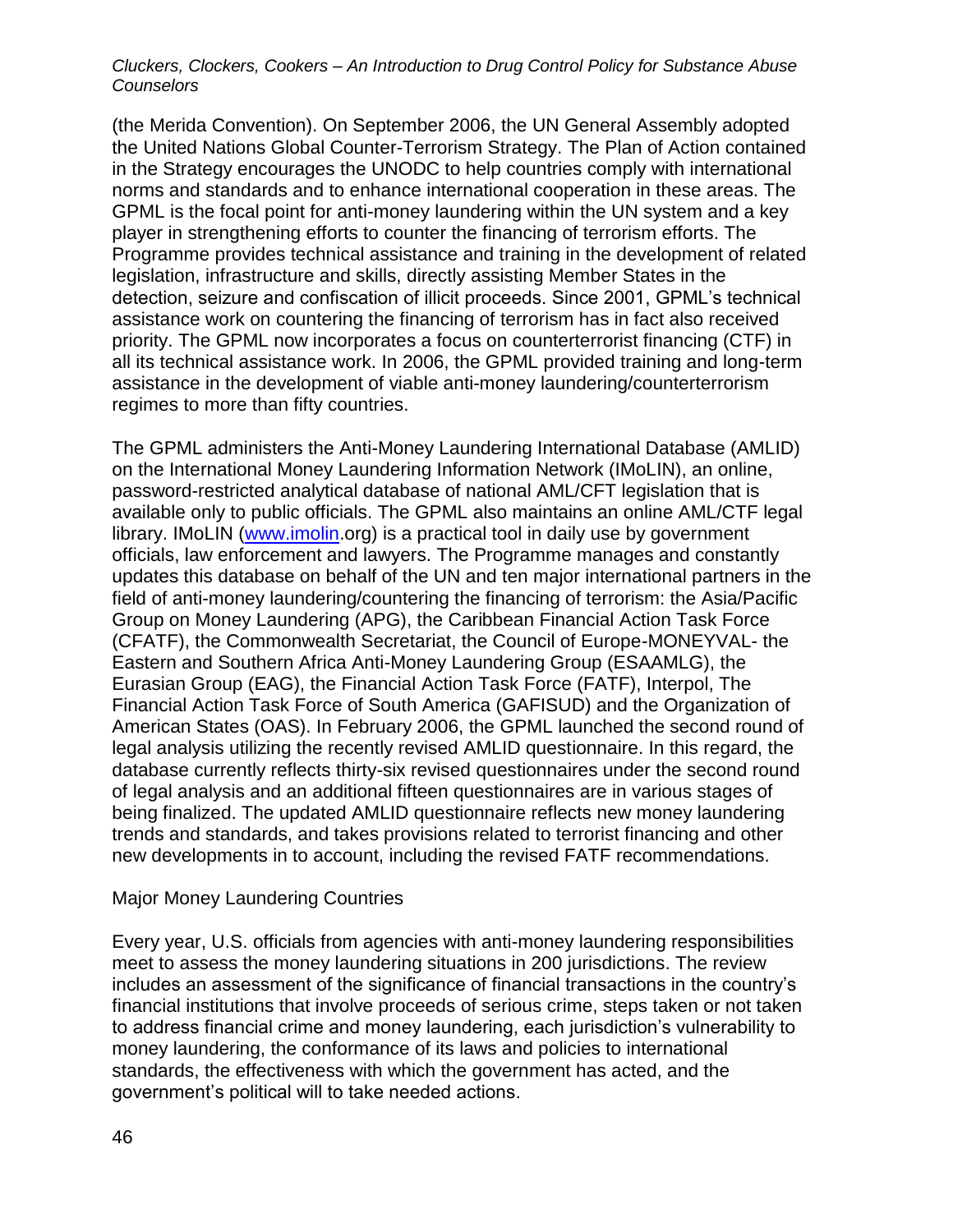(the Merida Convention). On September 2006, the UN General Assembly adopted the United Nations Global Counter-Terrorism Strategy. The Plan of Action contained in the Strategy encourages the UNODC to help countries comply with international norms and standards and to enhance international cooperation in these areas. The GPML is the focal point for anti-money laundering within the UN system and a key player in strengthening efforts to counter the financing of terrorism efforts. The Programme provides technical assistance and training in the development of related legislation, infrastructure and skills, directly assisting Member States in the detection, seizure and confiscation of illicit proceeds. Since 2001, GPML's technical assistance work on countering the financing of terrorism has in fact also received priority. The GPML now incorporates a focus on counterterrorist financing (CTF) in all its technical assistance work. In 2006, the GPML provided training and long-term assistance in the development of viable anti-money laundering/counterterrorism regimes to more than fifty countries.

The GPML administers the Anti-Money Laundering International Database (AMLID) on the International Money Laundering Information Network (IMoLIN), an online, password-restricted analytical database of national AML/CFT legislation that is available only to public officials. The GPML also maintains an online AML/CTF legal library. IMoLIN (www.imolin.org) is a practical tool in daily use by government officials, law enforcement and lawyers. The Programme manages and constantly updates this database on behalf of the UN and ten major international partners in the field of anti-money laundering/countering the financing of terrorism: the Asia/Pacific Group on Money Laundering (APG), the Caribbean Financial Action Task Force (CFATF), the Commonwealth Secretariat, the Council of Europe-MONEYVAL- the Eastern and Southern Africa Anti-Money Laundering Group (ESAAMLG), the Eurasian Group (EAG), the Financial Action Task Force (FATF), Interpol, The Financial Action Task Force of South America (GAFISUD) and the Organization of American States (OAS). In February 2006, the GPML launched the second round of legal analysis utilizing the recently revised AMLID questionnaire. In this regard, the database currently reflects thirty-six revised questionnaires under the second round of legal analysis and an additional fifteen questionnaires are in various stages of being finalized. The updated AMLID questionnaire reflects new money laundering trends and standards, and takes provisions related to terrorist financing and other new developments in to account, including the revised FATF recommendations.

## Major Money Laundering Countries

Every year, U.S. officials from agencies with anti-money laundering responsibilities meet to assess the money laundering situations in 200 jurisdictions. The review includes an assessment of the significance of financial transactions in the country's financial institutions that involve proceeds of serious crime, steps taken or not taken to address financial crime and money laundering, each jurisdiction's vulnerability to money laundering, the conformance of its laws and policies to international standards, the effectiveness with which the government has acted, and the government's political will to take needed actions.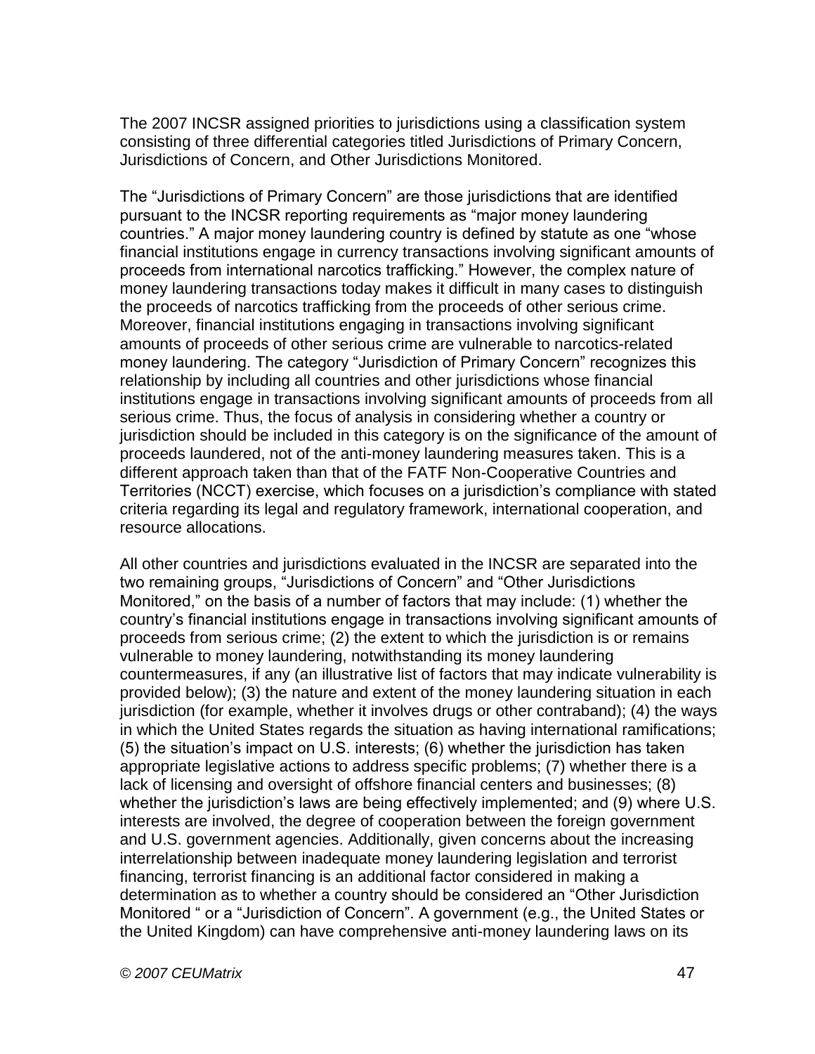The 2007 INCSR assigned priorities to jurisdictions using a classification system consisting of three differential categories titled Jurisdictions of Primary Concern, Jurisdictions of Concern, and Other Jurisdictions Monitored.

The "Jurisdictions of Primary Concern" are those jurisdictions that are identified pursuant to the INCSR reporting requirements as "major money laundering countries." A major money laundering country is defined by statute as one "whose financial institutions engage in currency transactions involving significant amounts of proceeds from international narcotics trafficking." However, the complex nature of money laundering transactions today makes it difficult in many cases to distinguish the proceeds of narcotics trafficking from the proceeds of other serious crime. Moreover, financial institutions engaging in transactions involving significant amounts of proceeds of other serious crime are vulnerable to narcotics-related money laundering. The category "Jurisdiction of Primary Concern" recognizes this relationship by including all countries and other jurisdictions whose financial institutions engage in transactions involving significant amounts of proceeds from all serious crime. Thus, the focus of analysis in considering whether a country or jurisdiction should be included in this category is on the significance of the amount of proceeds laundered, not of the anti-money laundering measures taken. This is a different approach taken than that of the FATF Non-Cooperative Countries and Territories (NCCT) exercise, which focuses on a jurisdiction's compliance with stated criteria regarding its legal and regulatory framework, international cooperation, and resource allocations.

All other countries and jurisdictions evaluated in the INCSR are separated into the two remaining groups, "Jurisdictions of Concern" and "Other Jurisdictions Monitored," on the basis of a number of factors that may include: (1) whether the country's financial institutions engage in transactions involving significant amounts of proceeds from serious crime; (2) the extent to which the jurisdiction is or remains vulnerable to money laundering, notwithstanding its money laundering countermeasures, if any (an illustrative list of factors that may indicate vulnerability is provided below); (3) the nature and extent of the money laundering situation in each jurisdiction (for example, whether it involves drugs or other contraband); (4) the ways in which the United States regards the situation as having international ramifications; (5) the situation's impact on U.S. interests; (6) whether the jurisdiction has taken appropriate legislative actions to address specific problems; (7) whether there is a lack of licensing and oversight of offshore financial centers and businesses; (8) whether the jurisdiction's laws are being effectively implemented; and (9) where U.S. interests are involved, the degree of cooperation between the foreign government and U.S. government agencies. Additionally, given concerns about the increasing interrelationship between inadequate money laundering legislation and terrorist financing, terrorist financing is an additional factor considered in making a determination as to whether a country should be considered an "Other Jurisdiction Monitored " or a "Jurisdiction of Concern". A government (e.g., the United States or the United Kingdom) can have comprehensive anti-money laundering laws on its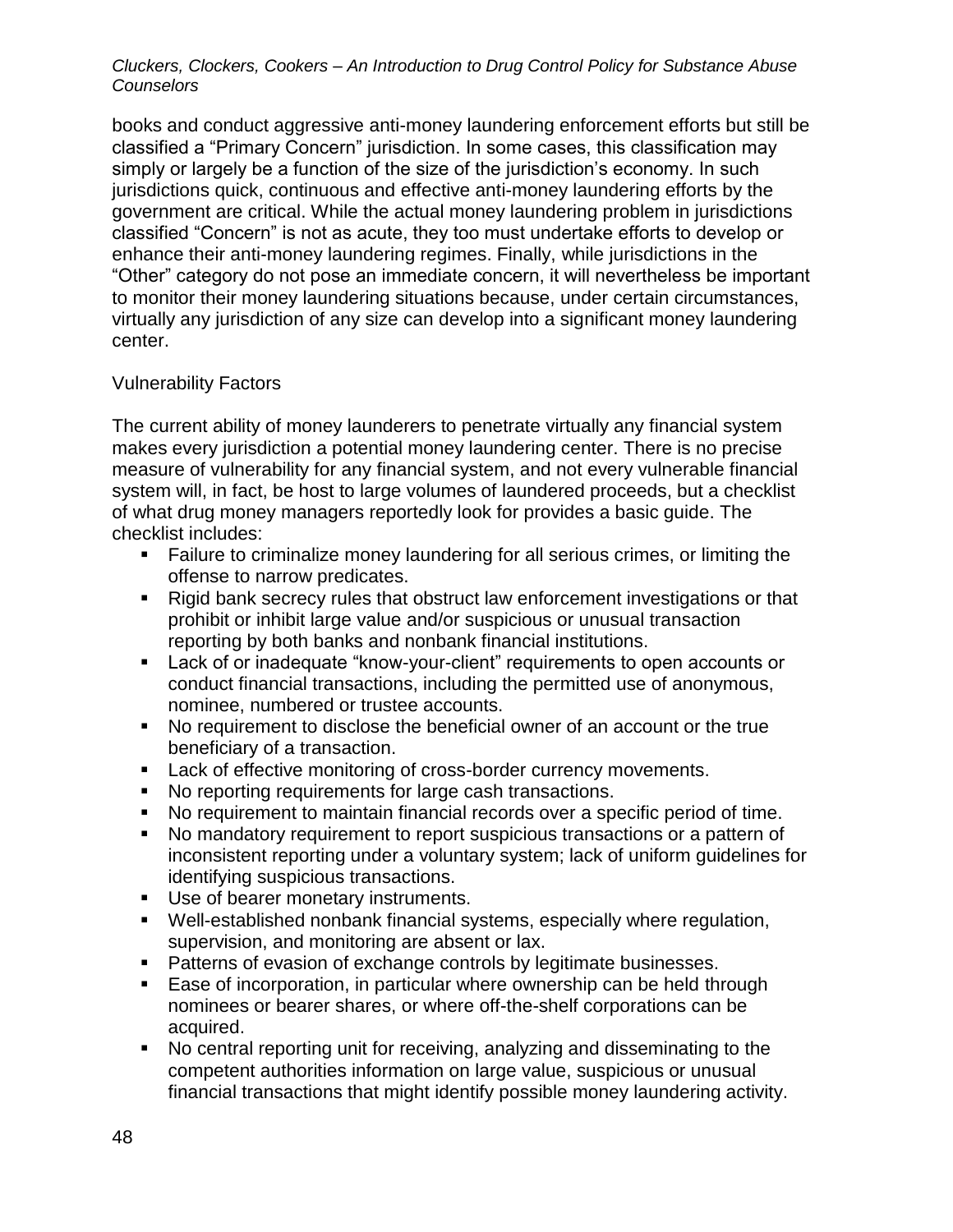books and conduct aggressive anti-money laundering enforcement efforts but still be classified a "Primary Concern" jurisdiction. In some cases, this classification may simply or largely be a function of the size of the jurisdiction's economy. In such jurisdictions quick, continuous and effective anti-money laundering efforts by the government are critical. While the actual money laundering problem in jurisdictions classified "Concern" is not as acute, they too must undertake efforts to develop or enhance their anti-money laundering regimes. Finally, while jurisdictions in the "Other" category do not pose an immediate concern, it will nevertheless be important to monitor their money laundering situations because, under certain circumstances, virtually any jurisdiction of any size can develop into a significant money laundering center.

## Vulnerability Factors

The current ability of money launderers to penetrate virtually any financial system makes every jurisdiction a potential money laundering center. There is no precise measure of vulnerability for any financial system, and not every vulnerable financial system will, in fact, be host to large volumes of laundered proceeds, but a checklist of what drug money managers reportedly look for provides a basic guide. The checklist includes:

- Failure to criminalize money laundering for all serious crimes, or limiting the offense to narrow predicates.
- Rigid bank secrecy rules that obstruct law enforcement investigations or that prohibit or inhibit large value and/or suspicious or unusual transaction reporting by both banks and nonbank financial institutions.
- Lack of or inadequate "know-your-client" requirements to open accounts or conduct financial transactions, including the permitted use of anonymous, nominee, numbered or trustee accounts.
- No requirement to disclose the beneficial owner of an account or the true beneficiary of a transaction.
- Lack of effective monitoring of cross-border currency movements.
- No reporting requirements for large cash transactions.
- No requirement to maintain financial records over a specific period of time.
- No mandatory requirement to report suspicious transactions or a pattern of inconsistent reporting under a voluntary system; lack of uniform guidelines for identifying suspicious transactions.
- Use of bearer monetary instruments.
- Well-established nonbank financial systems, especially where regulation, supervision, and monitoring are absent or lax.
- Patterns of evasion of exchange controls by legitimate businesses.
- Ease of incorporation, in particular where ownership can be held through nominees or bearer shares, or where off-the-shelf corporations can be acquired.
- No central reporting unit for receiving, analyzing and disseminating to the competent authorities information on large value, suspicious or unusual financial transactions that might identify possible money laundering activity.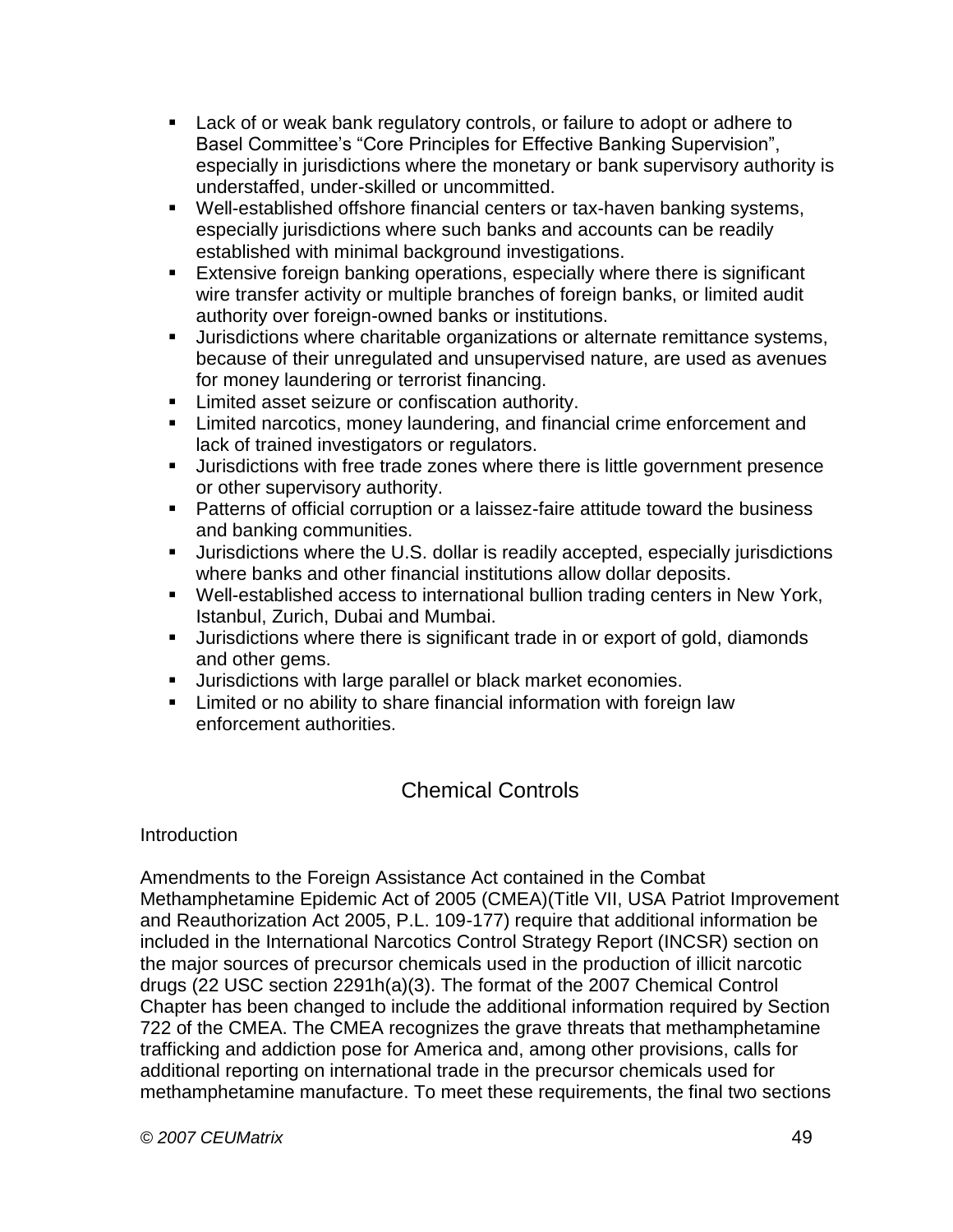- Lack of or weak bank regulatory controls, or failure to adopt or adhere to Basel Committee's "Core Principles for Effective Banking Supervision", especially in jurisdictions where the monetary or bank supervisory authority is understaffed, under-skilled or uncommitted.
- Well-established offshore financial centers or tax-haven banking systems, especially jurisdictions where such banks and accounts can be readily established with minimal background investigations.
- Extensive foreign banking operations, especially where there is significant wire transfer activity or multiple branches of foreign banks, or limited audit authority over foreign-owned banks or institutions.
- Jurisdictions where charitable organizations or alternate remittance systems, because of their unregulated and unsupervised nature, are used as avenues for money laundering or terrorist financing.
- Limited asset seizure or confiscation authority.
- Limited narcotics, money laundering, and financial crime enforcement and lack of trained investigators or regulators.
- Jurisdictions with free trade zones where there is little government presence or other supervisory authority.
- Patterns of official corruption or a laissez-faire attitude toward the business and banking communities.
- Jurisdictions where the U.S. dollar is readily accepted, especially jurisdictions where banks and other financial institutions allow dollar deposits.
- Well-established access to international bullion trading centers in New York, Istanbul, Zurich, Dubai and Mumbai.
- Jurisdictions where there is significant trade in or export of gold, diamonds and other gems.
- Jurisdictions with large parallel or black market economies.
- Limited or no ability to share financial information with foreign law enforcement authorities.

## Chemical Controls

Introduction

Amendments to the Foreign Assistance Act contained in the Combat Methamphetamine Epidemic Act of 2005 (CMEA)(Title VII, USA Patriot Improvement and Reauthorization Act 2005, P.L. 109-177) require that additional information be included in the International Narcotics Control Strategy Report (INCSR) section on the major sources of precursor chemicals used in the production of illicit narcotic drugs (22 USC section 2291h(a)(3). The format of the 2007 Chemical Control Chapter has been changed to include the additional information required by Section 722 of the CMEA. The CMEA recognizes the grave threats that methamphetamine trafficking and addiction pose for America and, among other provisions, calls for additional reporting on international trade in the precursor chemicals used for methamphetamine manufacture. To meet these requirements, the final two sections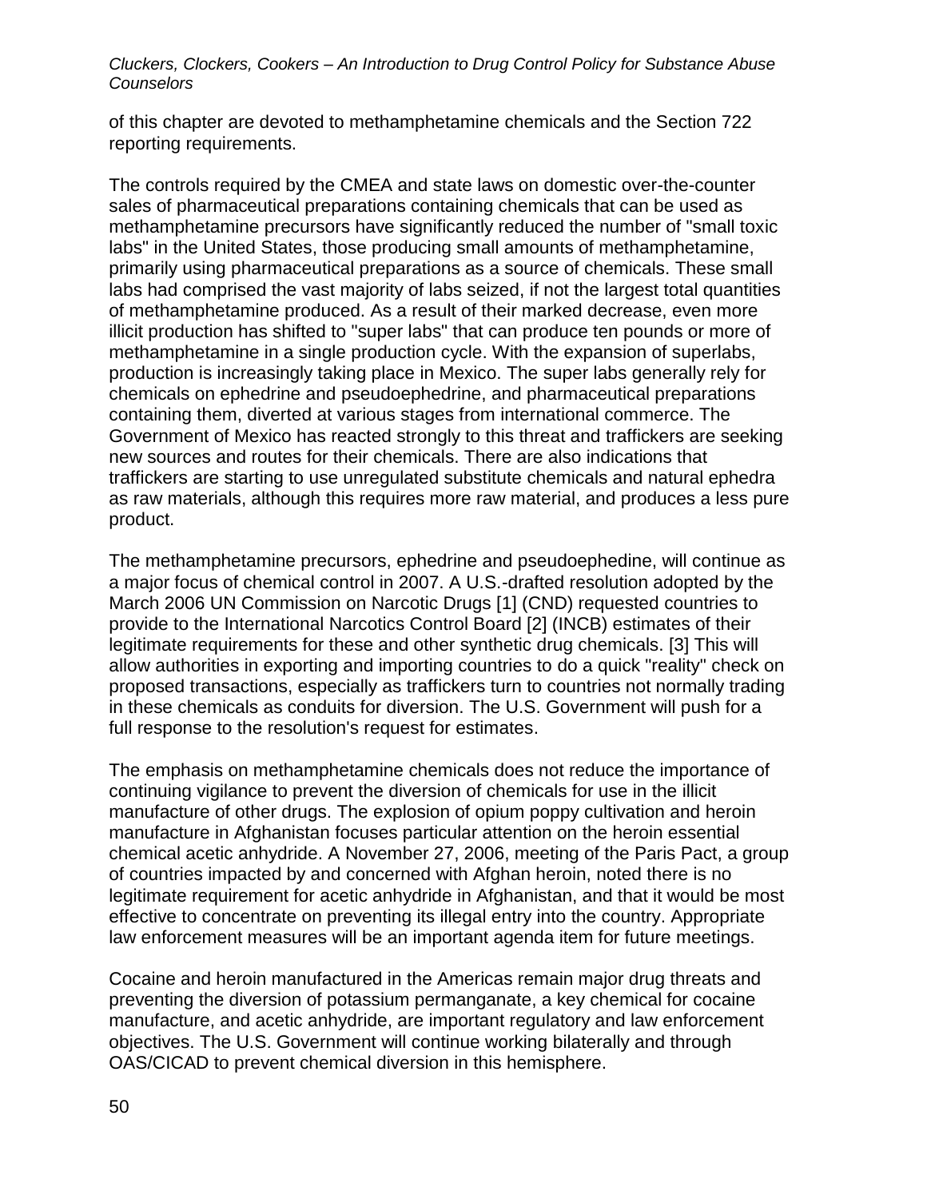of this chapter are devoted to methamphetamine chemicals and the Section 722 reporting requirements.

The controls required by the CMEA and state laws on domestic over-the-counter sales of pharmaceutical preparations containing chemicals that can be used as methamphetamine precursors have significantly reduced the number of "small toxic labs" in the United States, those producing small amounts of methamphetamine, primarily using pharmaceutical preparations as a source of chemicals. These small labs had comprised the vast majority of labs seized, if not the largest total quantities of methamphetamine produced. As a result of their marked decrease, even more illicit production has shifted to "super labs" that can produce ten pounds or more of methamphetamine in a single production cycle. With the expansion of superlabs, production is increasingly taking place in Mexico. The super labs generally rely for chemicals on ephedrine and pseudoephedrine, and pharmaceutical preparations containing them, diverted at various stages from international commerce. The Government of Mexico has reacted strongly to this threat and traffickers are seeking new sources and routes for their chemicals. There are also indications that traffickers are starting to use unregulated substitute chemicals and natural ephedra as raw materials, although this requires more raw material, and produces a less pure product.

The methamphetamine precursors, ephedrine and pseudoephedine, will continue as a major focus of chemical control in 2007. A U.S.-drafted resolution adopted by the March 2006 UN Commission on Narcotic Drugs [1] (CND) requested countries to provide to the International Narcotics Control Board [2] (INCB) estimates of their legitimate requirements for these and other synthetic drug chemicals. [3] This will allow authorities in exporting and importing countries to do a quick "reality" check on proposed transactions, especially as traffickers turn to countries not normally trading in these chemicals as conduits for diversion. The U.S. Government will push for a full response to the resolution's request for estimates.

The emphasis on methamphetamine chemicals does not reduce the importance of continuing vigilance to prevent the diversion of chemicals for use in the illicit manufacture of other drugs. The explosion of opium poppy cultivation and heroin manufacture in Afghanistan focuses particular attention on the heroin essential chemical acetic anhydride. A November 27, 2006, meeting of the Paris Pact, a group of countries impacted by and concerned with Afghan heroin, noted there is no legitimate requirement for acetic anhydride in Afghanistan, and that it would be most effective to concentrate on preventing its illegal entry into the country. Appropriate law enforcement measures will be an important agenda item for future meetings.

Cocaine and heroin manufactured in the Americas remain major drug threats and preventing the diversion of potassium permanganate, a key chemical for cocaine manufacture, and acetic anhydride, are important regulatory and law enforcement objectives. The U.S. Government will continue working bilaterally and through OAS/CICAD to prevent chemical diversion in this hemisphere.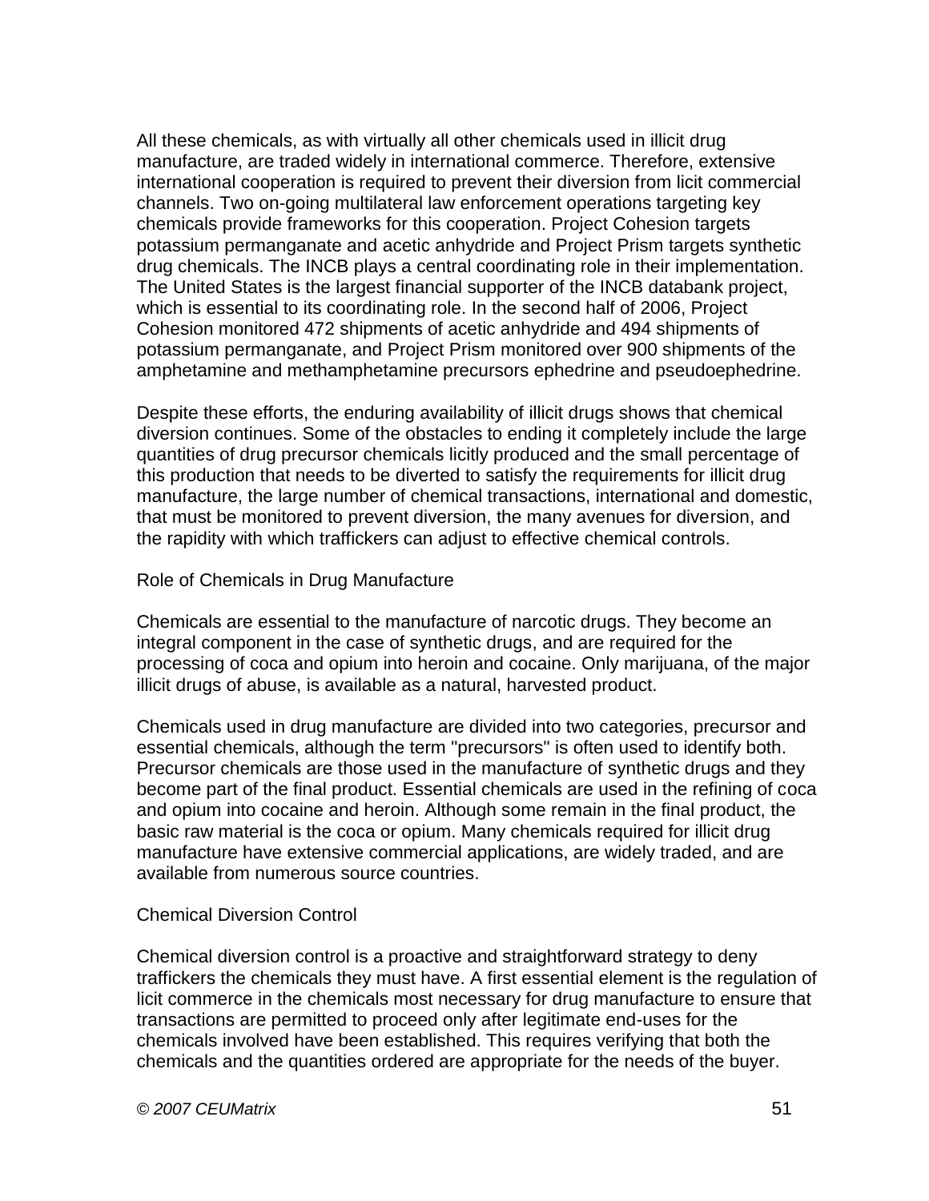All these chemicals, as with virtually all other chemicals used in illicit drug manufacture, are traded widely in international commerce. Therefore, extensive international cooperation is required to prevent their diversion from licit commercial channels. Two on-going multilateral law enforcement operations targeting key chemicals provide frameworks for this cooperation. Project Cohesion targets potassium permanganate and acetic anhydride and Project Prism targets synthetic drug chemicals. The INCB plays a central coordinating role in their implementation. The United States is the largest financial supporter of the INCB databank project, which is essential to its coordinating role. In the second half of 2006, Project Cohesion monitored 472 shipments of acetic anhydride and 494 shipments of potassium permanganate, and Project Prism monitored over 900 shipments of the amphetamine and methamphetamine precursors ephedrine and pseudoephedrine.

Despite these efforts, the enduring availability of illicit drugs shows that chemical diversion continues. Some of the obstacles to ending it completely include the large quantities of drug precursor chemicals licitly produced and the small percentage of this production that needs to be diverted to satisfy the requirements for illicit drug manufacture, the large number of chemical transactions, international and domestic, that must be monitored to prevent diversion, the many avenues for diversion, and the rapidity with which traffickers can adjust to effective chemical controls.

## Role of Chemicals in Drug Manufacture

Chemicals are essential to the manufacture of narcotic drugs. They become an integral component in the case of synthetic drugs, and are required for the processing of coca and opium into heroin and cocaine. Only marijuana, of the major illicit drugs of abuse, is available as a natural, harvested product.

Chemicals used in drug manufacture are divided into two categories, precursor and essential chemicals, although the term "precursors" is often used to identify both. Precursor chemicals are those used in the manufacture of synthetic drugs and they become part of the final product. Essential chemicals are used in the refining of coca and opium into cocaine and heroin. Although some remain in the final product, the basic raw material is the coca or opium. Many chemicals required for illicit drug manufacture have extensive commercial applications, are widely traded, and are available from numerous source countries.

## Chemical Diversion Control

Chemical diversion control is a proactive and straightforward strategy to deny traffickers the chemicals they must have. A first essential element is the regulation of licit commerce in the chemicals most necessary for drug manufacture to ensure that transactions are permitted to proceed only after legitimate end-uses for the chemicals involved have been established. This requires verifying that both the chemicals and the quantities ordered are appropriate for the needs of the buyer.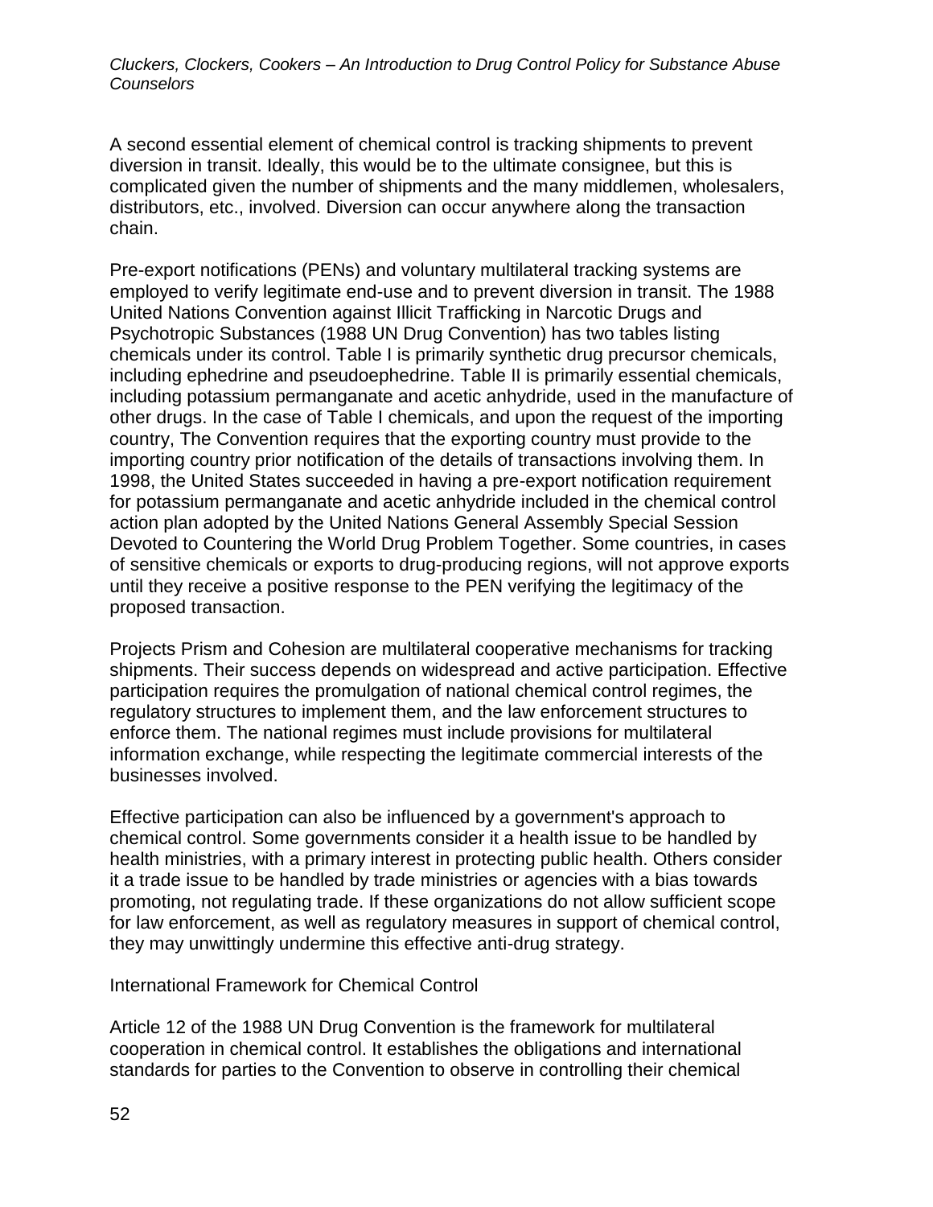A second essential element of chemical control is tracking shipments to prevent diversion in transit. Ideally, this would be to the ultimate consignee, but this is complicated given the number of shipments and the many middlemen, wholesalers, distributors, etc., involved. Diversion can occur anywhere along the transaction chain.

Pre-export notifications (PENs) and voluntary multilateral tracking systems are employed to verify legitimate end-use and to prevent diversion in transit. The 1988 United Nations Convention against Illicit Trafficking in Narcotic Drugs and Psychotropic Substances (1988 UN Drug Convention) has two tables listing chemicals under its control. Table I is primarily synthetic drug precursor chemicals, including ephedrine and pseudoephedrine. Table II is primarily essential chemicals, including potassium permanganate and acetic anhydride, used in the manufacture of other drugs. In the case of Table I chemicals, and upon the request of the importing country, The Convention requires that the exporting country must provide to the importing country prior notification of the details of transactions involving them. In 1998, the United States succeeded in having a pre-export notification requirement for potassium permanganate and acetic anhydride included in the chemical control action plan adopted by the United Nations General Assembly Special Session Devoted to Countering the World Drug Problem Together. Some countries, in cases of sensitive chemicals or exports to drug-producing regions, will not approve exports until they receive a positive response to the PEN verifying the legitimacy of the proposed transaction.

Projects Prism and Cohesion are multilateral cooperative mechanisms for tracking shipments. Their success depends on widespread and active participation. Effective participation requires the promulgation of national chemical control regimes, the regulatory structures to implement them, and the law enforcement structures to enforce them. The national regimes must include provisions for multilateral information exchange, while respecting the legitimate commercial interests of the businesses involved.

Effective participation can also be influenced by a government's approach to chemical control. Some governments consider it a health issue to be handled by health ministries, with a primary interest in protecting public health. Others consider it a trade issue to be handled by trade ministries or agencies with a bias towards promoting, not regulating trade. If these organizations do not allow sufficient scope for law enforcement, as well as regulatory measures in support of chemical control, they may unwittingly undermine this effective anti-drug strategy.

## International Framework for Chemical Control

Article 12 of the 1988 UN Drug Convention is the framework for multilateral cooperation in chemical control. It establishes the obligations and international standards for parties to the Convention to observe in controlling their chemical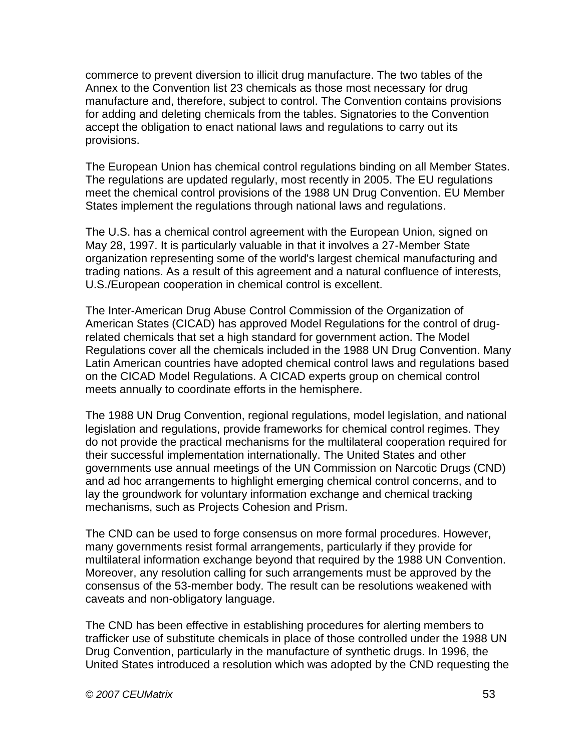commerce to prevent diversion to illicit drug manufacture. The two tables of the Annex to the Convention list 23 chemicals as those most necessary for drug manufacture and, therefore, subject to control. The Convention contains provisions for adding and deleting chemicals from the tables. Signatories to the Convention accept the obligation to enact national laws and regulations to carry out its provisions.

The European Union has chemical control regulations binding on all Member States. The regulations are updated regularly, most recently in 2005. The EU regulations meet the chemical control provisions of the 1988 UN Drug Convention. EU Member States implement the regulations through national laws and regulations.

The U.S. has a chemical control agreement with the European Union, signed on May 28, 1997. It is particularly valuable in that it involves a 27-Member State organization representing some of the world's largest chemical manufacturing and trading nations. As a result of this agreement and a natural confluence of interests, U.S./European cooperation in chemical control is excellent.

The Inter-American Drug Abuse Control Commission of the Organization of American States (CICAD) has approved Model Regulations for the control of drug-related chemicals that set a high standard for government action. The Model Regulations cover all the chemicals included in the 1988 UN Drug Convention. Many Latin American countries have adopted chemical control laws and regulations based on the CICAD Model Regulations. A CICAD experts group on chemical control meets annually to coordinate efforts in the hemisphere.

The 1988 UN Drug Convention, regional regulations, model legislation, and national legislation and regulations, provide frameworks for chemical control regimes. They do not provide the practical mechanisms for the multilateral cooperation required for their successful implementation internationally. The United States and other governments use annual meetings of the UN Commission on Narcotic Drugs (CND) and ad hoc arrangements to highlight emerging chemical control concerns, and to lay the groundwork for voluntary information exchange and chemical tracking mechanisms, such as Projects Cohesion and Prism.

The CND can be used to forge consensus on more formal procedures. However, many governments resist formal arrangements, particularly if they provide for multilateral information exchange beyond that required by the 1988 UN Convention. Moreover, any resolution calling for such arrangements must be approved by the consensus of the 53-member body. The result can be resolutions weakened with caveats and non-obligatory language.

The CND has been effective in establishing procedures for alerting members to trafficker use of substitute chemicals in place of those controlled under the 1988 UN Drug Convention, particularly in the manufacture of synthetic drugs. In 1996, the United States introduced a resolution which was adopted by the CND requesting the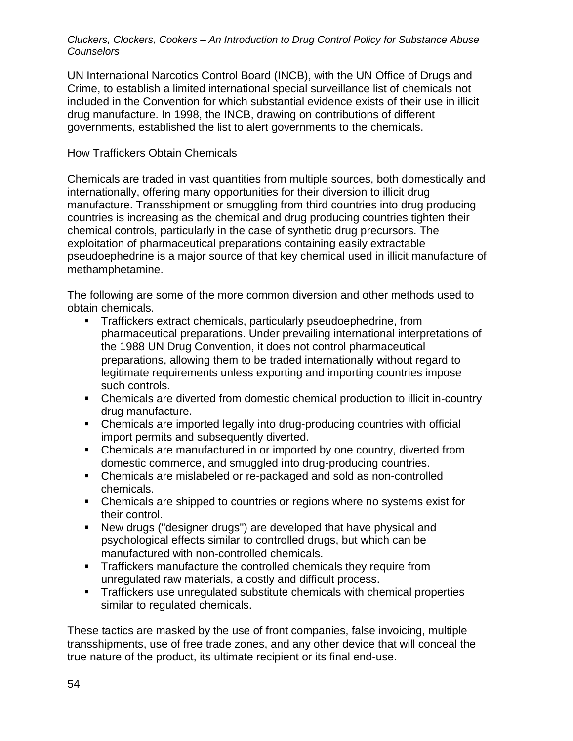UN International Narcotics Control Board (INCB), with the UN Office of Drugs and Crime, to establish a limited international special surveillance list of chemicals not included in the Convention for which substantial evidence exists of their use in illicit drug manufacture. In 1998, the INCB, drawing on contributions of different governments, established the list to alert governments to the chemicals.

## How Traffickers Obtain Chemicals

Chemicals are traded in vast quantities from multiple sources, both domestically and internationally, offering many opportunities for their diversion to illicit drug manufacture. Transshipment or smuggling from third countries into drug producing countries is increasing as the chemical and drug producing countries tighten their chemical controls, particularly in the case of synthetic drug precursors. The exploitation of pharmaceutical preparations containing easily extractable pseudoephedrine is a major source of that key chemical used in illicit manufacture of methamphetamine.

The following are some of the more common diversion and other methods used to obtain chemicals.

- Traffickers extract chemicals, particularly pseudoephedrine, from pharmaceutical preparations. Under prevailing international interpretations of the 1988 UN Drug Convention, it does not control pharmaceutical preparations, allowing them to be traded internationally without regard to legitimate requirements unless exporting and importing countries impose such controls.
- Chemicals are diverted from domestic chemical production to illicit in-country drug manufacture.
- Chemicals are imported legally into drug-producing countries with official import permits and subsequently diverted.
- Chemicals are manufactured in or imported by one country, diverted from domestic commerce, and smuggled into drug-producing countries.
- Chemicals are mislabeled or re-packaged and sold as non-controlled chemicals.
- Chemicals are shipped to countries or regions where no systems exist for their control.
- New drugs ("designer drugs") are developed that have physical and psychological effects similar to controlled drugs, but which can be manufactured with non-controlled chemicals.
- Traffickers manufacture the controlled chemicals they require from unregulated raw materials, a costly and difficult process.
- Traffickers use unregulated substitute chemicals with chemical properties similar to regulated chemicals.

These tactics are masked by the use of front companies, false invoicing, multiple transshipments, use of free trade zones, and any other device that will conceal the true nature of the product, its ultimate recipient or its final end-use.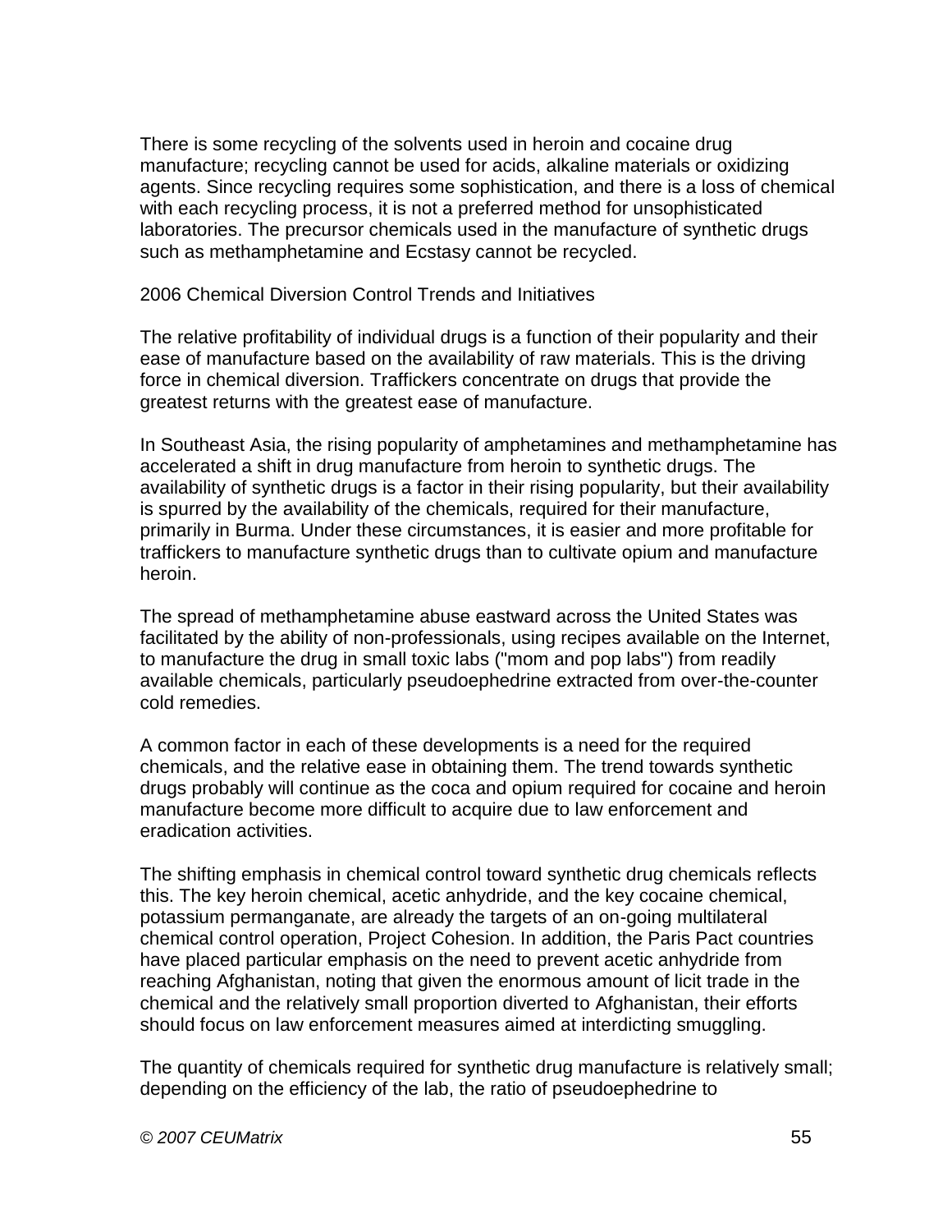There is some recycling of the solvents used in heroin and cocaine drug manufacture; recycling cannot be used for acids, alkaline materials or oxidizing agents. Since recycling requires some sophistication, and there is a loss of chemical with each recycling process, it is not a preferred method for unsophisticated laboratories. The precursor chemicals used in the manufacture of synthetic drugs such as methamphetamine and Ecstasy cannot be recycled.

## 2006 Chemical Diversion Control Trends and Initiatives

The relative profitability of individual drugs is a function of their popularity and their ease of manufacture based on the availability of raw materials. This is the driving force in chemical diversion. Traffickers concentrate on drugs that provide the greatest returns with the greatest ease of manufacture.

In Southeast Asia, the rising popularity of amphetamines and methamphetamine has accelerated a shift in drug manufacture from heroin to synthetic drugs. The availability of synthetic drugs is a factor in their rising popularity, but their availability is spurred by the availability of the chemicals, required for their manufacture, primarily in Burma. Under these circumstances, it is easier and more profitable for traffickers to manufacture synthetic drugs than to cultivate opium and manufacture heroin.

The spread of methamphetamine abuse eastward across the United States was facilitated by the ability of non-professionals, using recipes available on the Internet, to manufacture the drug in small toxic labs ("mom and pop labs") from readily available chemicals, particularly pseudoephedrine extracted from over-the-counter cold remedies.

A common factor in each of these developments is a need for the required chemicals, and the relative ease in obtaining them. The trend towards synthetic drugs probably will continue as the coca and opium required for cocaine and heroin manufacture become more difficult to acquire due to law enforcement and eradication activities.

The shifting emphasis in chemical control toward synthetic drug chemicals reflects this. The key heroin chemical, acetic anhydride, and the key cocaine chemical, potassium permanganate, are already the targets of an on-going multilateral chemical control operation, Project Cohesion. In addition, the Paris Pact countries have placed particular emphasis on the need to prevent acetic anhydride from reaching Afghanistan, noting that given the enormous amount of licit trade in the chemical and the relatively small proportion diverted to Afghanistan, their efforts should focus on law enforcement measures aimed at interdicting smuggling.

The quantity of chemicals required for synthetic drug manufacture is relatively small; depending on the efficiency of the lab, the ratio of pseudoephedrine to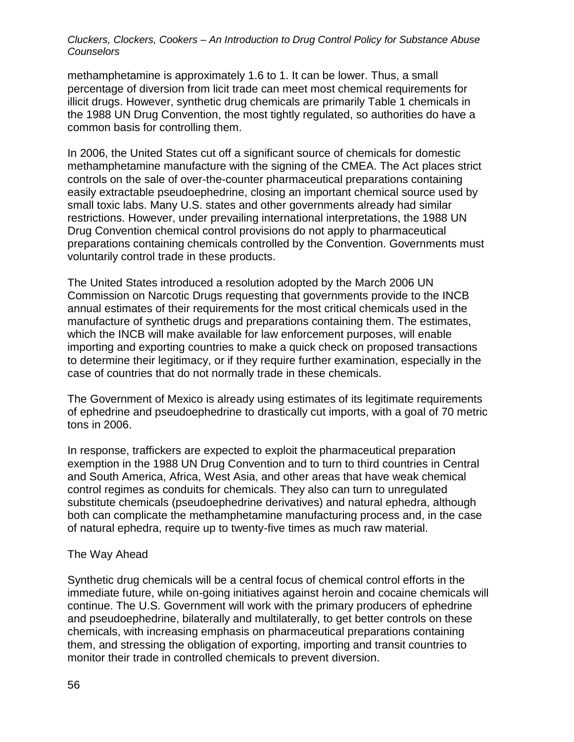methamphetamine is approximately 1.6 to 1. It can be lower. Thus, a small percentage of diversion from licit trade can meet most chemical requirements for illicit drugs. However, synthetic drug chemicals are primarily Table 1 chemicals in the 1988 UN Drug Convention, the most tightly regulated, so authorities do have a common basis for controlling them.

In 2006, the United States cut off a significant source of chemicals for domestic methamphetamine manufacture with the signing of the CMEA. The Act places strict controls on the sale of over-the-counter pharmaceutical preparations containing easily extractable pseudoephedrine, closing an important chemical source used by small toxic labs. Many U.S. states and other governments already had similar restrictions. However, under prevailing international interpretations, the 1988 UN Drug Convention chemical control provisions do not apply to pharmaceutical preparations containing chemicals controlled by the Convention. Governments must voluntarily control trade in these products.

The United States introduced a resolution adopted by the March 2006 UN Commission on Narcotic Drugs requesting that governments provide to the INCB annual estimates of their requirements for the most critical chemicals used in the manufacture of synthetic drugs and preparations containing them. The estimates, which the INCB will make available for law enforcement purposes, will enable importing and exporting countries to make a quick check on proposed transactions to determine their legitimacy, or if they require further examination, especially in the case of countries that do not normally trade in these chemicals.

The Government of Mexico is already using estimates of its legitimate requirements of ephedrine and pseudoephedrine to drastically cut imports, with a goal of 70 metric tons in 2006.

In response, traffickers are expected to exploit the pharmaceutical preparation exemption in the 1988 UN Drug Convention and to turn to third countries in Central and South America, Africa, West Asia, and other areas that have weak chemical control regimes as conduits for chemicals. They also can turn to unregulated substitute chemicals (pseudoephedrine derivatives) and natural ephedra, although both can complicate the methamphetamine manufacturing process and, in the case of natural ephedra, require up to twenty-five times as much raw material.

## The Way Ahead

Synthetic drug chemicals will be a central focus of chemical control efforts in the immediate future, while on-going initiatives against heroin and cocaine chemicals will continue. The U.S. Government will work with the primary producers of ephedrine and pseudoephedrine, bilaterally and multilaterally, to get better controls on these chemicals, with increasing emphasis on pharmaceutical preparations containing them, and stressing the obligation of exporting, importing and transit countries to monitor their trade in controlled chemicals to prevent diversion.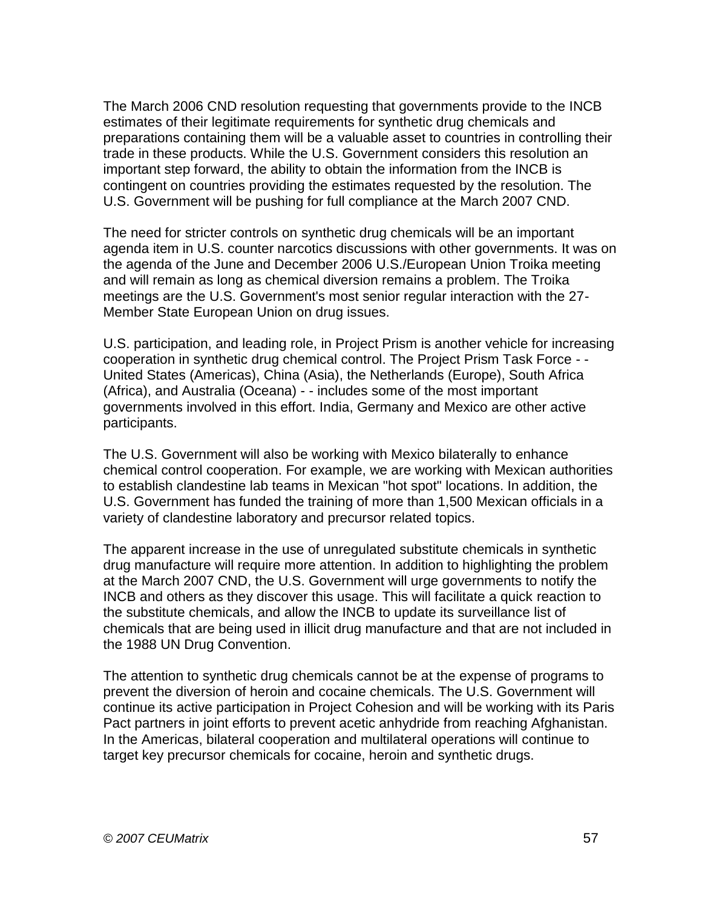The March 2006 CND resolution requesting that governments provide to the INCB estimates of their legitimate requirements for synthetic drug chemicals and preparations containing them will be a valuable asset to countries in controlling their trade in these products. While the U.S. Government considers this resolution an important step forward, the ability to obtain the information from the INCB is contingent on countries providing the estimates requested by the resolution. The U.S. Government will be pushing for full compliance at the March 2007 CND.

The need for stricter controls on synthetic drug chemicals will be an important agenda item in U.S. counter narcotics discussions with other governments. It was on the agenda of the June and December 2006 U.S./European Union Troika meeting and will remain as long as chemical diversion remains a problem. The Troika meetings are the U.S. Government's most senior regular interaction with the 27-Member State European Union on drug issues.

U.S. participation, and leading role, in Project Prism is another vehicle for increasing cooperation in synthetic drug chemical control. The Project Prism Task Force - - United States (Americas), China (Asia), the Netherlands (Europe), South Africa (Africa), and Australia (Oceana) - - includes some of the most important governments involved in this effort. India, Germany and Mexico are other active participants.

The U.S. Government will also be working with Mexico bilaterally to enhance chemical control cooperation. For example, we are working with Mexican authorities to establish clandestine lab teams in Mexican "hot spot" locations. In addition, the U.S. Government has funded the training of more than 1,500 Mexican officials in a variety of clandestine laboratory and precursor related topics.

The apparent increase in the use of unregulated substitute chemicals in synthetic drug manufacture will require more attention. In addition to highlighting the problem at the March 2007 CND, the U.S. Government will urge governments to notify the INCB and others as they discover this usage. This will facilitate a quick reaction to the substitute chemicals, and allow the INCB to update its surveillance list of chemicals that are being used in illicit drug manufacture and that are not included in the 1988 UN Drug Convention.

The attention to synthetic drug chemicals cannot be at the expense of programs to prevent the diversion of heroin and cocaine chemicals. The U.S. Government will continue its active participation in Project Cohesion and will be working with its Paris Pact partners in joint efforts to prevent acetic anhydride from reaching Afghanistan. In the Americas, bilateral cooperation and multilateral operations will continue to target key precursor chemicals for cocaine, heroin and synthetic drugs.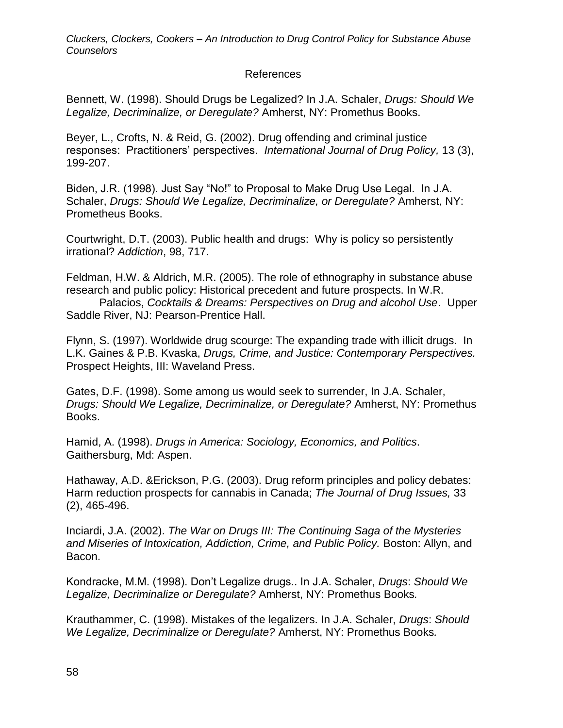# References

Bennett, W. (1998). Should Drugs be Legalized? In J.A. Schaler, *Drugs: Should We Legalize, Decriminalize, or Deregulate?* Amherst, NY: Promethus Books.

Beyer, L., Crofts, N. & Reid, G. (2002). Drug offending and criminal justice responses: Practitioners' perspectives. *International Journal of Drug Policy,* 13 (3), 199-207.

Biden, J.R. (1998). Just Say "No!" to Proposal to Make Drug Use Legal. In J.A. Schaler, *Drugs: Should We Legalize, Decriminalize, or Deregulate?* Amherst, NY: Prometheus Books.

Courtwright, D.T. (2003). Public health and drugs: Why is policy so persistently irrational? *Addiction*, 98, 717.

Feldman, H.W. & Aldrich, M.R. (2005). The role of ethnography in substance abuse research and public policy: Historical precedent and future prospects. In W.R. Palacios, *Cocktails & Dreams: Perspectives on Drug and alcohol Use*. Upper Saddle River, NJ: Pearson-Prentice Hall.

Flynn, S. (1997). Worldwide drug scourge: The expanding trade with illicit drugs. In L.K. Gaines & P.B. Kvaska, *Drugs, Crime, and Justice: Contemporary Perspectives.* Prospect Heights, III: Waveland Press.

Gates, D.F. (1998). Some among us would seek to surrender, In J.A. Schaler, *Drugs: Should We Legalize, Decriminalize, or Deregulate?* Amherst, NY: Promethus Books.

Hamid, A. (1998). *Drugs in America: Sociology, Economics, and Politics*. Gaithersburg, Md: Aspen.

Hathaway, A.D. &Erickson, P.G. (2003). Drug reform principles and policy debates: Harm reduction prospects for cannabis in Canada; *The Journal of Drug Issues,* 33 (2), 465-496.

Inciardi, J.A. (2002). *The War on Drugs III: The Continuing Saga of the Mysteries and Miseries of Intoxication, Addiction, Crime, and Public Policy.* Boston: Allyn, and Bacon.

Kondracke, M.M. (1998). Don't Legalize drugs.. In J.A. Schaler, *Drugs*: *Should We Legalize, Decriminalize or Deregulate?* Amherst, NY: Promethus Books*.*

Krauthammer, C. (1998). Mistakes of the legalizers. In J.A. Schaler, *Drugs*: *Should We Legalize, Decriminalize or Deregulate?* Amherst, NY: Promethus Books*.*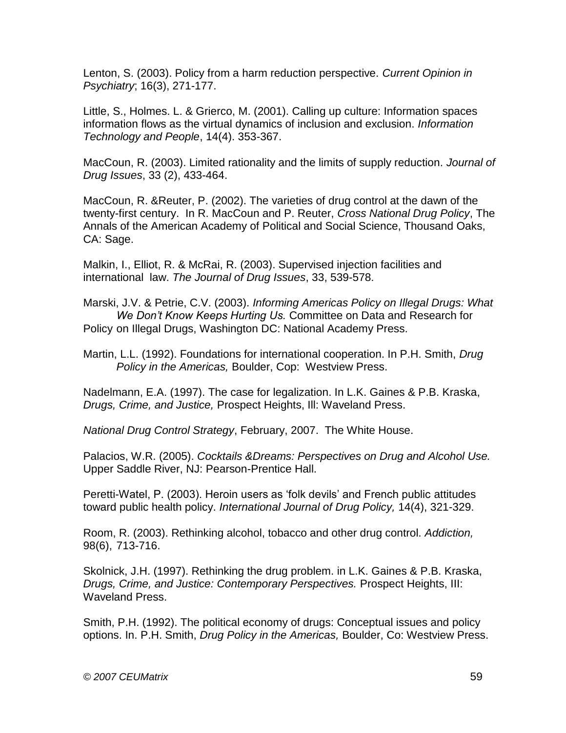Lenton, S. (2003). Policy from a harm reduction perspective. *Current Opinion in Psychiatry*; 16(3), 271-177.

Little, S., Holmes. L. & Grierco, M. (2001). Calling up culture: Information spaces information flows as the virtual dynamics of inclusion and exclusion. *Information Technology and People*, 14(4). 353-367.

MacCoun, R. (2003). Limited rationality and the limits of supply reduction. *Journal of Drug Issues*, 33 (2), 433-464.

MacCoun, R. &Reuter, P. (2002). The varieties of drug control at the dawn of the twenty-first century. In R. MacCoun and P. Reuter, *Cross National Drug Policy*, The Annals of the American Academy of Political and Social Science, Thousand Oaks, CA: Sage.

Malkin, I., Elliot, R. & McRai, R. (2003). Supervised injection facilities and international law. *The Journal of Drug Issues*, 33, 539-578.

Marski, J.V. & Petrie, C.V. (2003). *Informing Americas Policy on Illegal Drugs: What We Don't Know Keeps Hurting Us.* Committee on Data and Research for Policy on Illegal Drugs, Washington DC: National Academy Press.

Martin, L.L. (1992). Foundations for international cooperation. In P.H. Smith, *Drug Policy in the Americas,* Boulder, Cop: Westview Press.

Nadelmann, E.A. (1997). The case for legalization. In L.K. Gaines & P.B. Kraska, *Drugs, Crime, and Justice,* Prospect Heights, Ill: Waveland Press.

*National Drug Control Strategy*, February, 2007. The White House.

Palacios, W.R. (2005). *Cocktails &Dreams: Perspectives on Drug and Alcohol Use.* Upper Saddle River, NJ: Pearson-Prentice Hall.

Peretti-Watel, P. (2003). Heroin users as 'folk devils' and French public attitudes toward public health policy. *International Journal of Drug Policy,* 14(4), 321-329.

Room, R. (2003). Rethinking alcohol, tobacco and other drug control. *Addiction,* 98(6), 713-716.

Skolnick, J.H. (1997). Rethinking the drug problem. in L.K. Gaines & P.B. Kraska, *Drugs, Crime, and Justice: Contemporary Perspectives.* Prospect Heights, III: Waveland Press.

Smith, P.H. (1992). The political economy of drugs: Conceptual issues and policy options. In. P.H. Smith, *Drug Policy in the Americas,* Boulder, Co: Westview Press.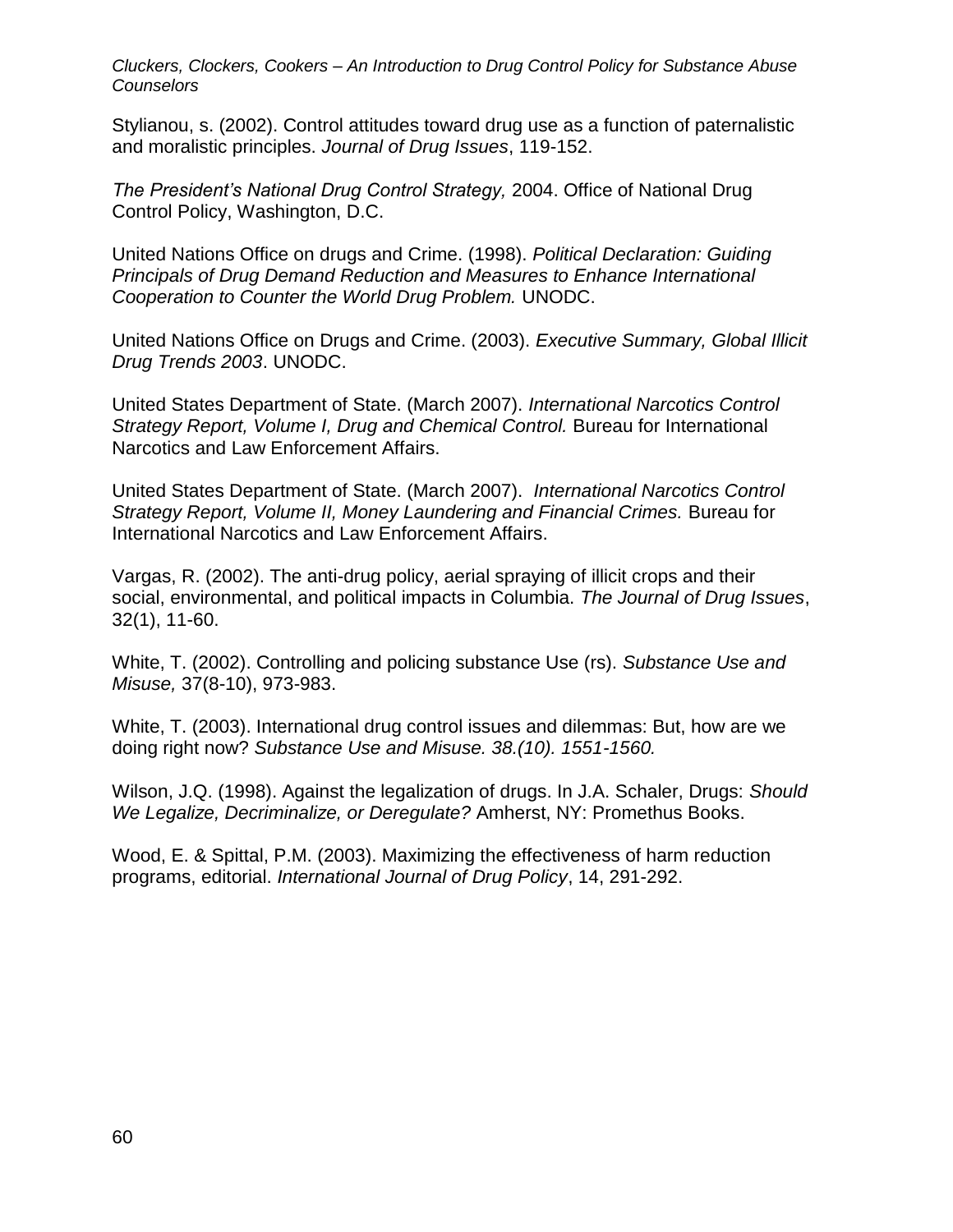Stylianou, s. (2002). Control attitudes toward drug use as a function of paternalistic and moralistic principles. *Journal of Drug Issues*, 119-152.

*The President's National Drug Control Strategy,* 2004. Office of National Drug Control Policy, Washington, D.C.

United Nations Office on drugs and Crime. (1998). *Political Declaration: Guiding Principals of Drug Demand Reduction and Measures to Enhance International Cooperation to Counter the World Drug Problem.* UNODC.

United Nations Office on Drugs and Crime. (2003). *Executive Summary, Global Illicit Drug Trends 2003*. UNODC.

United States Department of State. (March 2007). *International Narcotics Control Strategy Report, Volume I, Drug and Chemical Control.* Bureau for International Narcotics and Law Enforcement Affairs.

United States Department of State. (March 2007). *International Narcotics Control Strategy Report, Volume II, Money Laundering and Financial Crimes.* Bureau for International Narcotics and Law Enforcement Affairs.

Vargas, R. (2002). The anti-drug policy, aerial spraying of illicit crops and their social, environmental, and political impacts in Columbia. *The Journal of Drug Issues*, 32(1), 11-60.

White, T. (2002). Controlling and policing substance Use (rs). *Substance Use and Misuse,* 37(8-10), 973-983.

White, T. (2003). International drug control issues and dilemmas: But, how are we doing right now? *Substance Use and Misuse. 38.(10). 1551-1560.*

Wilson, J.Q. (1998). Against the legalization of drugs. In J.A. Schaler, Drugs: *Should We Legalize, Decriminalize, or Deregulate?* Amherst, NY: Promethus Books.

Wood, E. & Spittal, P.M. (2003). Maximizing the effectiveness of harm reduction programs, editorial. *International Journal of Drug Policy*, 14, 291-292.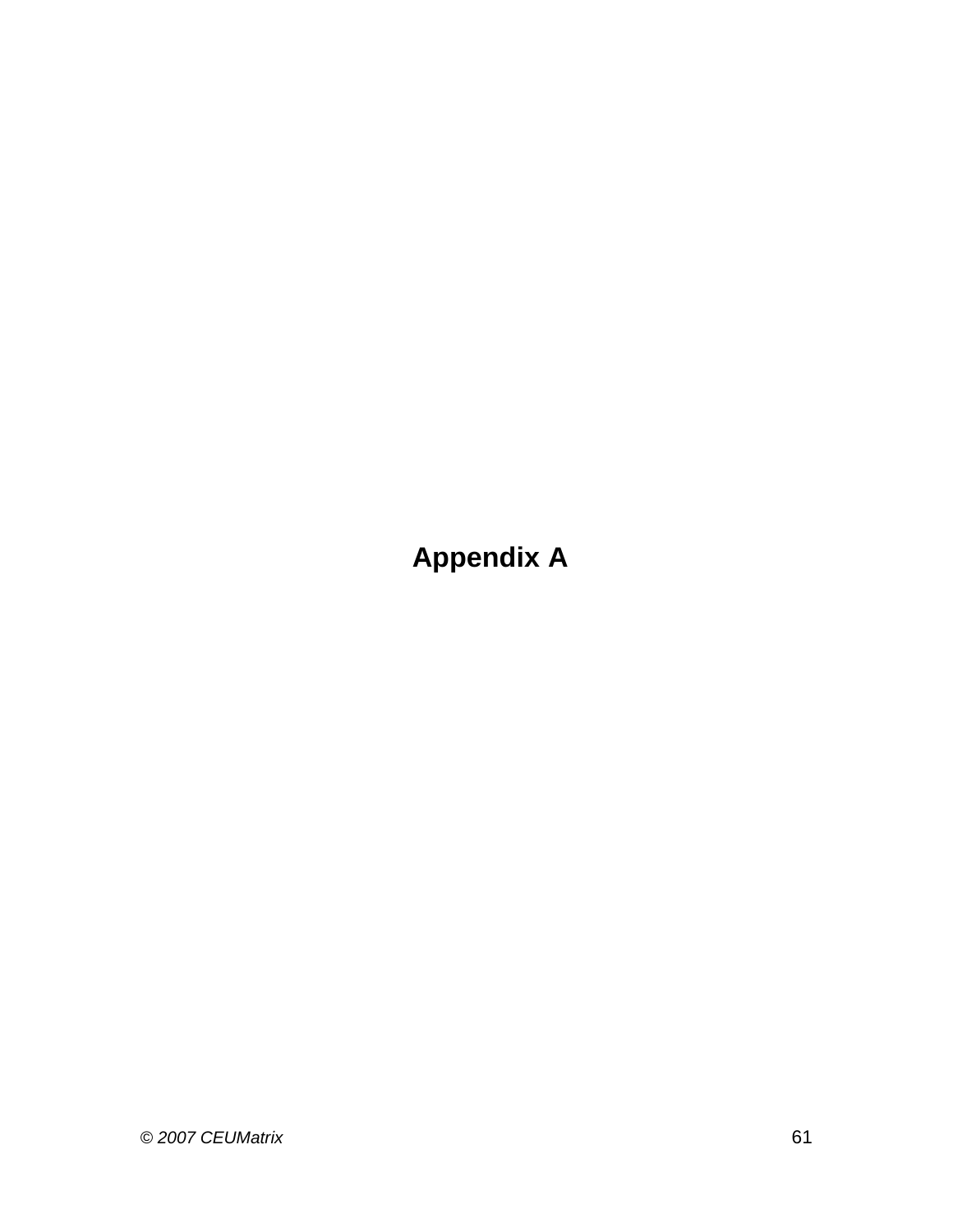# Appendix A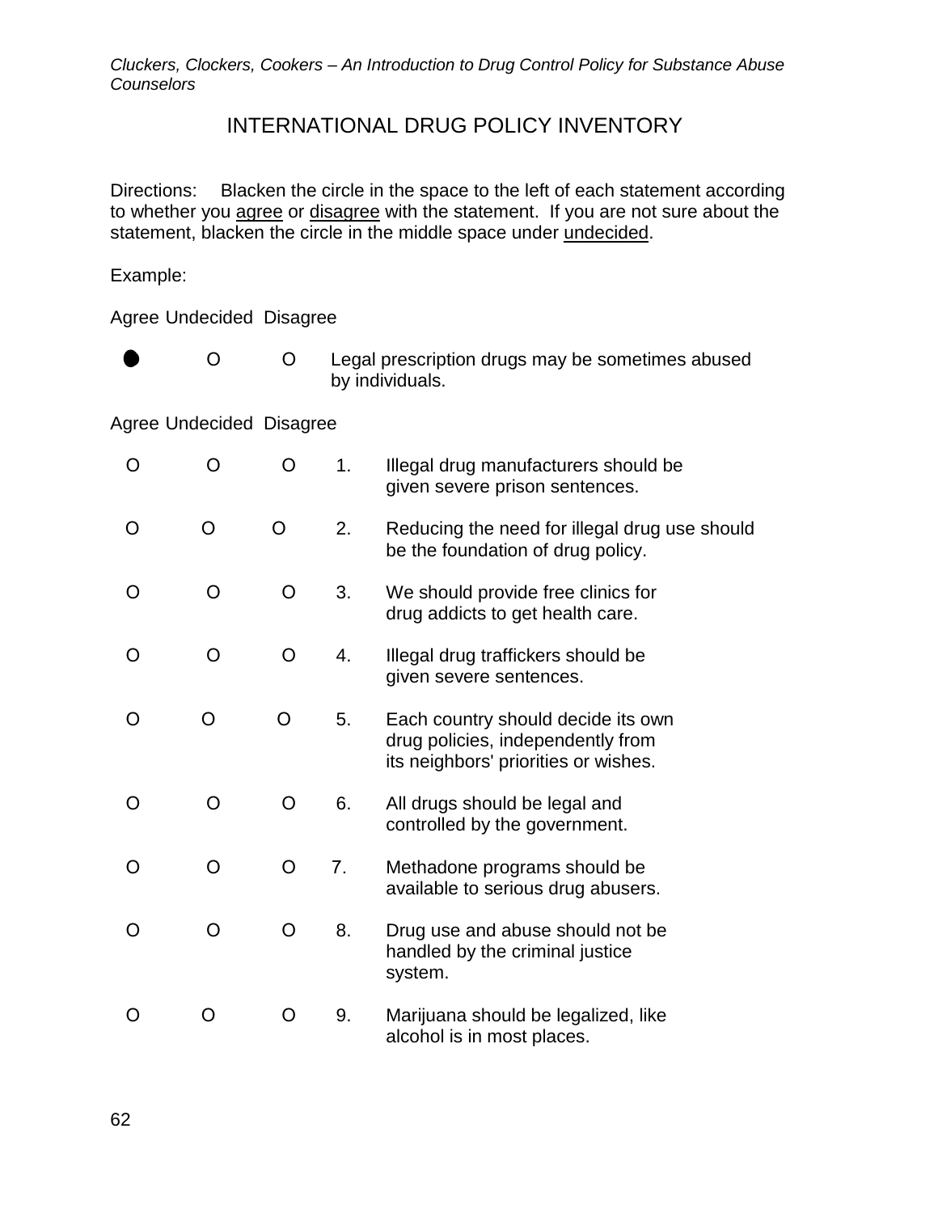## INTERNATIONAL DRUG POLICY INVENTORY

Directions: Blacken the circle in the space to the left of each statement according to whether you agree or disagree with the statement. If you are not sure about the statement, blacken the circle in the middle space under undecided.

Example:

| Agree | Undecided | Disagree | | |
|---|---|---|---|---|
| ● | O | O | | Legal prescription drugs may be sometimes abused by individuals. |

| Agree | Undecided | Disagree | | |
|---|---|---|---|---|
| O | O | O | 1. | Illegal drug manufacturers should be given severe prison sentences. |
| O | O | O | 2. | Reducing the need for illegal drug use should be the foundation of drug policy. |
| O | O | O | 3. | We should provide free clinics for drug addicts to get health care. |
| O | O | O | 4. | Illegal drug traffickers should be given severe sentences. |
| O | O | O | 5. | Each country should decide its own drug policies, independently from its neighbors' priorities or wishes. |
| O | O | O | 6. | All drugs should be legal and controlled by the government. |
| O | O | O | 7. | Methadone programs should be available to serious drug abusers. |
| O | O | O | 8. | Drug use and abuse should not be handled by the criminal justice system. |
| O | O | O | 9. | Marijuana should be legalized, like alcohol is in most places. |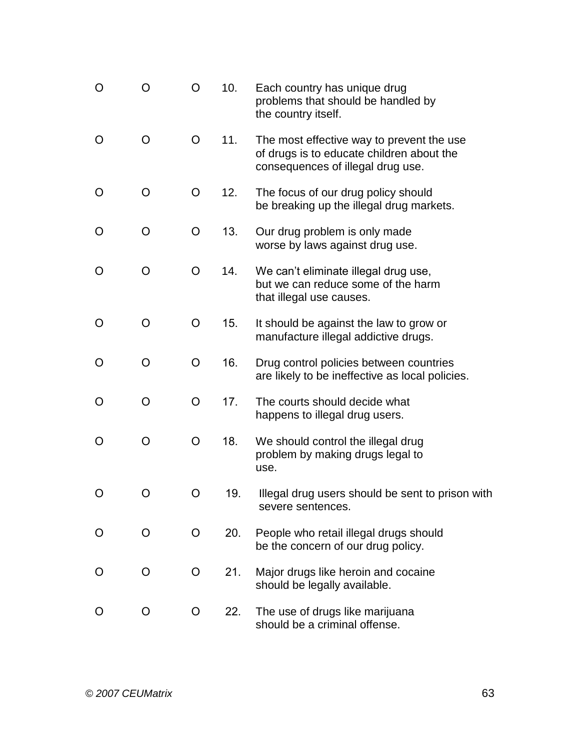O O O 10. Each country has unique drug problems that should be handled by the country itself.

O O O 11. The most effective way to prevent the use of drugs is to educate children about the consequences of illegal drug use.

O O O 12. The focus of our drug policy should be breaking up the illegal drug markets.

O O O 13. Our drug problem is only made worse by laws against drug use.

O O O 14. We can't eliminate illegal drug use, but we can reduce some of the harm that illegal use causes.

O O O 15. It should be against the law to grow or manufacture illegal addictive drugs.

O O O 16. Drug control policies between countries are likely to be ineffective as local policies.

O O O 17. The courts should decide what happens to illegal drug users.

O O O 18. We should control the illegal drug problem by making drugs legal to use.

O O O 19. Illegal drug users should be sent to prison with severe sentences.

O O O 20. People who retail illegal drugs should be the concern of our drug policy.

O O O 21. Major drugs like heroin and cocaine should be legally available.

O O O 22. The use of drugs like marijuana should be a criminal offense.

*© 2007 CEUMatrix*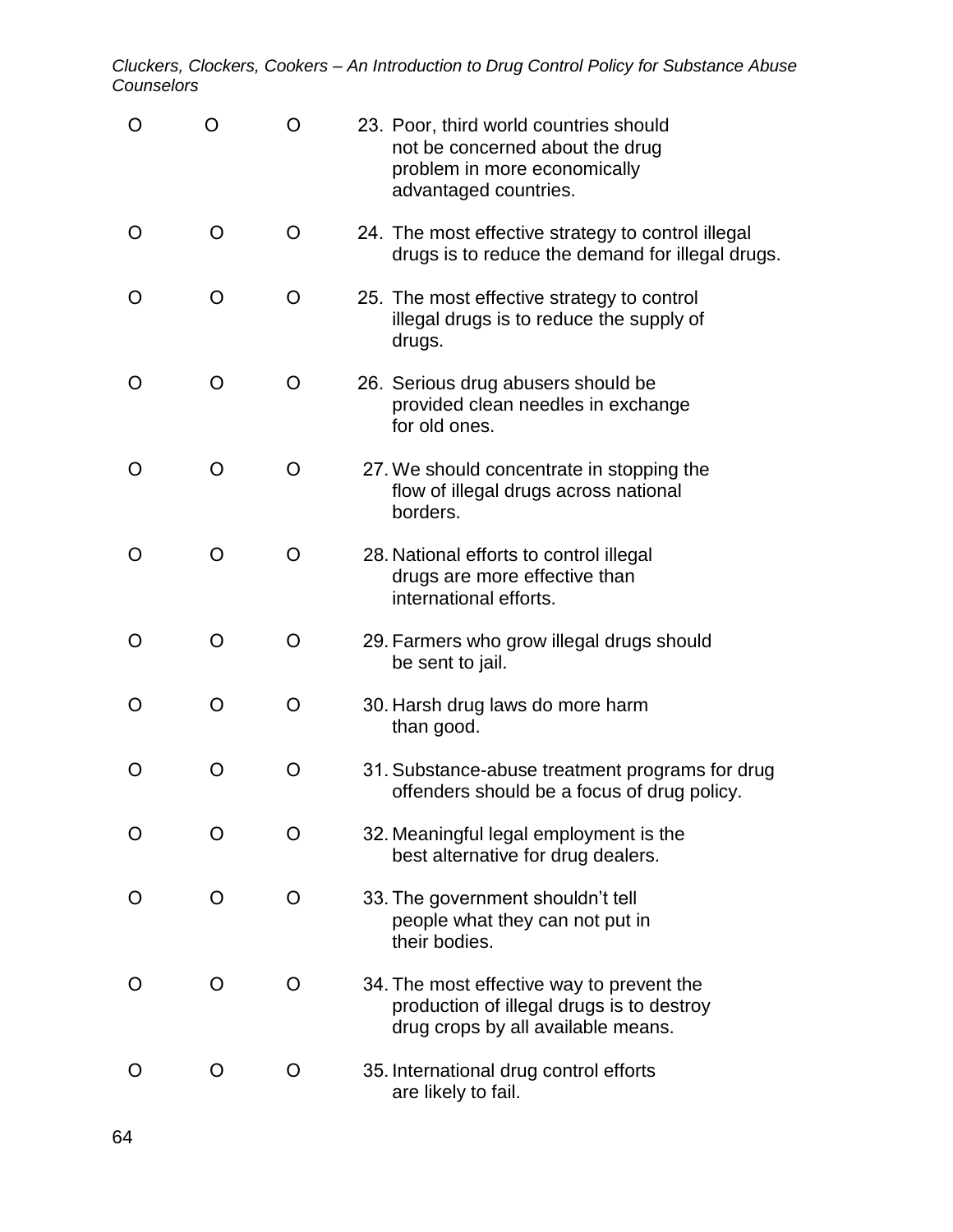| | | | |
|---|---|---|---|
| O | O | O | 23. Poor, third world countries should not be concerned about the drug problem in more economically advantaged countries. |
| O | O | O | 24. The most effective strategy to control illegal drugs is to reduce the demand for illegal drugs. |
| O | O | O | 25. The most effective strategy to control illegal drugs is to reduce the supply of drugs. |
| O | O | O | 26. Serious drug abusers should be provided clean needles in exchange for old ones. |
| O | O | O | 27. We should concentrate in stopping the flow of illegal drugs across national borders. |
| O | O | O | 28. National efforts to control illegal drugs are more effective than international efforts. |
| O | O | O | 29. Farmers who grow illegal drugs should be sent to jail. |
| O | O | O | 30. Harsh drug laws do more harm than good. |
| O | O | O | 31. Substance-abuse treatment programs for drug offenders should be a focus of drug policy. |
| O | O | O | 32. Meaningful legal employment is the best alternative for drug dealers. |
| O | O | O | 33. The government shouldn't tell people what they can not put in their bodies. |
| O | O | O | 34. The most effective way to prevent the production of illegal drugs is to destroy drug crops by all available means. |
| O | O | O | 35. International drug control efforts are likely to fail. |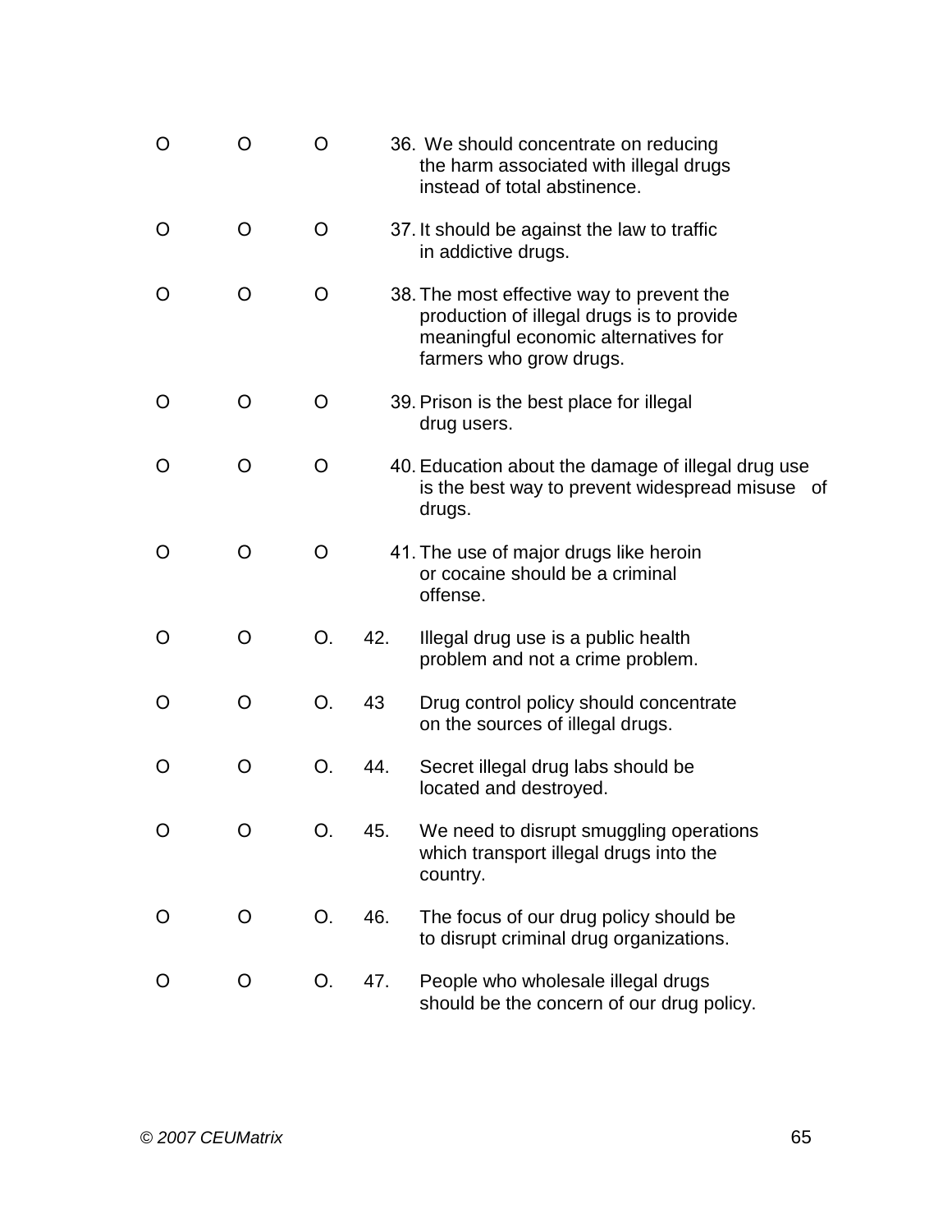O O O 36. We should concentrate on reducing the harm associated with illegal drugs instead of total abstinence.

O O O 37. It should be against the law to traffic in addictive drugs.

O O O 38. The most effective way to prevent the production of illegal drugs is to provide meaningful economic alternatives for farmers who grow drugs.

O O O 39. Prison is the best place for illegal drug users.

O O O 40. Education about the damage of illegal drug use is the best way to prevent widespread misuse of drugs.

O O O 41. The use of major drugs like heroin or cocaine should be a criminal offense.

O O O. 42. Illegal drug use is a public health problem and not a crime problem.

O O O. 43 Drug control policy should concentrate on the sources of illegal drugs.

O O O. 44. Secret illegal drug labs should be located and destroyed.

O O O. 45. We need to disrupt smuggling operations which transport illegal drugs into the country.

O O O. 46. The focus of our drug policy should be to disrupt criminal drug organizations.

O O O. 47. People who wholesale illegal drugs should be the concern of our drug policy.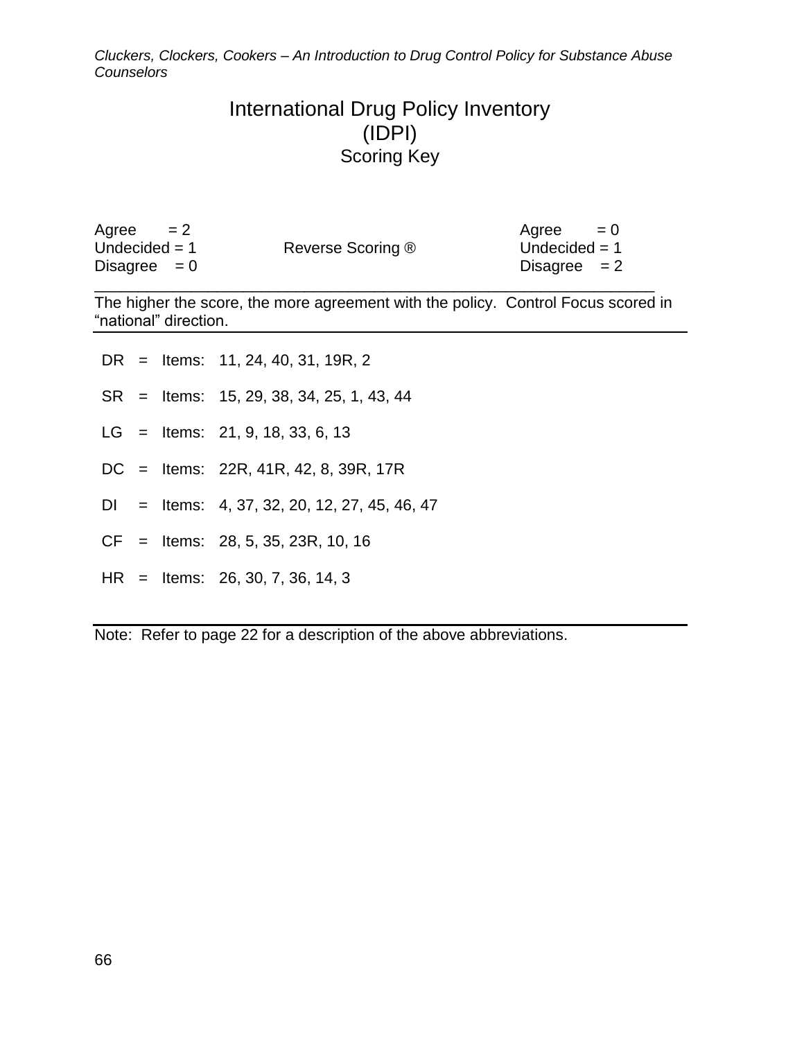# International Drug Policy Inventory (IDPI)

## Scoring Key

| | | |
|---|---|---|
| Agree = 2 | | Agree = 0 |
| Undecided = 1 | Reverse Scoring ® | Undecided = 1 |
| Disagree = 0 | | Disagree = 2 |

The higher the score, the more agreement with the policy. Control Focus scored in "national" direction.

| | | | |
|---|---|---|---|
| DR | = | Items: | 11, 24, 40, 31, 19R, 2 |
| SR | = | Items: | 15, 29, 38, 34, 25, 1, 43, 44 |
| LG | = | Items: | 21, 9, 18, 33, 6, 13 |
| DC | = | Items: | 22R, 41R, 42, 8, 39R, 17R |
| DI | = | Items: | 4, 37, 32, 20, 12, 27, 45, 46, 47 |
| CF | = | Items: | 28, 5, 35, 23R, 10, 16 |
| HR | = | Items: | 26, 30, 7, 36, 14, 3 |

Note: Refer to page 22 for a description of the above abbreviations.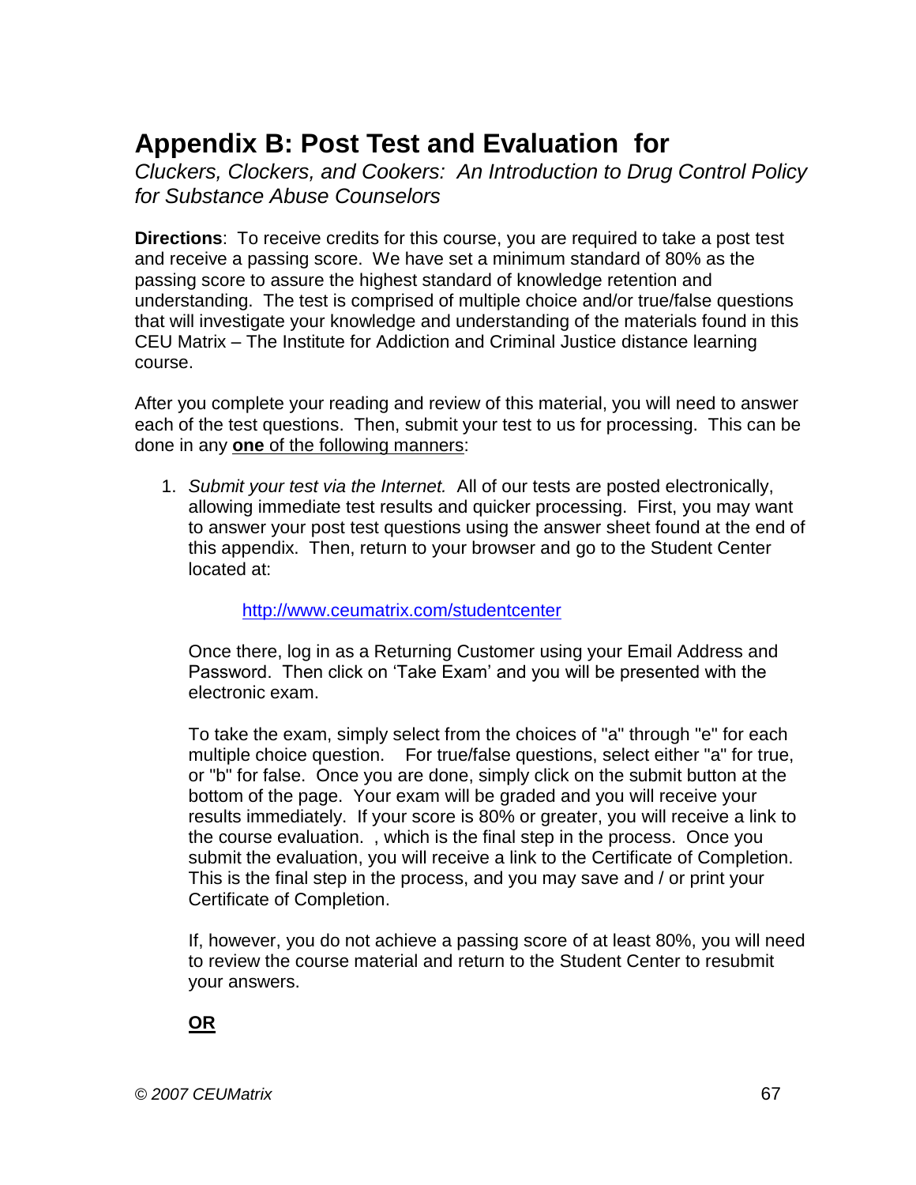# Appendix B: Post Test and Evaluation for

*Cluckers, Clockers, and Cookers: An Introduction to Drug Control Policy for Substance Abuse Counselors*

**Directions**: To receive credits for this course, you are required to take a post test and receive a passing score. We have set a minimum standard of 80% as the passing score to assure the highest standard of knowledge retention and understanding. The test is comprised of multiple choice and/or true/false questions that will investigate your knowledge and understanding of the materials found in this CEU Matrix – The Institute for Addiction and Criminal Justice distance learning course.

After you complete your reading and review of this material, you will need to answer each of the test questions. Then, submit your test to us for processing. This can be done in any <u>**one** of the following manners</u>:

1. *Submit your test via the Internet.* All of our tests are posted electronically, allowing immediate test results and quicker processing. First, you may want to answer your post test questions using the answer sheet found at the end of this appendix. Then, return to your browser and go to the Student Center located at:

   http://www.ceumatrix.com/studentcenter

   Once there, log in as a Returning Customer using your Email Address and Password. Then click on 'Take Exam' and you will be presented with the electronic exam.

   To take the exam, simply select from the choices of "a" through "e" for each multiple choice question. For true/false questions, select either "a" for true, or "b" for false. Once you are done, simply click on the submit button at the bottom of the page. Your exam will be graded and you will receive your results immediately. If your score is 80% or greater, you will receive a link to the course evaluation. , which is the final step in the process. Once you submit the evaluation, you will receive a link to the Certificate of Completion. This is the final step in the process, and you may save and / or print your Certificate of Completion.

   If, however, you do not achieve a passing score of at least 80%, you will need to review the course material and return to the Student Center to resubmit your answers.

   <u>**OR**</u>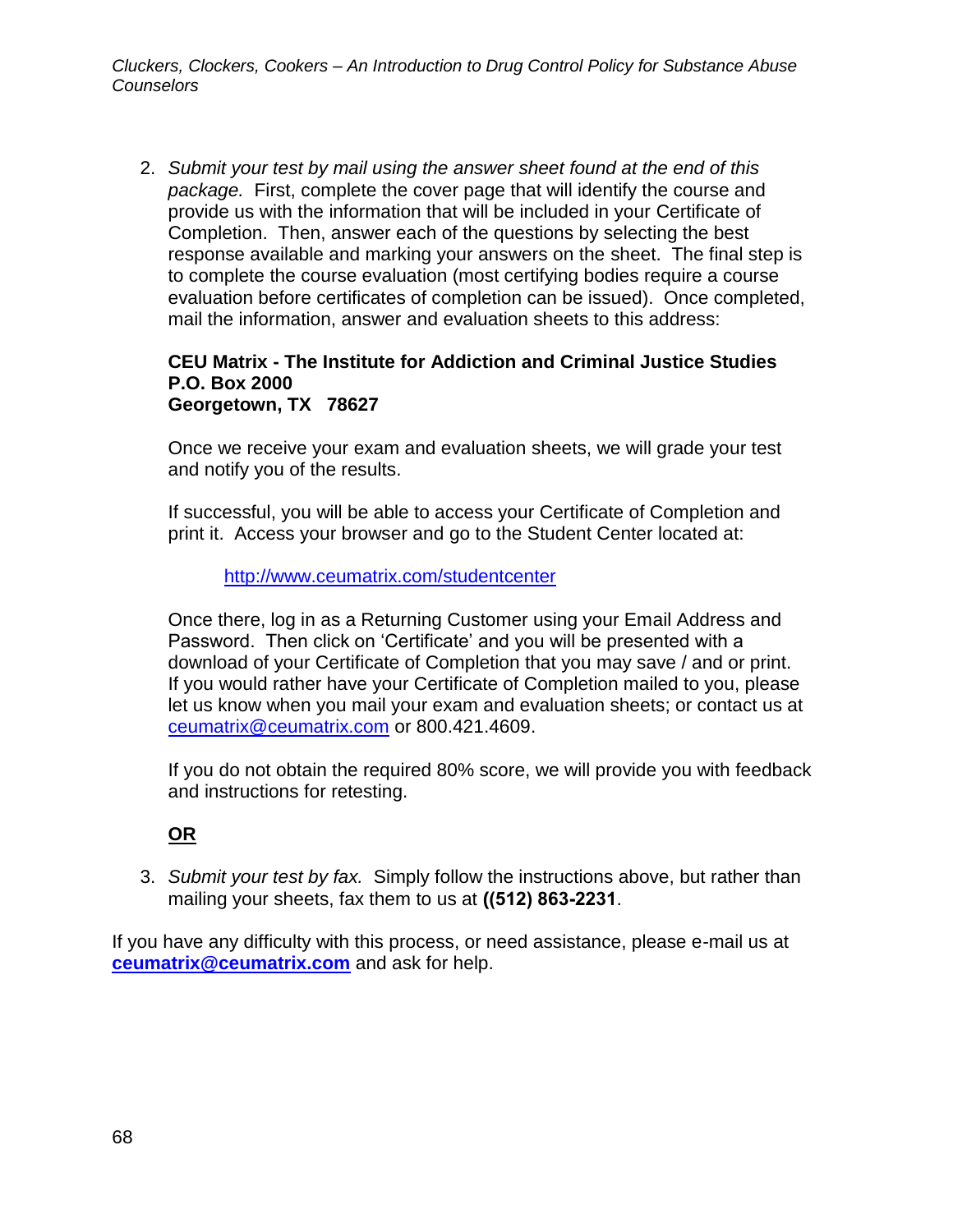2. *Submit your test by mail using the answer sheet found at the end of this package.* First, complete the cover page that will identify the course and provide us with the information that will be included in your Certificate of Completion. Then, answer each of the questions by selecting the best response available and marking your answers on the sheet. The final step is to complete the course evaluation (most certifying bodies require a course evaluation before certificates of completion can be issued). Once completed, mail the information, answer and evaluation sheets to this address:

   **CEU Matrix - The Institute for Addiction and Criminal Justice Studies**
   **P.O. Box 2000**
   **Georgetown, TX 78627**

   Once we receive your exam and evaluation sheets, we will grade your test and notify you of the results.

   If successful, you will be able to access your Certificate of Completion and print it. Access your browser and go to the Student Center located at:

   http://www.ceumatrix.com/studentcenter

   Once there, log in as a Returning Customer using your Email Address and Password. Then click on 'Certificate' and you will be presented with a download of your Certificate of Completion that you may save / and or print. If you would rather have your Certificate of Completion mailed to you, please let us know when you mail your exam and evaluation sheets; or contact us at ceumatrix@ceumatrix.com or 800.421.4609.

   If you do not obtain the required 80% score, we will provide you with feedback and instructions for retesting.

   **OR**

3. *Submit your test by fax.* Simply follow the instructions above, but rather than mailing your sheets, fax them to us at **((512) 863-2231**.

If you have any difficulty with this process, or need assistance, please e-mail us at **ceumatrix@ceumatrix.com** and ask for help.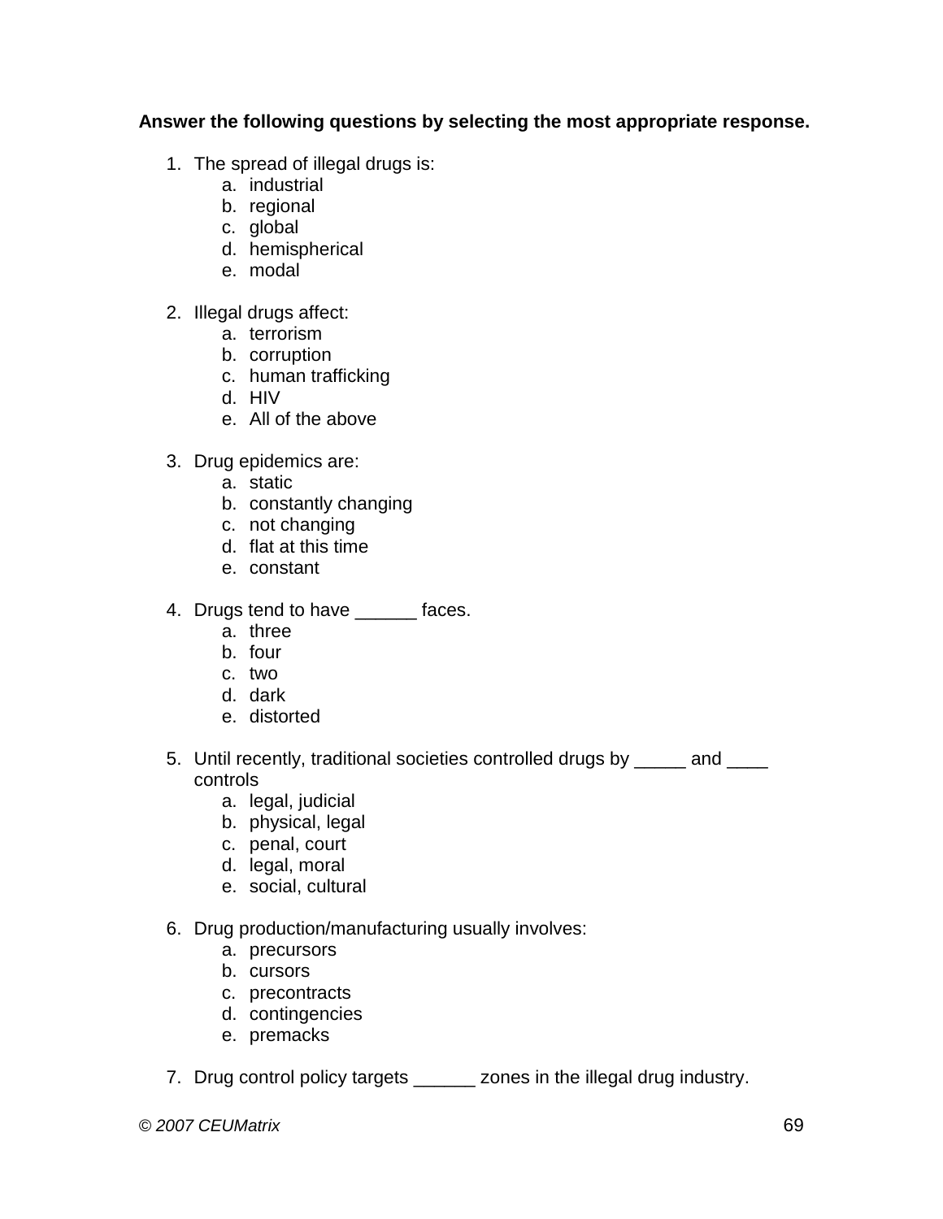**Answer the following questions by selecting the most appropriate response.**

1. The spread of illegal drugs is:
    a. industrial
    b. regional
    c. global
    d. hemispherical
    e. modal

2. Illegal drugs affect:
    a. terrorism
    b. corruption
    c. human trafficking
    d. HIV
    e. All of the above

3. Drug epidemics are:
    a. static
    b. constantly changing
    c. not changing
    d. flat at this time
    e. constant

4. Drugs tend to have ______ faces.
    a. three
    b. four
    c. two
    d. dark
    e. distorted

5. Until recently, traditional societies controlled drugs by _____ and ____ controls
    a. legal, judicial
    b. physical, legal
    c. penal, court
    d. legal, moral
    e. social, cultural

6. Drug production/manufacturing usually involves:
    a. precursors
    b. cursors
    c. precontracts
    d. contingencies
    e. premacks

7. Drug control policy targets ______ zones in the illegal drug industry.

*© 2007 CEUMatrix*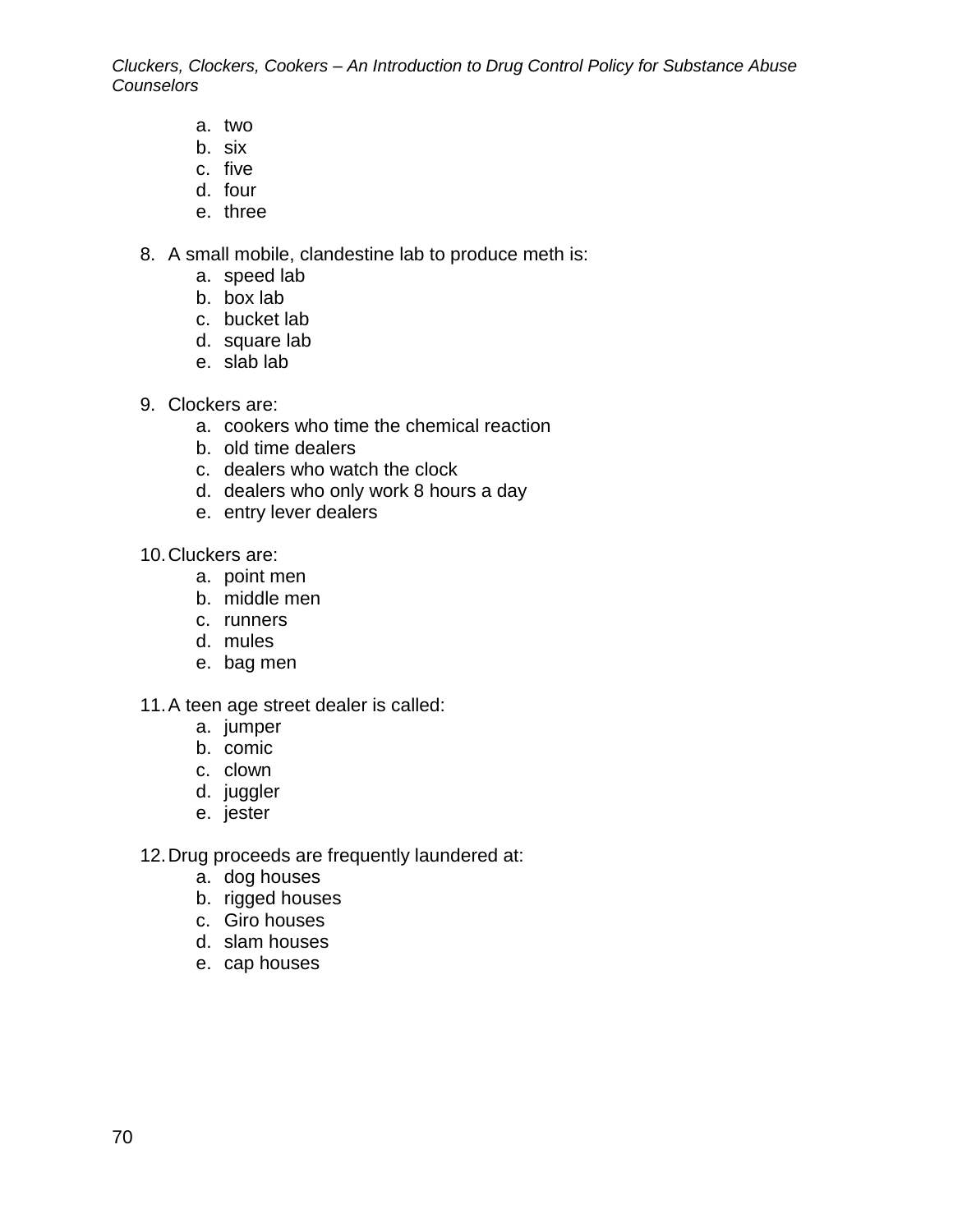a. two
b. six
c. five
d. four
e. three

8. A small mobile, clandestine lab to produce meth is:
   a. speed lab
   b. box lab
   c. bucket lab
   d. square lab
   e. slab lab

9. Clockers are:
   a. cookers who time the chemical reaction
   b. old time dealers
   c. dealers who watch the clock
   d. dealers who only work 8 hours a day
   e. entry lever dealers

10. Cluckers are:
    a. point men
    b. middle men
    c. runners
    d. mules
    e. bag men

11. A teen age street dealer is called:
    a. jumper
    b. comic
    c. clown
    d. juggler
    e. jester

12. Drug proceeds are frequently laundered at:
    a. dog houses
    b. rigged houses
    c. Giro houses
    d. slam houses
    e. cap houses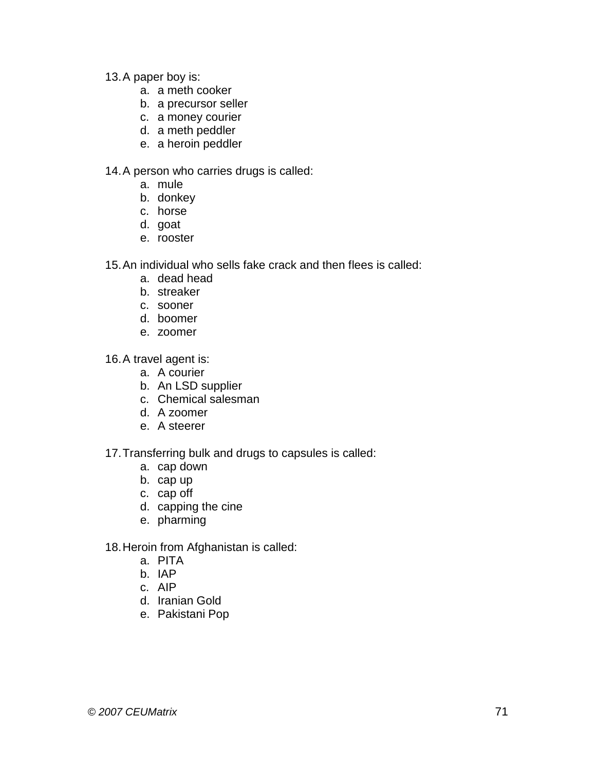13. A paper boy is:
    a. a meth cooker
    b. a precursor seller
    c. a money courier
    d. a meth peddler
    e. a heroin peddler

14. A person who carries drugs is called:
    a. mule
    b. donkey
    c. horse
    d. goat
    e. rooster

15. An individual who sells fake crack and then flees is called:
    a. dead head
    b. streaker
    c. sooner
    d. boomer
    e. zoomer

16. A travel agent is:
    a. A courier
    b. An LSD supplier
    c. Chemical salesman
    d. A zoomer
    e. A steerer

17. Transferring bulk and drugs to capsules is called:
    a. cap down
    b. cap up
    c. cap off
    d. capping the cine
    e. pharming

18. Heroin from Afghanistan is called:
    a. PITA
    b. IAP
    c. AIP
    d. Iranian Gold
    e. Pakistani Pop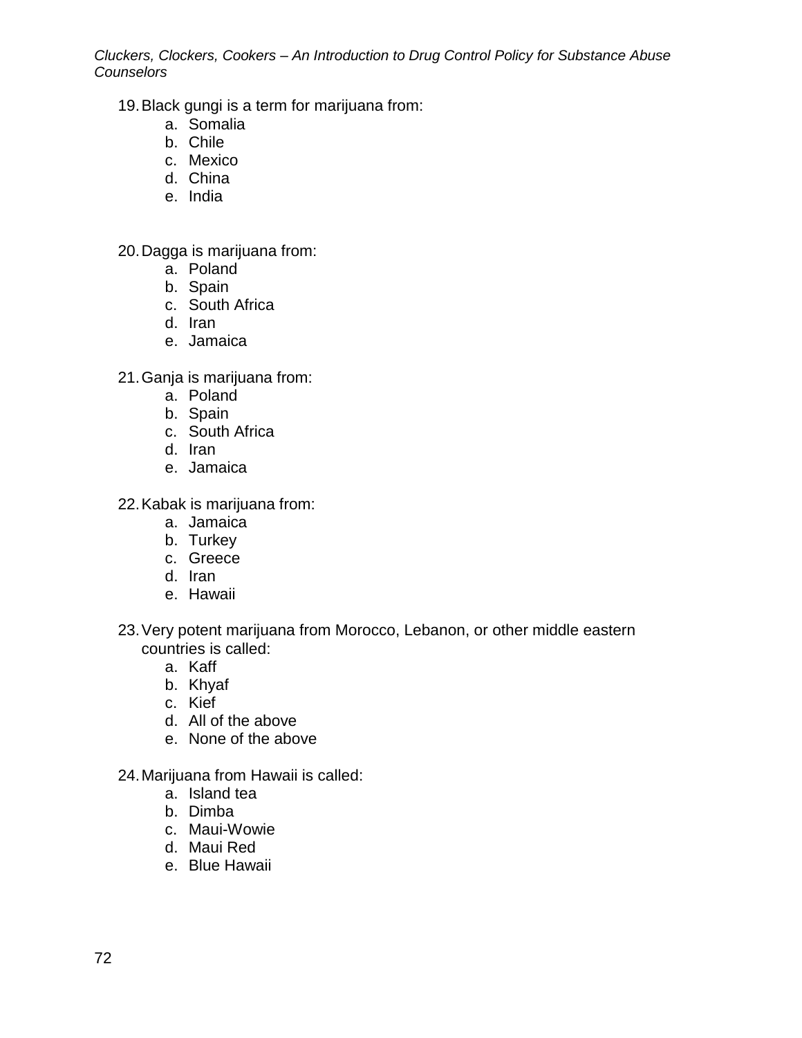19. Black gungi is a term for marijuana from:
    a. Somalia
    b. Chile
    c. Mexico
    d. China
    e. India

20. Dagga is marijuana from:
    a. Poland
    b. Spain
    c. South Africa
    d. Iran
    e. Jamaica

21. Ganja is marijuana from:
    a. Poland
    b. Spain
    c. South Africa
    d. Iran
    e. Jamaica

22. Kabak is marijuana from:
    a. Jamaica
    b. Turkey
    c. Greece
    d. Iran
    e. Hawaii

23. Very potent marijuana from Morocco, Lebanon, or other middle eastern countries is called:
    a. Kaff
    b. Khyaf
    c. Kief
    d. All of the above
    e. None of the above

24. Marijuana from Hawaii is called:
    a. Island tea
    b. Dimba
    c. Maui-Wowie
    d. Maui Red
    e. Blue Hawaii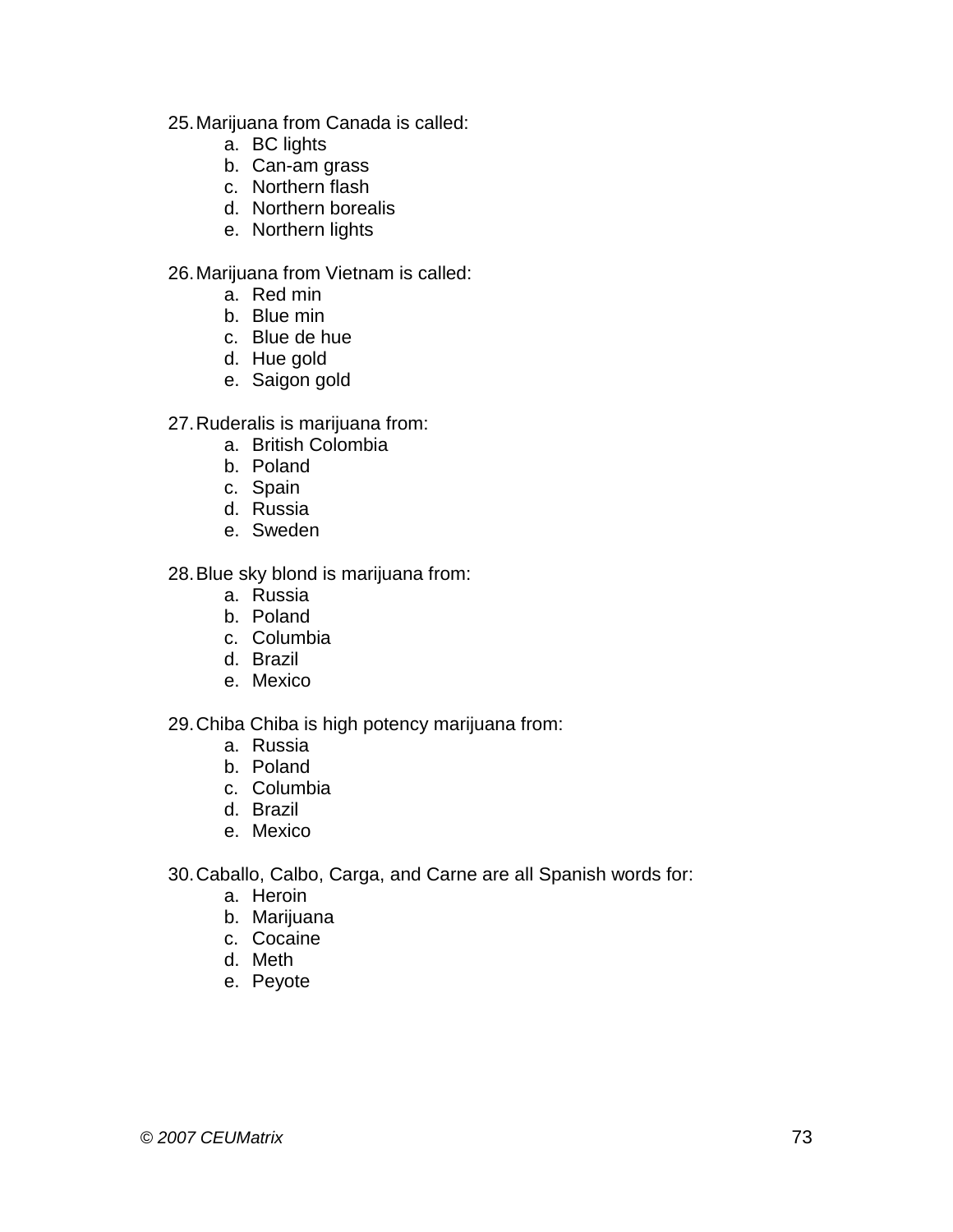25. Marijuana from Canada is called:
    a. BC lights
    b. Can-am grass
    c. Northern flash
    d. Northern borealis
    e. Northern lights

26. Marijuana from Vietnam is called:
    a. Red min
    b. Blue min
    c. Blue de hue
    d. Hue gold
    e. Saigon gold

27. Ruderalis is marijuana from:
    a. British Colombia
    b. Poland
    c. Spain
    d. Russia
    e. Sweden

28. Blue sky blond is marijuana from:
    a. Russia
    b. Poland
    c. Columbia
    d. Brazil
    e. Mexico

29. Chiba Chiba is high potency marijuana from:
    a. Russia
    b. Poland
    c. Columbia
    d. Brazil
    e. Mexico

30. Caballo, Calbo, Carga, and Carne are all Spanish words for:
    a. Heroin
    b. Marijuana
    c. Cocaine
    d. Meth
    e. Peyote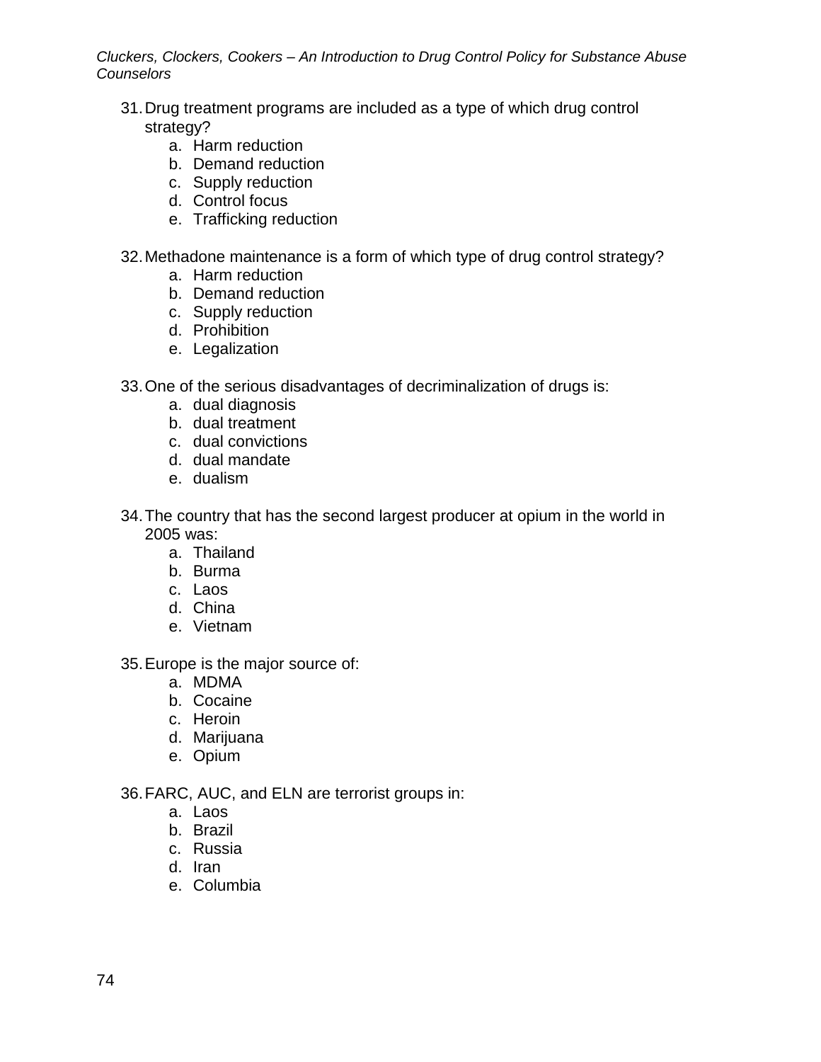31. Drug treatment programs are included as a type of which drug control strategy?
    a. Harm reduction
    b. Demand reduction
    c. Supply reduction
    d. Control focus
    e. Trafficking reduction

32. Methadone maintenance is a form of which type of drug control strategy?
    a. Harm reduction
    b. Demand reduction
    c. Supply reduction
    d. Prohibition
    e. Legalization

33. One of the serious disadvantages of decriminalization of drugs is:
    a. dual diagnosis
    b. dual treatment
    c. dual convictions
    d. dual mandate
    e. dualism

34. The country that has the second largest producer at opium in the world in 2005 was:
    a. Thailand
    b. Burma
    c. Laos
    d. China
    e. Vietnam

35. Europe is the major source of:
    a. MDMA
    b. Cocaine
    c. Heroin
    d. Marijuana
    e. Opium

36. FARC, AUC, and ELN are terrorist groups in:
    a. Laos
    b. Brazil
    c. Russia
    d. Iran
    e. Columbia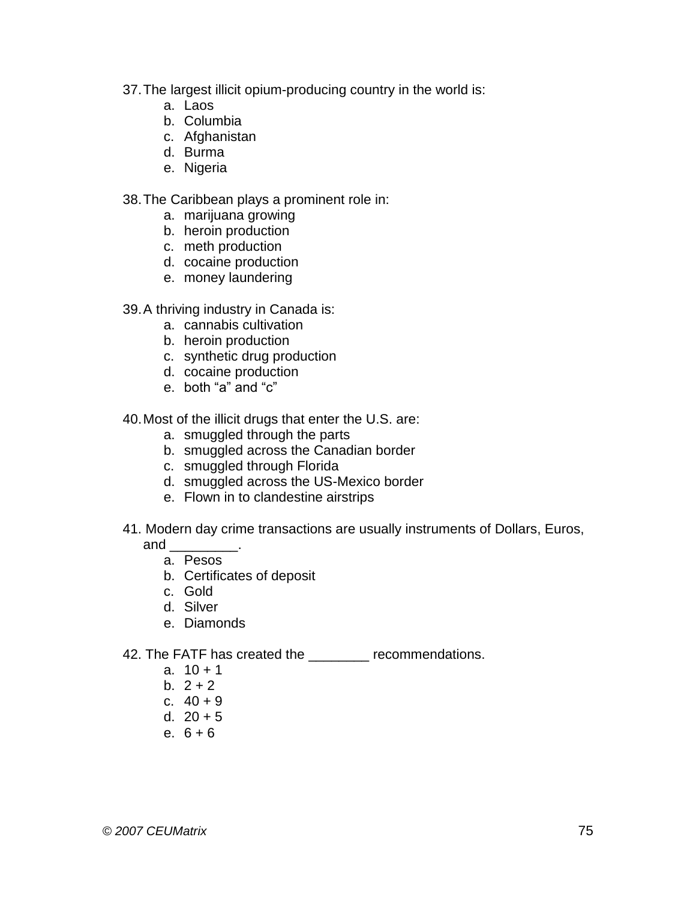37. The largest illicit opium-producing country in the world is:
    a. Laos
    b. Columbia
    c. Afghanistan
    d. Burma
    e. Nigeria

38. The Caribbean plays a prominent role in:
    a. marijuana growing
    b. heroin production
    c. meth production
    d. cocaine production
    e. money laundering

39. A thriving industry in Canada is:
    a. cannabis cultivation
    b. heroin production
    c. synthetic drug production
    d. cocaine production
    e. both "a" and "c"

40. Most of the illicit drugs that enter the U.S. are:
    a. smuggled through the parts
    b. smuggled across the Canadian border
    c. smuggled through Florida
    d. smuggled across the US-Mexico border
    e. Flown in to clandestine airstrips

41. Modern day crime transactions are usually instruments of Dollars, Euros, and _________.
    a. Pesos
    b. Certificates of deposit
    c. Gold
    d. Silver
    e. Diamonds

42. The FATF has created the ________ recommendations.
    a. 10 + 1
    b. 2 + 2
    c. 40 + 9
    d. 20 + 5
    e. 6 + 6

*© 2007 CEUMatrix*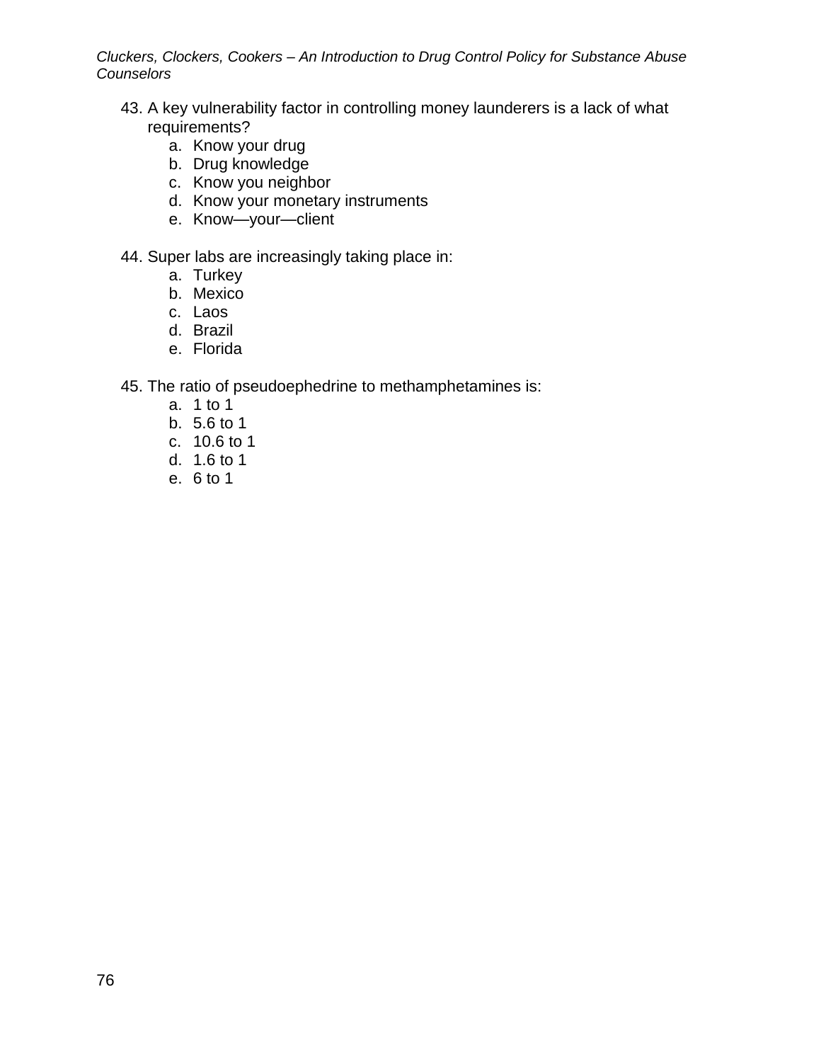43. A key vulnerability factor in controlling money launderers is a lack of what requirements?
    a. Know your drug
    b. Drug knowledge
    c. Know you neighbor
    d. Know your monetary instruments
    e. Know—your—client

44. Super labs are increasingly taking place in:
    a. Turkey
    b. Mexico
    c. Laos
    d. Brazil
    e. Florida

45. The ratio of pseudoephedrine to methamphetamines is:
    a. 1 to 1
    b. 5.6 to 1
    c. 10.6 to 1
    d. 1.6 to 1
    e. 6 to 1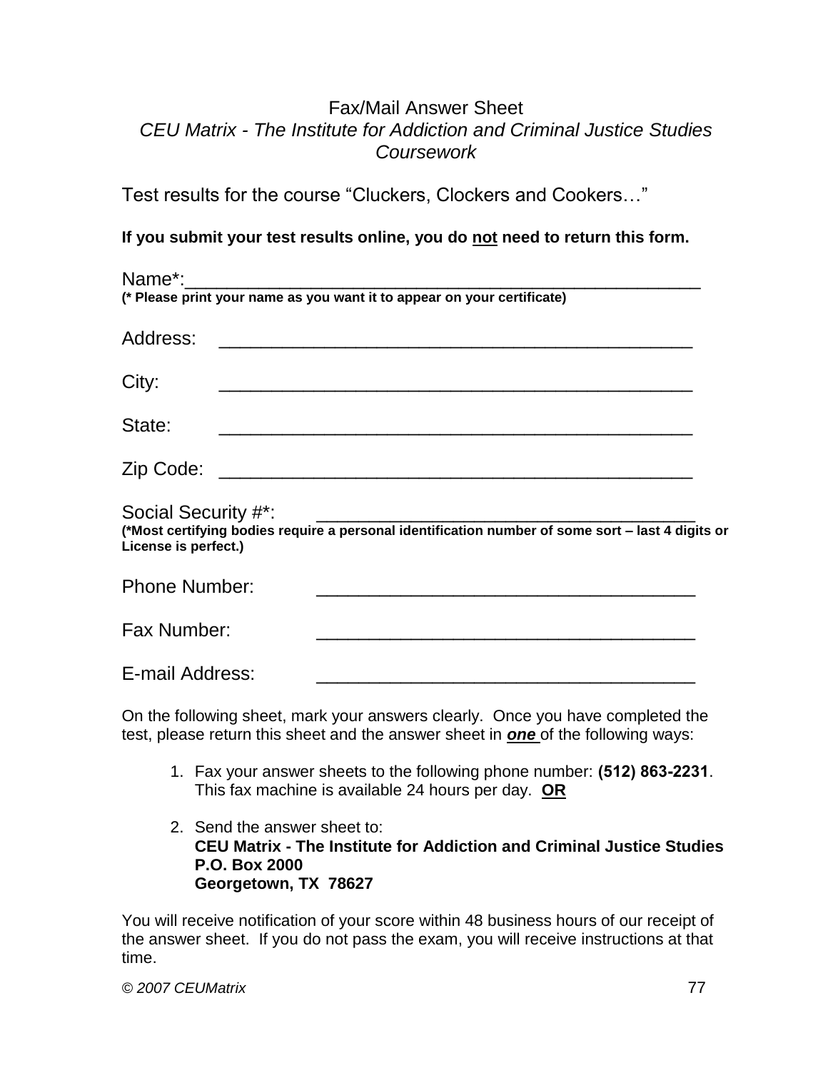# Fax/Mail Answer Sheet

*CEU Matrix - The Institute for Addiction and Criminal Justice Studies Coursework*

Test results for the course "Cluckers, Clockers and Cookers…"

**If you submit your test results online, you do not need to return this form.**

Name*:\_\_\_\_\_\_\_\_\_\_\_\_\_\_\_\_\_\_\_\_\_\_\_\_\_\_\_\_\_\_\_\_\_\_\_\_\_\_\_\_\_\_\_\_\_\_\_\_
**(* Please print your name as you want it to appear on your certificate)**

Address: \_\_\_\_\_\_\_\_\_\_\_\_\_\_\_\_\_\_\_\_\_\_\_\_\_\_\_\_\_\_\_\_\_\_\_\_\_\_\_\_\_\_\_\_

City: \_\_\_\_\_\_\_\_\_\_\_\_\_\_\_\_\_\_\_\_\_\_\_\_\_\_\_\_\_\_\_\_\_\_\_\_\_\_\_\_\_\_\_\_

State: \_\_\_\_\_\_\_\_\_\_\_\_\_\_\_\_\_\_\_\_\_\_\_\_\_\_\_\_\_\_\_\_\_\_\_\_\_\_\_\_\_\_\_\_

Zip Code: \_\_\_\_\_\_\_\_\_\_\_\_\_\_\_\_\_\_\_\_\_\_\_\_\_\_\_\_\_\_\_\_\_\_\_\_\_\_\_\_\_\_\_\_

Social Security #*: \_\_\_\_\_\_\_\_\_\_\_\_\_\_\_\_\_\_\_\_\_\_\_\_\_\_\_\_\_\_\_\_\_\_\_\_
**(*Most certifying bodies require a personal identification number of some sort – last 4 digits or License is perfect.)**

Phone Number: \_\_\_\_\_\_\_\_\_\_\_\_\_\_\_\_\_\_\_\_\_\_\_\_\_\_\_\_\_\_\_\_\_\_\_\_

Fax Number: \_\_\_\_\_\_\_\_\_\_\_\_\_\_\_\_\_\_\_\_\_\_\_\_\_\_\_\_\_\_\_\_\_\_\_\_

E-mail Address: \_\_\_\_\_\_\_\_\_\_\_\_\_\_\_\_\_\_\_\_\_\_\_\_\_\_\_\_\_\_\_\_\_\_\_\_

On the following sheet, mark your answers clearly. Once you have completed the test, please return this sheet and the answer sheet in ***one*** of the following ways:

1. Fax your answer sheets to the following phone number: **(512) 863-2231**. This fax machine is available 24 hours per day. **OR**

2. Send the answer sheet to:
   **CEU Matrix - The Institute for Addiction and Criminal Justice Studies**
   **P.O. Box 2000**
   **Georgetown, TX 78627**

You will receive notification of your score within 48 business hours of our receipt of the answer sheet. If you do not pass the exam, you will receive instructions at that time.

*© 2007 CEUMatrix*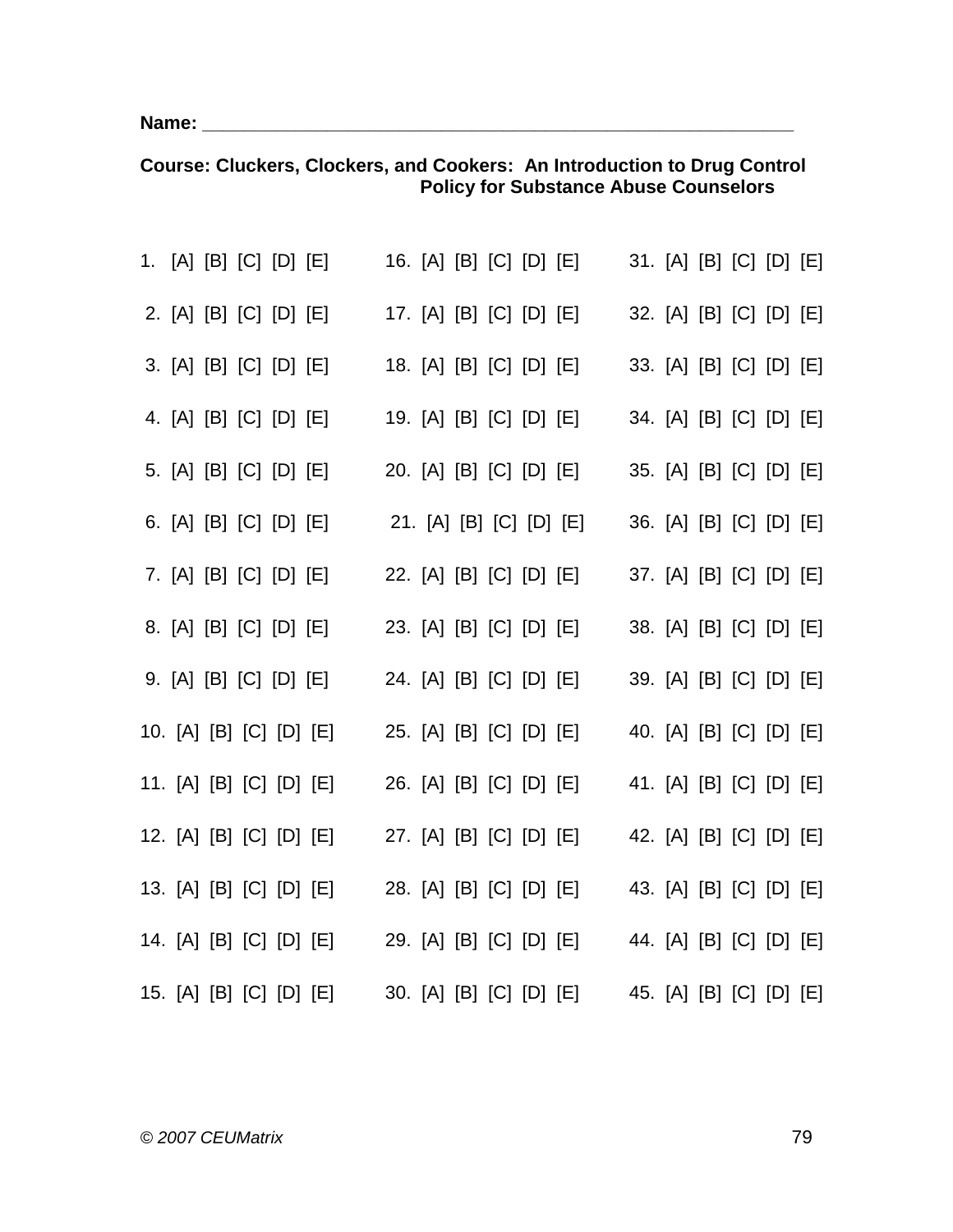**Name:** ________________________________________________

**Course: Cluckers, Clockers, and Cookers: An Introduction to Drug Control Policy for Substance Abuse Counselors**

| | | |
|---|---|---|
| 1. [A] [B] [C] [D] [E] | 16. [A] [B] [C] [D] [E] | 31. [A] [B] [C] [D] [E] |
| 2. [A] [B] [C] [D] [E] | 17. [A] [B] [C] [D] [E] | 32. [A] [B] [C] [D] [E] |
| 3. [A] [B] [C] [D] [E] | 18. [A] [B] [C] [D] [E] | 33. [A] [B] [C] [D] [E] |
| 4. [A] [B] [C] [D] [E] | 19. [A] [B] [C] [D] [E] | 34. [A] [B] [C] [D] [E] |
| 5. [A] [B] [C] [D] [E] | 20. [A] [B] [C] [D] [E] | 35. [A] [B] [C] [D] [E] |
| 6. [A] [B] [C] [D] [E] | 21. [A] [B] [C] [D] [E] | 36. [A] [B] [C] [D] [E] |
| 7. [A] [B] [C] [D] [E] | 22. [A] [B] [C] [D] [E] | 37. [A] [B] [C] [D] [E] |
| 8. [A] [B] [C] [D] [E] | 23. [A] [B] [C] [D] [E] | 38. [A] [B] [C] [D] [E] |
| 9. [A] [B] [C] [D] [E] | 24. [A] [B] [C] [D] [E] | 39. [A] [B] [C] [D] [E] |
| 10. [A] [B] [C] [D] [E] | 25. [A] [B] [C] [D] [E] | 40. [A] [B] [C] [D] [E] |
| 11. [A] [B] [C] [D] [E] | 26. [A] [B] [C] [D] [E] | 41. [A] [B] [C] [D] [E] |
| 12. [A] [B] [C] [D] [E] | 27. [A] [B] [C] [D] [E] | 42. [A] [B] [C] [D] [E] |
| 13. [A] [B] [C] [D] [E] | 28. [A] [B] [C] [D] [E] | 43. [A] [B] [C] [D] [E] |
| 14. [A] [B] [C] [D] [E] | 29. [A] [B] [C] [D] [E] | 44. [A] [B] [C] [D] [E] |
| 15. [A] [B] [C] [D] [E] | 30. [A] [B] [C] [D] [E] | 45. [A] [B] [C] [D] [E] |

*© 2007 CEUMatrix*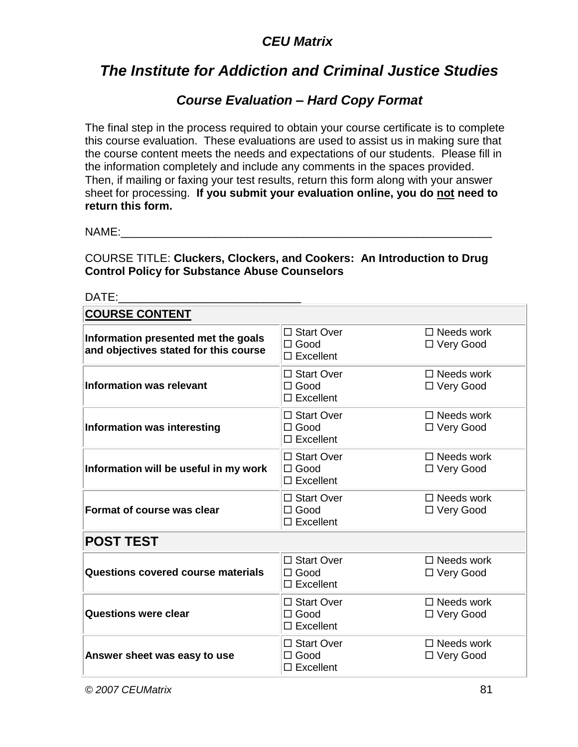*CEU Matrix*

# *The Institute for Addiction and Criminal Justice Studies*

## *Course Evaluation – Hard Copy Format*

The final step in the process required to obtain your course certificate is to complete this course evaluation. These evaluations are used to assist us in making sure that the course content meets the needs and expectations of our students. Please fill in the information completely and include any comments in the spaces provided. Then, if mailing or faxing your test results, return this form along with your answer sheet for processing. **If you submit your evaluation online, you do not need to return this form.**

NAME:___________________________________________________________

COURSE TITLE: **Cluckers, Clockers, and Cookers: An Introduction to Drug Control Policy for Substance Abuse Counselors**

DATE:____________________________

| **COURSE CONTENT** | | |
|---|---|---|
| **Information presented met the goals and objectives stated for this course** | ☐ Start Over<br>☐ Good<br>☐ Excellent | ☐ Needs work<br>☐ Very Good |
| **Information was relevant** | ☐ Start Over<br>☐ Good<br>☐ Excellent | ☐ Needs work<br>☐ Very Good |
| **Information was interesting** | ☐ Start Over<br>☐ Good<br>☐ Excellent | ☐ Needs work<br>☐ Very Good |
| **Information will be useful in my work** | ☐ Start Over<br>☐ Good<br>☐ Excellent | ☐ Needs work<br>☐ Very Good |
| **Format of course was clear** | ☐ Start Over<br>☐ Good<br>☐ Excellent | ☐ Needs work<br>☐ Very Good |
| **POST TEST** | | |
| **Questions covered course materials** | ☐ Start Over<br>☐ Good<br>☐ Excellent | ☐ Needs work<br>☐ Very Good |
| **Questions were clear** | ☐ Start Over<br>☐ Good<br>☐ Excellent | ☐ Needs work<br>☐ Very Good |
| **Answer sheet was easy to use** | ☐ Start Over<br>☐ Good<br>☐ Excellent | ☐ Needs work<br>☐ Very Good |

*© 2007 CEUMatrix*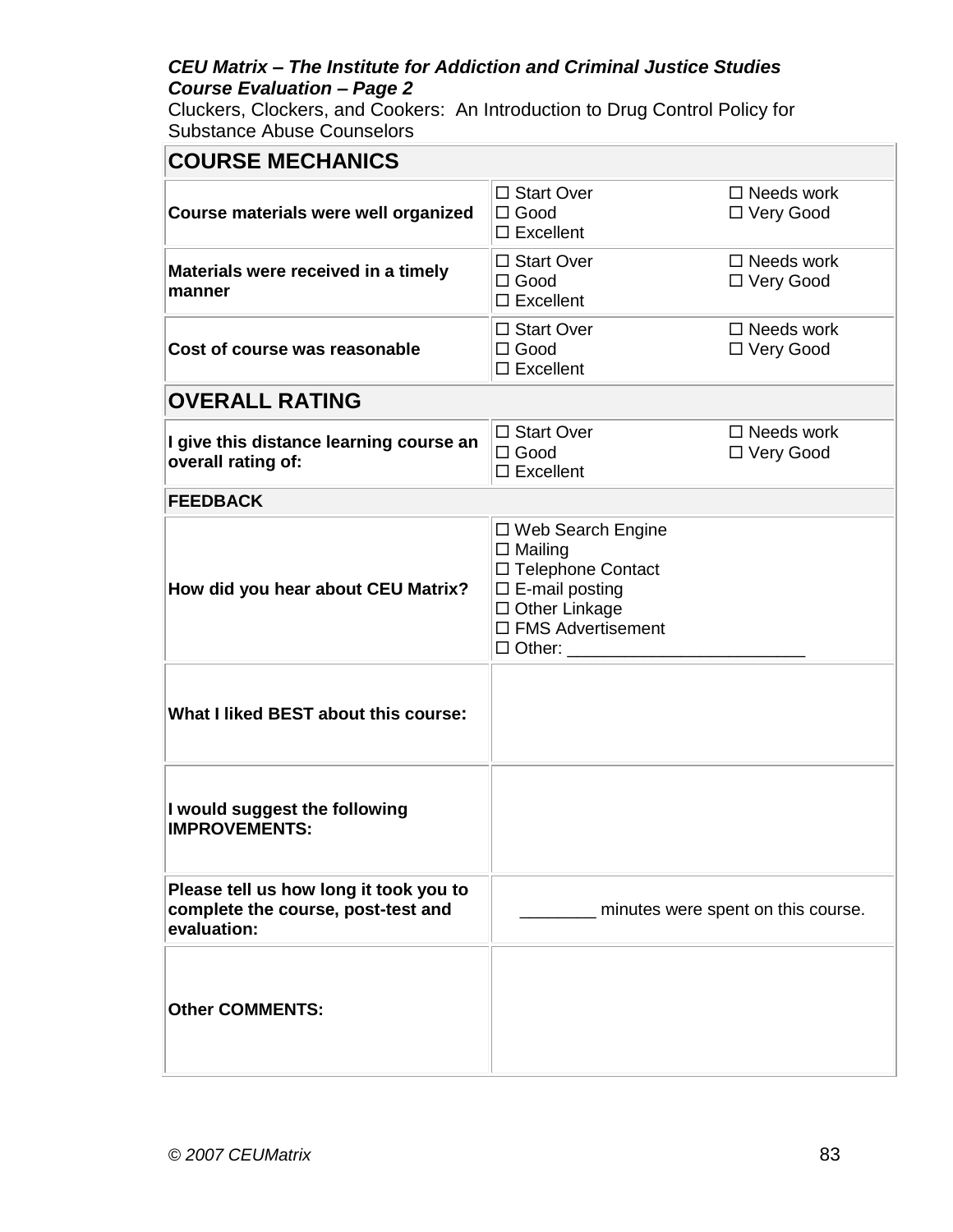***CEU Matrix – The Institute for Addiction and Criminal Justice Studies***
***Course Evaluation – Page 2***
Cluckers, Clockers, and Cookers: An Introduction to Drug Control Policy for Substance Abuse Counselors

| **COURSE MECHANICS** | | |
|---|---|---|
| **Course materials were well organized** | ☐ Start Over<br>☐ Good<br>☐ Excellent | ☐ Needs work<br>☐ Very Good |
| **Materials were received in a timely manner** | ☐ Start Over<br>☐ Good<br>☐ Excellent | ☐ Needs work<br>☐ Very Good |
| **Cost of course was reasonable** | ☐ Start Over<br>☐ Good<br>☐ Excellent | ☐ Needs work<br>☐ Very Good |
| **OVERALL RATING** | | |
| **I give this distance learning course an overall rating of:** | ☐ Start Over<br>☐ Good<br>☐ Excellent | ☐ Needs work<br>☐ Very Good |
| **FEEDBACK** | | |
| **How did you hear about CEU Matrix?** | ☐ Web Search Engine<br>☐ Mailing<br>☐ Telephone Contact<br>☐ E-mail posting<br>☐ Other Linkage<br>☐ FMS Advertisement<br>☐ Other: ________________________ | |
| **What I liked BEST about this course:** | | |
| **I would suggest the following IMPROVEMENTS:** | | |
| **Please tell us how long it took you to complete the course, post-test and evaluation:** | ________ minutes were spent on this course. | |
| **Other COMMENTS:** | | |

*© 2007 CEUMatrix*